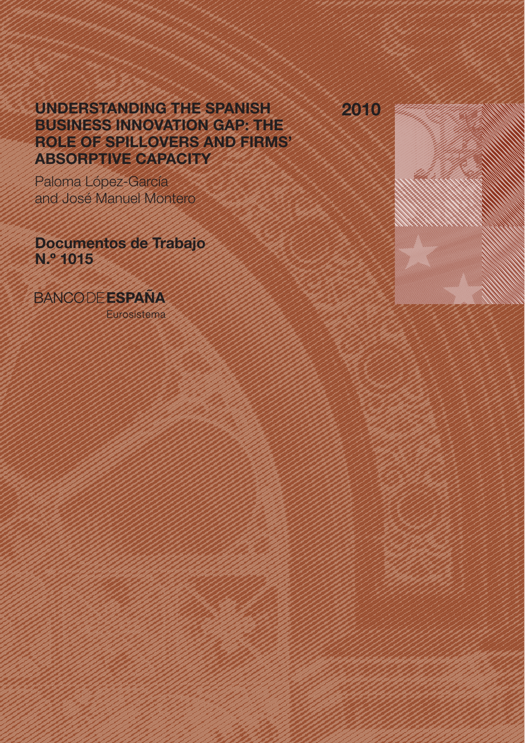# UNDERSTANDING THE SPANISH BUSINESS INNOVATION GAP: THE ROLE OF SPILLOVERS AND FIRMS' ABSORPTIVE CAPACITY

2010

Paloma López-García and José Manuel Montero

**Documentos de Trabajo N.º 1015**

BANCO DE **ESPAÑA**

Eurosistema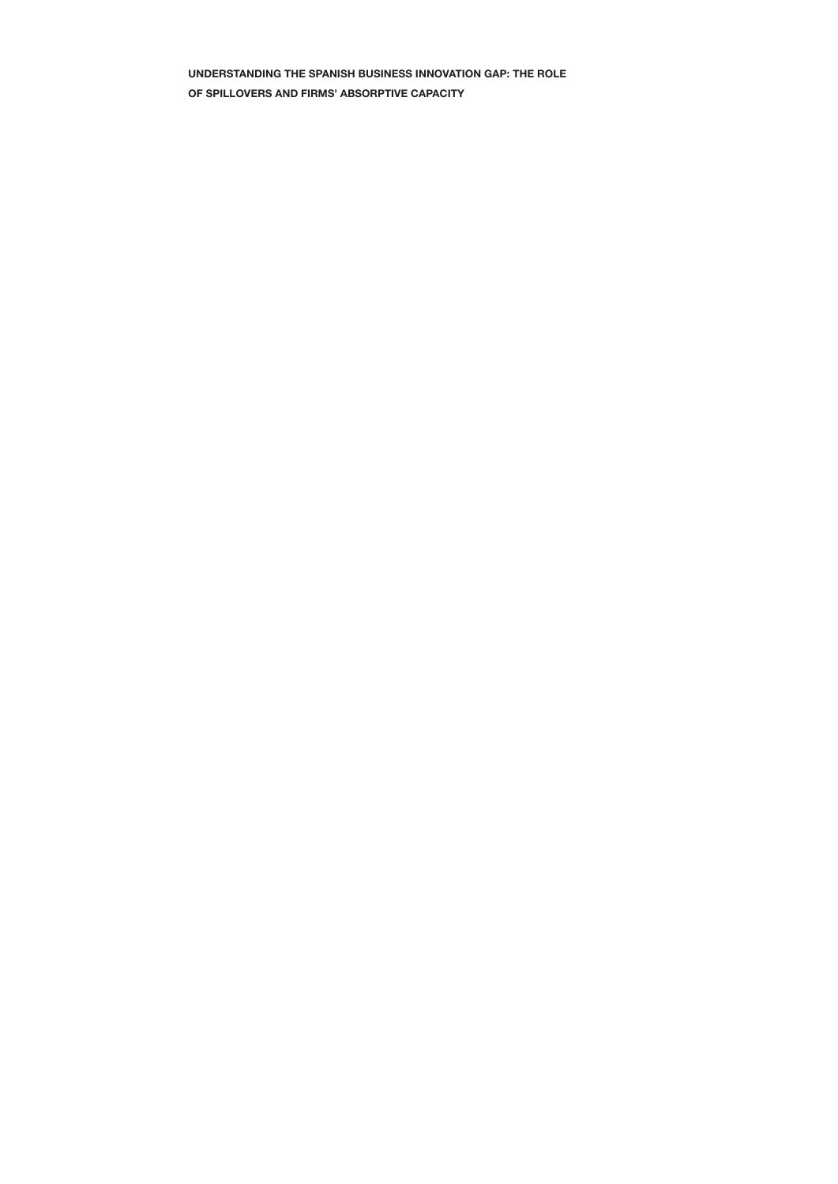**UNDERSTANDING THE SPANISH BUSINESS INNOVATION GAP: THE ROLE OF SPILLOVERS AND FIRMS' ABSORPTIVE CAPACITY**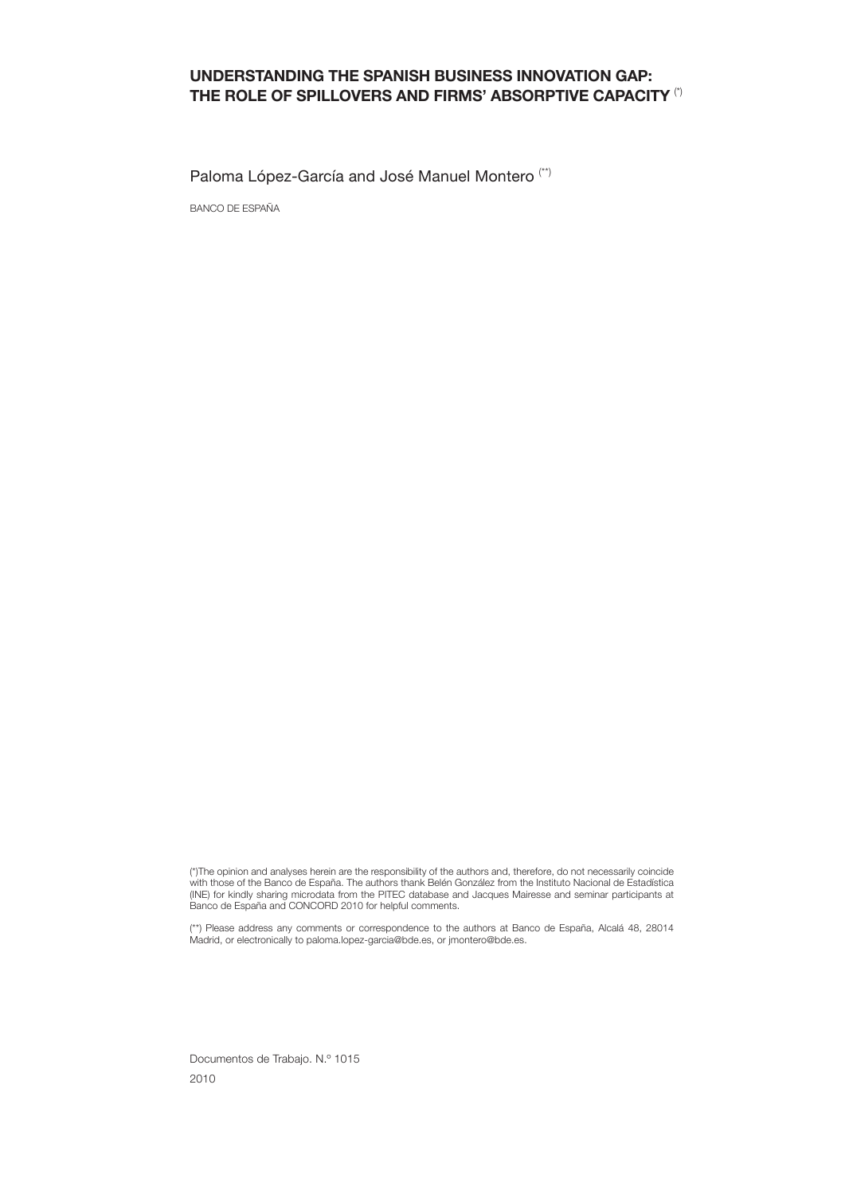# UNDERSTANDING THE SPANISH BUSINESS INNOVATION GAP: THE ROLE OF SPILLOVERS AND FIRMS' ABSORPTIVE CAPACITY (*)

Paloma López-García and José Manuel Montero (**)

BANCO DE ESPAÑA

(*)The opinion and analyses herein are the responsibility of the authors and, therefore, do not necessarily coincide with those of the Banco de España. The authors thank Belén González from the Instituto Nacional de Estadística (INE) for kindly sharing microdata from the PITEC database and Jacques Mairesse and seminar participants at Banco de España and CONCORD 2010 for helpful comments.

(**) Please address any comments or correspondence to the authors at Banco de España, Alcalá 48, 28014 Madrid, or electronically to paloma.lopez-garcia@bde.es, or jmontero@bde.es.

Documentos de Trabajo. N.º 1015

2010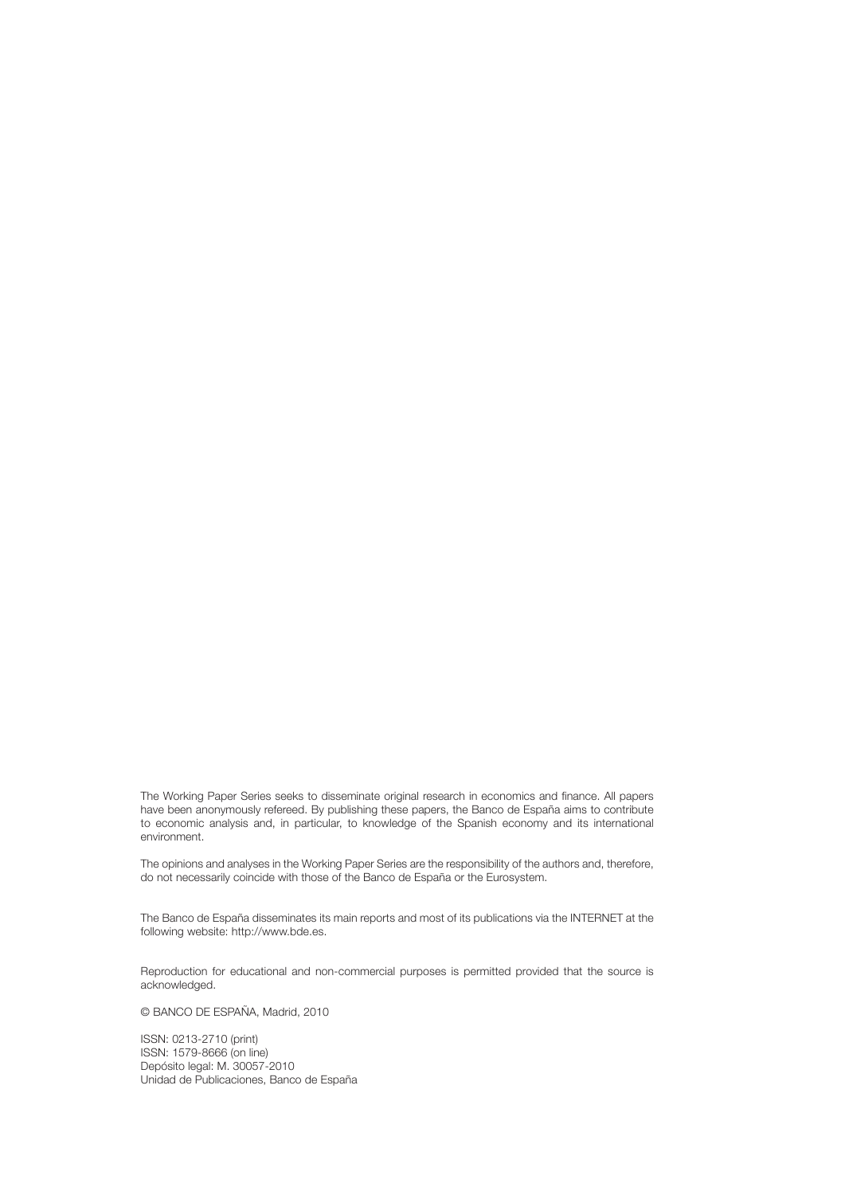The Working Paper Series seeks to disseminate original research in economics and finance. All papers have been anonymously refereed. By publishing these papers, the Banco de España aims to contribute to economic analysis and, in particular, to knowledge of the Spanish economy and its international environment.

The opinions and analyses in the Working Paper Series are the responsibility of the authors and, therefore, do not necessarily coincide with those of the Banco de España or the Eurosystem.

The Banco de España disseminates its main reports and most of its publications via the INTERNET at the following website: http://www.bde.es.

Reproduction for educational and non-commercial purposes is permitted provided that the source is acknowledged.

© BANCO DE ESPAÑA, Madrid, 2010

ISSN: 0213-2710 (print)  
ISSN: 1579-8666 (on line)  
Depósito legal: M. 30057-2010  
Unidad de Publicaciones, Banco de España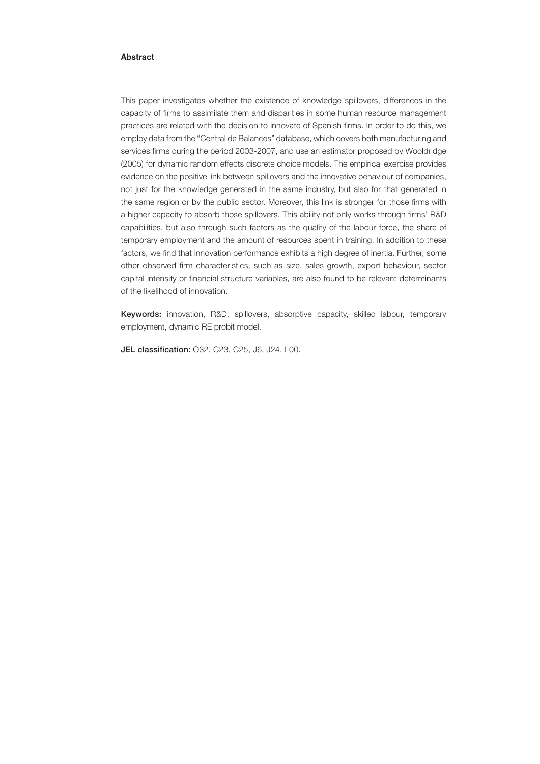**Abstract**

This paper investigates whether the existence of knowledge spillovers, differences in the capacity of firms to assimilate them and disparities in some human resource management practices are related with the decision to innovate of Spanish firms. In order to do this, we employ data from the "Central de Balances" database, which covers both manufacturing and services firms during the period 2003-2007, and use an estimator proposed by Wooldridge (2005) for dynamic random effects discrete choice models. The empirical exercise provides evidence on the positive link between spillovers and the innovative behaviour of companies, not just for the knowledge generated in the same industry, but also for that generated in the same region or by the public sector. Moreover, this link is stronger for those firms with a higher capacity to absorb those spillovers. This ability not only works through firms' R&D capabilities, but also through such factors as the quality of the labour force, the share of temporary employment and the amount of resources spent in training. In addition to these factors, we find that innovation performance exhibits a high degree of inertia. Further, some other observed firm characteristics, such as size, sales growth, export behaviour, sector capital intensity or financial structure variables, are also found to be relevant determinants of the likelihood of innovation.

**Keywords:** innovation, R&D, spillovers, absorptive capacity, skilled labour, temporary employment, dynamic RE probit model.

**JEL classification:** O32, C23, C25, J6, J24, L00.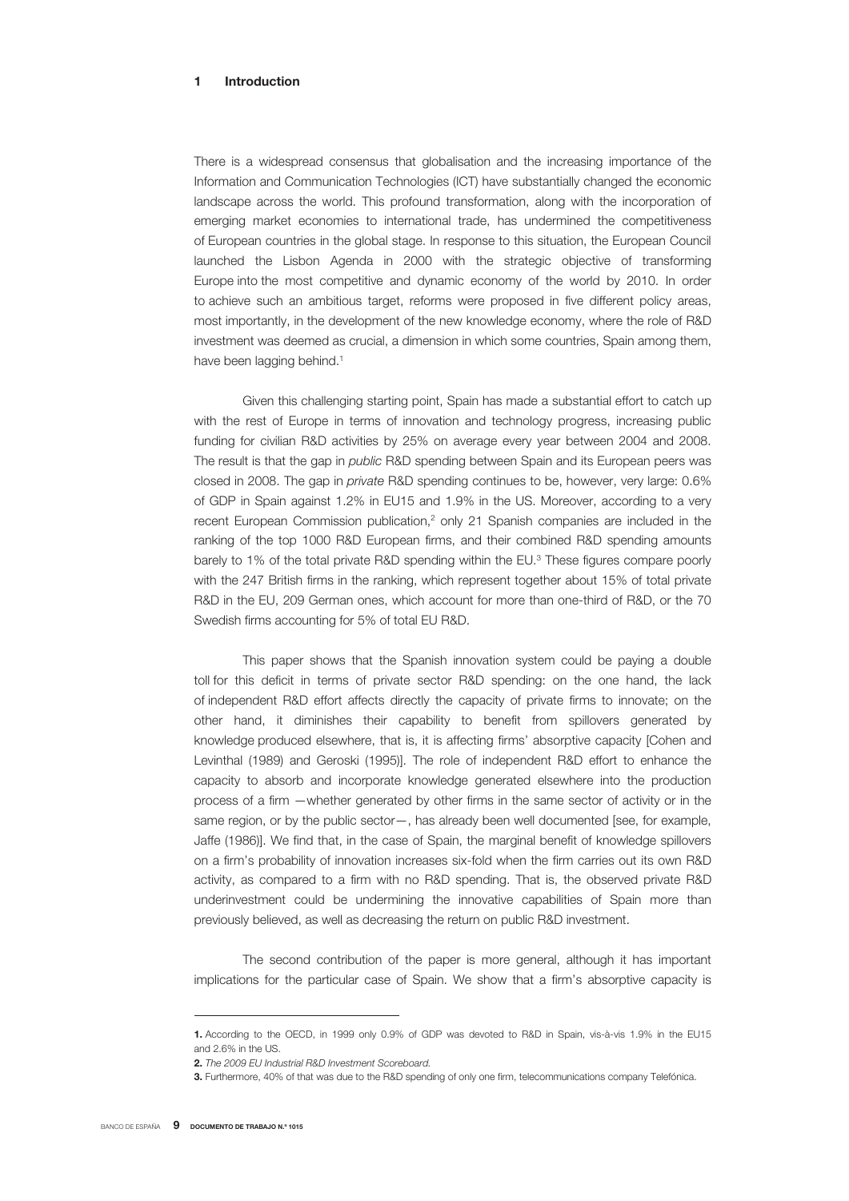# 1 Introduction

There is a widespread consensus that globalisation and the increasing importance of the Information and Communication Technologies (ICT) have substantially changed the economic landscape across the world. This profound transformation, along with the incorporation of emerging market economies to international trade, has undermined the competitiveness of European countries in the global stage. In response to this situation, the European Council launched the Lisbon Agenda in 2000 with the strategic objective of transforming Europe into the most competitive and dynamic economy of the world by 2010. In order to achieve such an ambitious target, reforms were proposed in five different policy areas, most importantly, in the development of the new knowledge economy, where the role of R&D investment was deemed as crucial, a dimension in which some countries, Spain among them, have been lagging behind.[1]

Given this challenging starting point, Spain has made a substantial effort to catch up with the rest of Europe in terms of innovation and technology progress, increasing public funding for civilian R&D activities by 25% on average every year between 2004 and 2008. The result is that the gap in *public* R&D spending between Spain and its European peers was closed in 2008. The gap in *private* R&D spending continues to be, however, very large: 0.6% of GDP in Spain against 1.2% in EU15 and 1.9% in the US. Moreover, according to a very recent European Commission publication,[2] only 21 Spanish companies are included in the ranking of the top 1000 R&D European firms, and their combined R&D spending amounts barely to 1% of the total private R&D spending within the EU.[3] These figures compare poorly with the 247 British firms in the ranking, which represent together about 15% of total private R&D in the EU, 209 German ones, which account for more than one-third of R&D, or the 70 Swedish firms accounting for 5% of total EU R&D.

This paper shows that the Spanish innovation system could be paying a double toll for this deficit in terms of private sector R&D spending: on the one hand, the lack of independent R&D effort affects directly the capacity of private firms to innovate; on the other hand, it diminishes their capability to benefit from spillovers generated by knowledge produced elsewhere, that is, it is affecting firms' absorptive capacity [Cohen and Levinthal (1989) and Geroski (1995)]. The role of independent R&D effort to enhance the capacity to absorb and incorporate knowledge generated elsewhere into the production process of a firm —whether generated by other firms in the same sector of activity or in the same region, or by the public sector—, has already been well documented [see, for example, Jaffe (1986)]. We find that, in the case of Spain, the marginal benefit of knowledge spillovers on a firm's probability of innovation increases six-fold when the firm carries out its own R&D activity, as compared to a firm with no R&D spending. That is, the observed private R&D underinvestment could be undermining the innovative capabilities of Spain more than previously believed, as well as decreasing the return on public R&D investment.

The second contribution of the paper is more general, although it has important implications for the particular case of Spain. We show that a firm's absorptive capacity is

---

**1.** According to the OECD, in 1999 only 0.9% of GDP was devoted to R&D in Spain, vis-à-vis 1.9% in the EU15 and 2.6% in the US.

**2.** *The 2009 EU Industrial R&D Investment Scoreboard.*

**3.** Furthermore, 40% of that was due to the R&D spending of only one firm, telecommunications company Telefónica.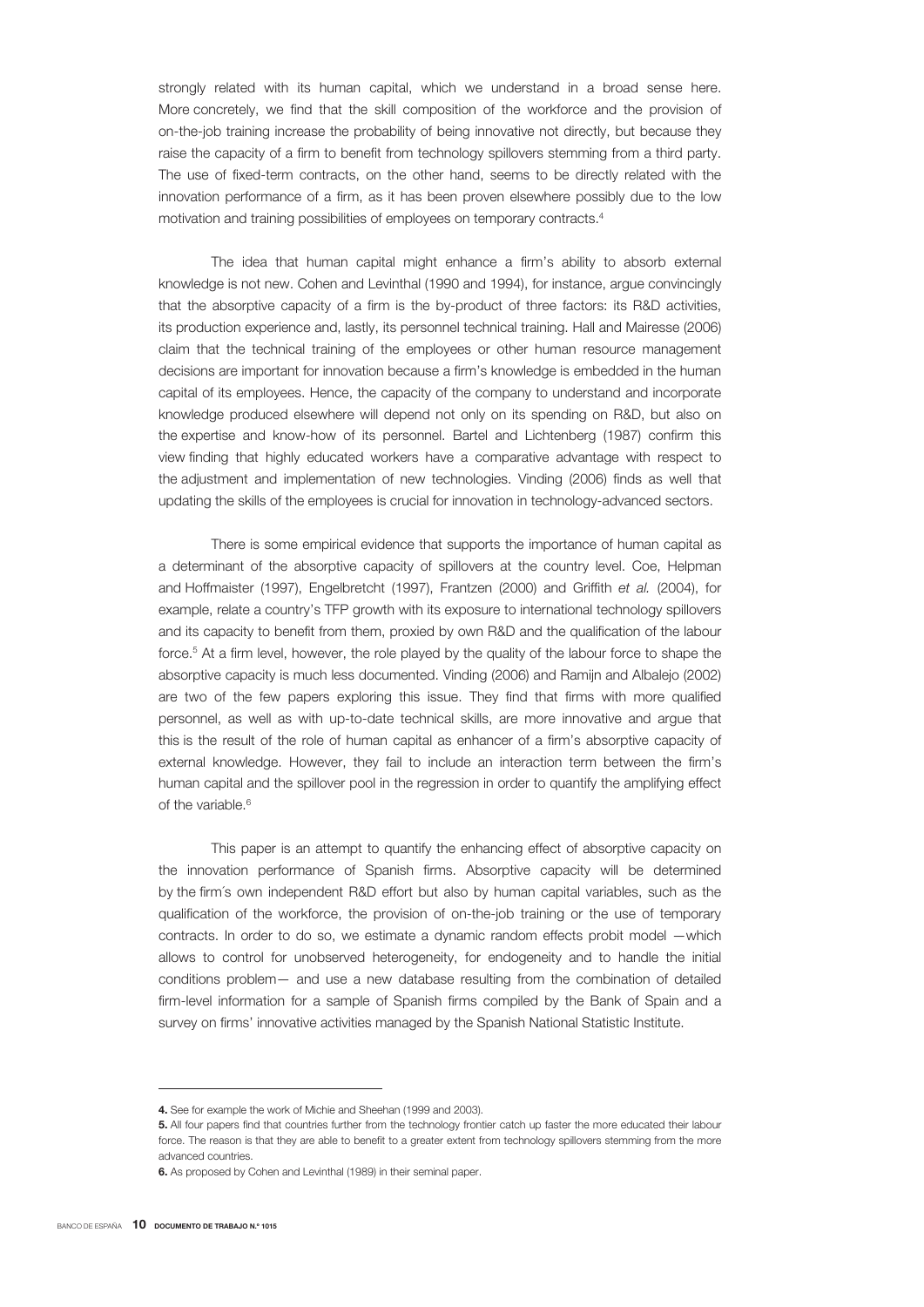strongly related with its human capital, which we understand in a broad sense here. More concretely, we find that the skill composition of the workforce and the provision of on-the-job training increase the probability of being innovative not directly, but because they raise the capacity of a firm to benefit from technology spillovers stemming from a third party. The use of fixed-term contracts, on the other hand, seems to be directly related with the innovation performance of a firm, as it has been proven elsewhere possibly due to the low motivation and training possibilities of employees on temporary contracts.[4]

The idea that human capital might enhance a firm's ability to absorb external knowledge is not new. Cohen and Levinthal (1990 and 1994), for instance, argue convincingly that the absorptive capacity of a firm is the by-product of three factors: its R&D activities, its production experience and, lastly, its personnel technical training. Hall and Mairesse (2006) claim that the technical training of the employees or other human resource management decisions are important for innovation because a firm's knowledge is embedded in the human capital of its employees. Hence, the capacity of the company to understand and incorporate knowledge produced elsewhere will depend not only on its spending on R&D, but also on the expertise and know-how of its personnel. Bartel and Lichtenberg (1987) confirm this view finding that highly educated workers have a comparative advantage with respect to the adjustment and implementation of new technologies. Vinding (2006) finds as well that updating the skills of the employees is crucial for innovation in technology-advanced sectors.

There is some empirical evidence that supports the importance of human capital as a determinant of the absorptive capacity of spillovers at the country level. Coe, Helpman and Hoffmaister (1997), Engelbretcht (1997), Frantzen (2000) and Griffith *et al.* (2004), for example, relate a country's TFP growth with its exposure to international technology spillovers and its capacity to benefit from them, proxied by own R&D and the qualification of the labour force.[5] At a firm level, however, the role played by the quality of the labour force to shape the absorptive capacity is much less documented. Vinding (2006) and Ramijn and Albalejo (2002) are two of the few papers exploring this issue. They find that firms with more qualified personnel, as well as with up-to-date technical skills, are more innovative and argue that this is the result of the role of human capital as enhancer of a firm's absorptive capacity of external knowledge. However, they fail to include an interaction term between the firm's human capital and the spillover pool in the regression in order to quantify the amplifying effect of the variable.[6]

This paper is an attempt to quantify the enhancing effect of absorptive capacity on the innovation performance of Spanish firms. Absorptive capacity will be determined by the firm´s own independent R&D effort but also by human capital variables, such as the qualification of the workforce, the provision of on-the-job training or the use of temporary contracts. In order to do so, we estimate a dynamic random effects probit model —which allows to control for unobserved heterogeneity, for endogeneity and to handle the initial conditions problem— and use a new database resulting from the combination of detailed firm-level information for a sample of Spanish firms compiled by the Bank of Spain and a survey on firms' innovative activities managed by the Spanish National Statistic Institute.

---

**4.** See for example the work of Michie and Sheehan (1999 and 2003).

**5.** All four papers find that countries further from the technology frontier catch up faster the more educated their labour force. The reason is that they are able to benefit to a greater extent from technology spillovers stemming from the more advanced countries.

**6.** As proposed by Cohen and Levinthal (1989) in their seminal paper.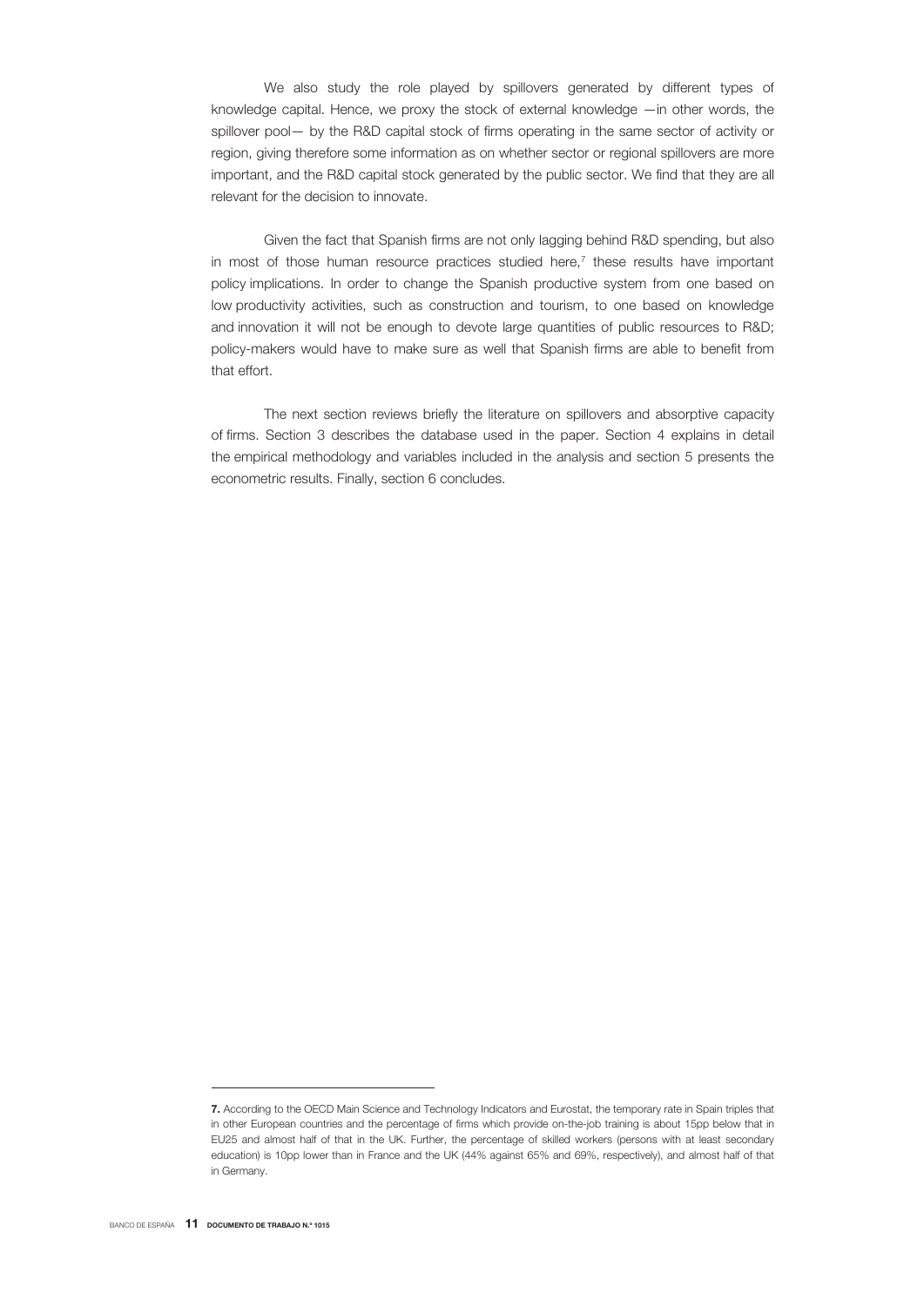We also study the role played by spillovers generated by different types of knowledge capital. Hence, we proxy the stock of external knowledge —in other words, the spillover pool— by the R&D capital stock of firms operating in the same sector of activity or region, giving therefore some information as on whether sector or regional spillovers are more important, and the R&D capital stock generated by the public sector. We find that they are all relevant for the decision to innovate.

Given the fact that Spanish firms are not only lagging behind R&D spending, but also in most of those human resource practices studied here,[7] these results have important policy implications. In order to change the Spanish productive system from one based on low productivity activities, such as construction and tourism, to one based on knowledge and innovation it will not be enough to devote large quantities of public resources to R&D; policy-makers would have to make sure as well that Spanish firms are able to benefit from that effort.

The next section reviews briefly the literature on spillovers and absorptive capacity of firms. Section 3 describes the database used in the paper. Section 4 explains in detail the empirical methodology and variables included in the analysis and section 5 presents the econometric results. Finally, section 6 concludes.

---

**7.** According to the OECD Main Science and Technology Indicators and Eurostat, the temporary rate in Spain triples that in other European countries and the percentage of firms which provide on-the-job training is about 15pp below that in EU25 and almost half of that in the UK. Further, the percentage of skilled workers (persons with at least secondary education) is 10pp lower than in France and the UK (44% against 65% and 69%, respectively), and almost half of that in Germany.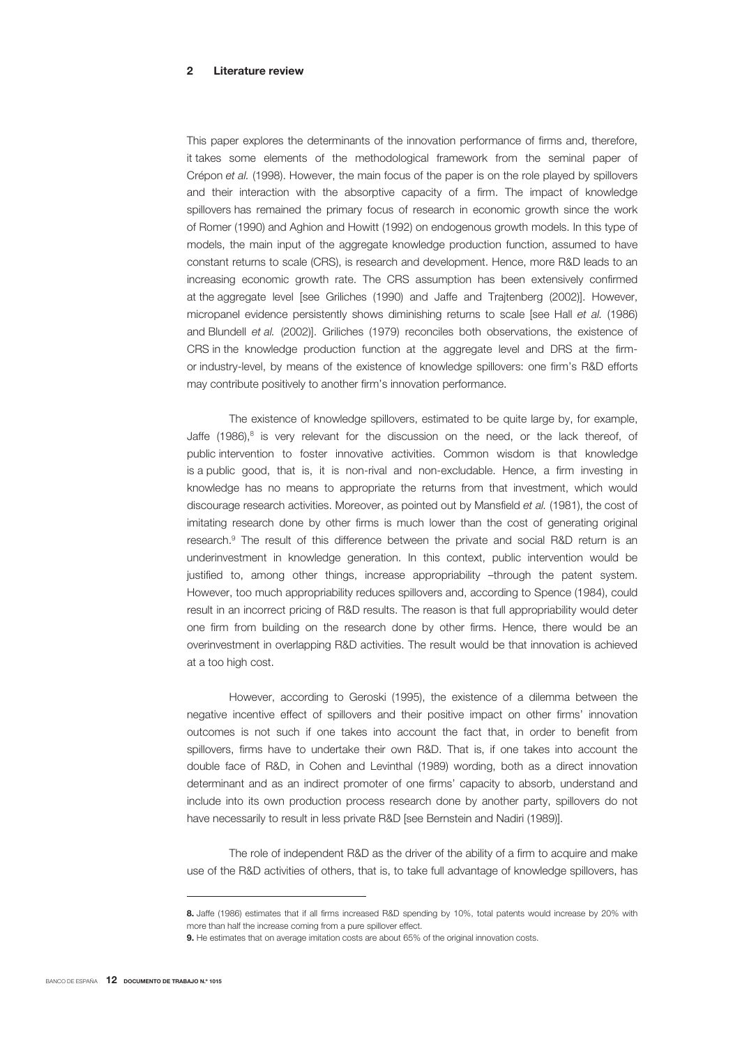## 2 Literature review

This paper explores the determinants of the innovation performance of firms and, therefore, it takes some elements of the methodological framework from the seminal paper of Crépon *et al.* (1998). However, the main focus of the paper is on the role played by spillovers and their interaction with the absorptive capacity of a firm. The impact of knowledge spillovers has remained the primary focus of research in economic growth since the work of Romer (1990) and Aghion and Howitt (1992) on endogenous growth models. In this type of models, the main input of the aggregate knowledge production function, assumed to have constant returns to scale (CRS), is research and development. Hence, more R&D leads to an increasing economic growth rate. The CRS assumption has been extensively confirmed at the aggregate level [see Griliches (1990) and Jaffe and Trajtenberg (2002)]. However, micropanel evidence persistently shows diminishing returns to scale [see Hall *et al.* (1986) and Blundell *et al.* (2002)]. Griliches (1979) reconciles both observations, the existence of CRS in the knowledge production function at the aggregate level and DRS at the firm- or industry-level, by means of the existence of knowledge spillovers: one firm's R&D efforts may contribute positively to another firm's innovation performance.

The existence of knowledge spillovers, estimated to be quite large by, for example, Jaffe (1986),[8] is very relevant for the discussion on the need, or the lack thereof, of public intervention to foster innovative activities. Common wisdom is that knowledge is a public good, that is, it is non-rival and non-excludable. Hence, a firm investing in knowledge has no means to appropriate the returns from that investment, which would discourage research activities. Moreover, as pointed out by Mansfield *et al.* (1981), the cost of imitating research done by other firms is much lower than the cost of generating original research.[9] The result of this difference between the private and social R&D return is an underinvestment in knowledge generation. In this context, public intervention would be justified to, among other things, increase appropriability –through the patent system. However, too much appropriability reduces spillovers and, according to Spence (1984), could result in an incorrect pricing of R&D results. The reason is that full appropriability would deter one firm from building on the research done by other firms. Hence, there would be an overinvestment in overlapping R&D activities. The result would be that innovation is achieved at a too high cost.

However, according to Geroski (1995), the existence of a dilemma between the negative incentive effect of spillovers and their positive impact on other firms' innovation outcomes is not such if one takes into account the fact that, in order to benefit from spillovers, firms have to undertake their own R&D. That is, if one takes into account the double face of R&D, in Cohen and Levinthal (1989) wording, both as a direct innovation determinant and as an indirect promoter of one firms' capacity to absorb, understand and include into its own production process research done by another party, spillovers do not have necessarily to result in less private R&D [see Bernstein and Nadiri (1989)].

The role of independent R&D as the driver of the ability of a firm to acquire and make use of the R&D activities of others, that is, to take full advantage of knowledge spillovers, has

---

**8.** Jaffe (1986) estimates that if all firms increased R&D spending by 10%, total patents would increase by 20% with more than half the increase coming from a pure spillover effect.

**9.** He estimates that on average imitation costs are about 65% of the original innovation costs.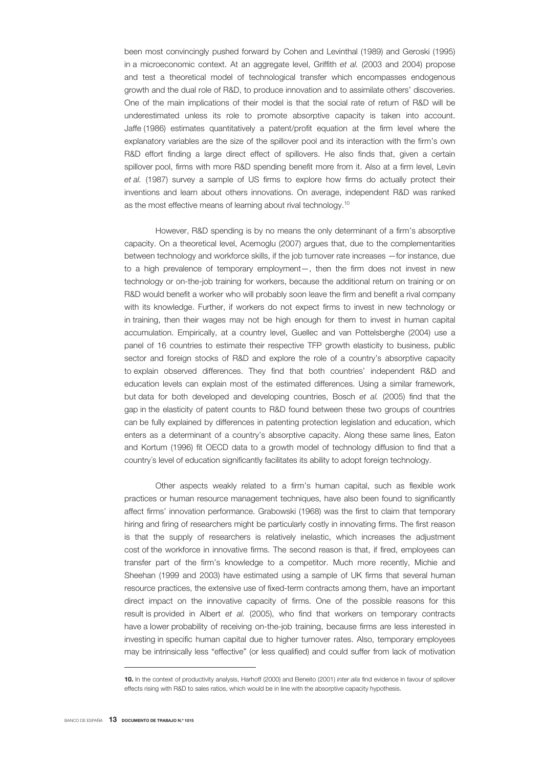been most convincingly pushed forward by Cohen and Levinthal (1989) and Geroski (1995) in a microeconomic context. At an aggregate level, Griffith *et al.* (2003 and 2004) propose and test a theoretical model of technological transfer which encompasses endogenous growth and the dual role of R&D, to produce innovation and to assimilate others' discoveries. One of the main implications of their model is that the social rate of return of R&D will be underestimated unless its role to promote absorptive capacity is taken into account. Jaffe (1986) estimates quantitatively a patent/profit equation at the firm level where the explanatory variables are the size of the spillover pool and its interaction with the firm's own R&D effort finding a large direct effect of spillovers. He also finds that, given a certain spillover pool, firms with more R&D spending benefit more from it. Also at a firm level, Levin *et al.* (1987) survey a sample of US firms to explore how firms do actually protect their inventions and learn about others innovations. On average, independent R&D was ranked as the most effective means of learning about rival technology.[10]

However, R&D spending is by no means the only determinant of a firm's absorptive capacity. On a theoretical level, Acemoglu (2007) argues that, due to the complementarities between technology and workforce skills, if the job turnover rate increases —for instance, due to a high prevalence of temporary employment—, then the firm does not invest in new technology or on-the-job training for workers, because the additional return on training or on R&D would benefit a worker who will probably soon leave the firm and benefit a rival company with its knowledge. Further, if workers do not expect firms to invest in new technology or in training, then their wages may not be high enough for them to invest in human capital accumulation. Empirically, at a country level, Guellec and van Pottelsberghe (2004) use a panel of 16 countries to estimate their respective TFP growth elasticity to business, public sector and foreign stocks of R&D and explore the role of a country's absorptive capacity to explain observed differences. They find that both countries' independent R&D and education levels can explain most of the estimated differences. Using a similar framework, but data for both developed and developing countries, Bosch *et al.* (2005) find that the gap in the elasticity of patent counts to R&D found between these two groups of countries can be fully explained by differences in patenting protection legislation and education, which enters as a determinant of a country's absorptive capacity. Along these same lines, Eaton and Kortum (1996) fit OECD data to a growth model of technology diffusion to find that a country´s level of education significantly facilitates its ability to adopt foreign technology.

Other aspects weakly related to a firm's human capital, such as flexible work practices or human resource management techniques, have also been found to significantly affect firms' innovation performance. Grabowski (1968) was the first to claim that temporary hiring and firing of researchers might be particularly costly in innovating firms. The first reason is that the supply of researchers is relatively inelastic, which increases the adjustment cost of the workforce in innovative firms. The second reason is that, if fired, employees can transfer part of the firm's knowledge to a competitor. Much more recently, Michie and Sheehan (1999 and 2003) have estimated using a sample of UK firms that several human resource practices, the extensive use of fixed-term contracts among them, have an important direct impact on the innovative capacity of firms. One of the possible reasons for this result is provided in Albert *et al.* (2005), who find that workers on temporary contracts have a lower probability of receiving on-the-job training, because firms are less interested in investing in specific human capital due to higher turnover rates. Also, temporary employees may be intrinsically less "effective" (or less qualified) and could suffer from lack of motivation

**10.** In the context of productivity analysis, Harhoff (2000) and Beneito (2001) *inter alia* find evidence in favour of spillover effects rising with R&D to sales ratios, which would be in line with the absorptive capacity hypothesis.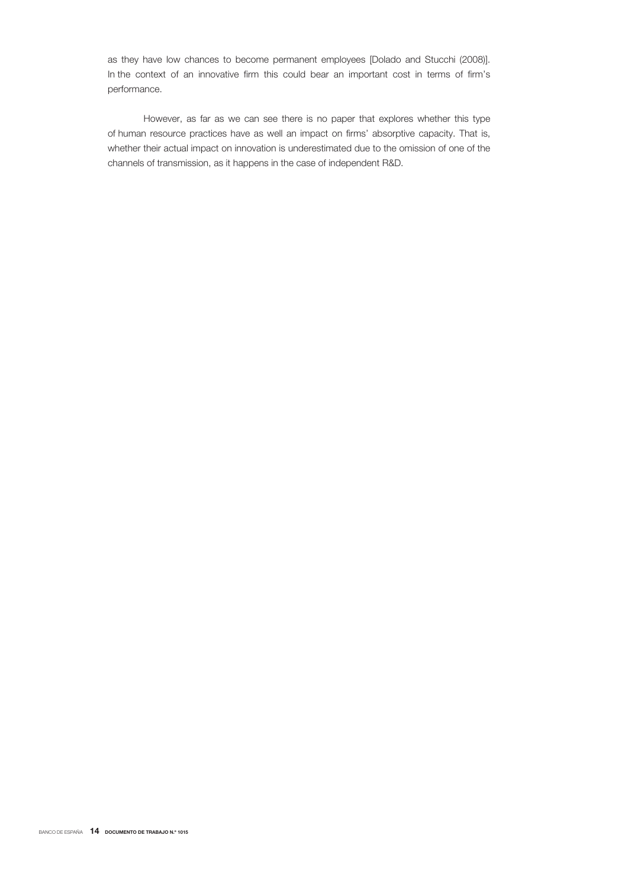as they have low chances to become permanent employees [Dolado and Stucchi (2008)]. In the context of an innovative firm this could bear an important cost in terms of firm's performance.

However, as far as we can see there is no paper that explores whether this type of human resource practices have as well an impact on firms' absorptive capacity. That is, whether their actual impact on innovation is underestimated due to the omission of one of the channels of transmission, as it happens in the case of independent R&D.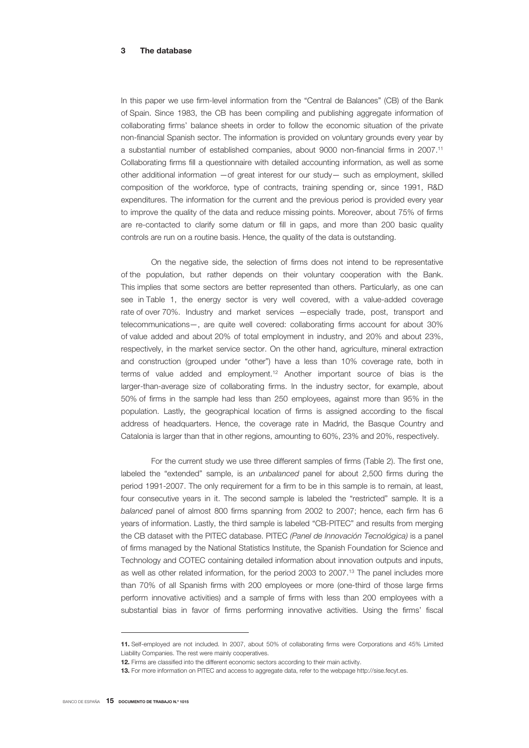## 3 The database

In this paper we use firm-level information from the "Central de Balances" (CB) of the Bank of Spain. Since 1983, the CB has been compiling and publishing aggregate information of collaborating firms' balance sheets in order to follow the economic situation of the private non-financial Spanish sector. The information is provided on voluntary grounds every year by a substantial number of established companies, about 9000 non-financial firms in 2007.[11] Collaborating firms fill a questionnaire with detailed accounting information, as well as some other additional information —of great interest for our study— such as employment, skilled composition of the workforce, type of contracts, training spending or, since 1991, R&D expenditures. The information for the current and the previous period is provided every year to improve the quality of the data and reduce missing points. Moreover, about 75% of firms are re-contacted to clarify some datum or fill in gaps, and more than 200 basic quality controls are run on a routine basis. Hence, the quality of the data is outstanding.

On the negative side, the selection of firms does not intend to be representative of the population, but rather depends on their voluntary cooperation with the Bank. This implies that some sectors are better represented than others. Particularly, as one can see in Table 1, the energy sector is very well covered, with a value-added coverage rate of over 70%. Industry and market services —especially trade, post, transport and telecommunications—, are quite well covered: collaborating firms account for about 30% of value added and about 20% of total employment in industry, and 20% and about 23%, respectively, in the market service sector. On the other hand, agriculture, mineral extraction and construction (grouped under "other") have a less than 10% coverage rate, both in terms of value added and employment.[12] Another important source of bias is the larger-than-average size of collaborating firms. In the industry sector, for example, about 50% of firms in the sample had less than 250 employees, against more than 95% in the population. Lastly, the geographical location of firms is assigned according to the fiscal address of headquarters. Hence, the coverage rate in Madrid, the Basque Country and Catalonia is larger than that in other regions, amounting to 60%, 23% and 20%, respectively.

For the current study we use three different samples of firms (Table 2). The first one, labeled the "extended" sample, is an *unbalanced* panel for about 2,500 firms during the period 1991-2007. The only requirement for a firm to be in this sample is to remain, at least, four consecutive years in it. The second sample is labeled the "restricted" sample. It is a *balanced* panel of almost 800 firms spanning from 2002 to 2007; hence, each firm has 6 years of information. Lastly, the third sample is labeled "CB-PITEC" and results from merging the CB dataset with the PITEC database. PITEC *(Panel de Innovación Tecnológica)* is a panel of firms managed by the National Statistics Institute, the Spanish Foundation for Science and Technology and COTEC containing detailed information about innovation outputs and inputs, as well as other related information, for the period 2003 to 2007.[13] The panel includes more than 70% of all Spanish firms with 200 employees or more (one-third of those large firms perform innovative activities) and a sample of firms with less than 200 employees with a substantial bias in favor of firms performing innovative activities. Using the firms' fiscal

---

**11.** Self-employed are not included. In 2007, about 50% of collaborating firms were Corporations and 45% Limited Liability Companies. The rest were mainly cooperatives.

**12.** Firms are classified into the different economic sectors according to their main activity.

**13.** For more information on PITEC and access to aggregate data, refer to the webpage http://sise.fecyt.es.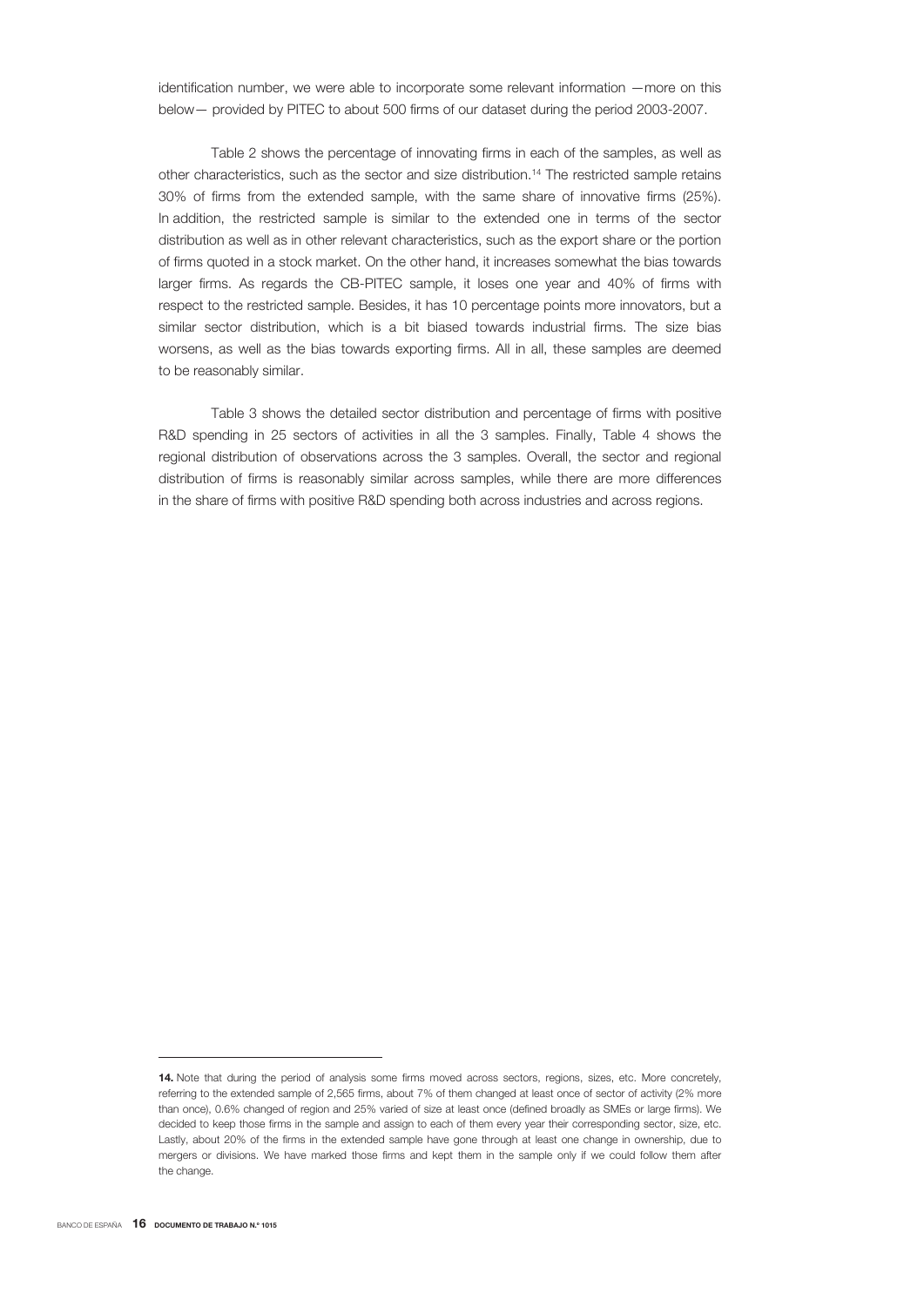identification number, we were able to incorporate some relevant information —more on this below— provided by PITEC to about 500 firms of our dataset during the period 2003-2007.

Table 2 shows the percentage of innovating firms in each of the samples, as well as other characteristics, such as the sector and size distribution.[14] The restricted sample retains 30% of firms from the extended sample, with the same share of innovative firms (25%). In addition, the restricted sample is similar to the extended one in terms of the sector distribution as well as in other relevant characteristics, such as the export share or the portion of firms quoted in a stock market. On the other hand, it increases somewhat the bias towards larger firms. As regards the CB-PITEC sample, it loses one year and 40% of firms with respect to the restricted sample. Besides, it has 10 percentage points more innovators, but a similar sector distribution, which is a bit biased towards industrial firms. The size bias worsens, as well as the bias towards exporting firms. All in all, these samples are deemed to be reasonably similar.

Table 3 shows the detailed sector distribution and percentage of firms with positive R&D spending in 25 sectors of activities in all the 3 samples. Finally, Table 4 shows the regional distribution of observations across the 3 samples. Overall, the sector and regional distribution of firms is reasonably similar across samples, while there are more differences in the share of firms with positive R&D spending both across industries and across regions.

---

**14.** Note that during the period of analysis some firms moved across sectors, regions, sizes, etc. More concretely, referring to the extended sample of 2,565 firms, about 7% of them changed at least once of sector of activity (2% more than once), 0.6% changed of region and 25% varied of size at least once (defined broadly as SMEs or large firms). We decided to keep those firms in the sample and assign to each of them every year their corresponding sector, size, etc. Lastly, about 20% of the firms in the extended sample have gone through at least one change in ownership, due to mergers or divisions. We have marked those firms and kept them in the sample only if we could follow them after the change.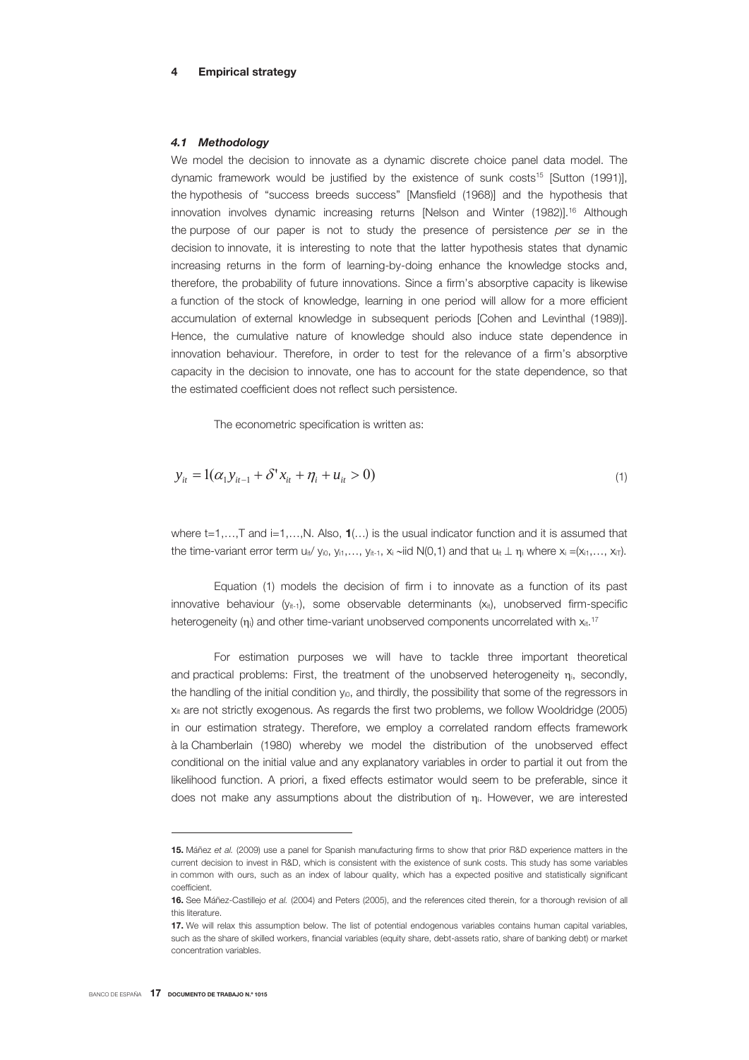## 4 Empirical strategy

### *4.1 Methodology*

We model the decision to innovate as a dynamic discrete choice panel data model. The dynamic framework would be justified by the existence of sunk costs[15] [Sutton (1991)], the hypothesis of "success breeds success" [Mansfield (1968)] and the hypothesis that innovation involves dynamic increasing returns [Nelson and Winter (1982)].[16] Although the purpose of our paper is not to study the presence of persistence *per se* in the decision to innovate, it is interesting to note that the latter hypothesis states that dynamic increasing returns in the form of learning-by-doing enhance the knowledge stocks and, therefore, the probability of future innovations. Since a firm's absorptive capacity is likewise a function of the stock of knowledge, learning in one period will allow for a more efficient accumulation of external knowledge in subsequent periods [Cohen and Levinthal (1989)]. Hence, the cumulative nature of knowledge should also induce state dependence in innovation behaviour. Therefore, in order to test for the relevance of a firm's absorptive capacity in the decision to innovate, one has to account for the state dependence, so that the estimated coefficient does not reflect such persistence.

The econometric specification is written as:

$$y_{it} = 1(\alpha_1 y_{it-1} + \delta' x_{it} + \eta_i + u_{it} > 0) \tag{1}$$

where t=1,…,T and i=1,…,N. Also, **1**(…) is the usual indicator function and it is assumed that the time-variant error term $u_{it}/ y_{i0}, y_{i1},\ldots, y_{it-1}, x_i \sim$ iid N(0,1) and that $u_{it} \perp \eta_i$ where $x_i = (x_{i1},\ldots, x_{iT})$.

Equation (1) models the decision of firm i to innovate as a function of its past innovative behaviour ($y_{it-1}$), some observable determinants ($x_{it}$), unobserved firm-specific heterogeneity ($\eta_i$) and other time-variant unobserved components uncorrelated with $x_{it}$.[17]

For estimation purposes we will have to tackle three important theoretical and practical problems: First, the treatment of the unobserved heterogeneity $\eta_i$, secondly, the handling of the initial condition $y_{i0}$, and thirdly, the possibility that some of the regressors in $x_{it}$ are not strictly exogenous. As regards the first two problems, we follow Wooldridge (2005) in our estimation strategy. Therefore, we employ a correlated random effects framework à la Chamberlain (1980) whereby we model the distribution of the unobserved effect conditional on the initial value and any explanatory variables in order to partial it out from the likelihood function. A priori, a fixed effects estimator would seem to be preferable, since it does not make any assumptions about the distribution of $\eta_i$. However, we are interested

---

**15.** Máñez *et al.* (2009) use a panel for Spanish manufacturing firms to show that prior R&D experience matters in the current decision to invest in R&D, which is consistent with the existence of sunk costs. This study has some variables in common with ours, such as an index of labour quality, which has a expected positive and statistically significant coefficient.

**16.** See Máñez-Castillejo *et al.* (2004) and Peters (2005), and the references cited therein, for a thorough revision of all this literature.

**17.** We will relax this assumption below. The list of potential endogenous variables contains human capital variables, such as the share of skilled workers, financial variables (equity share, debt-assets ratio, share of banking debt) or market concentration variables.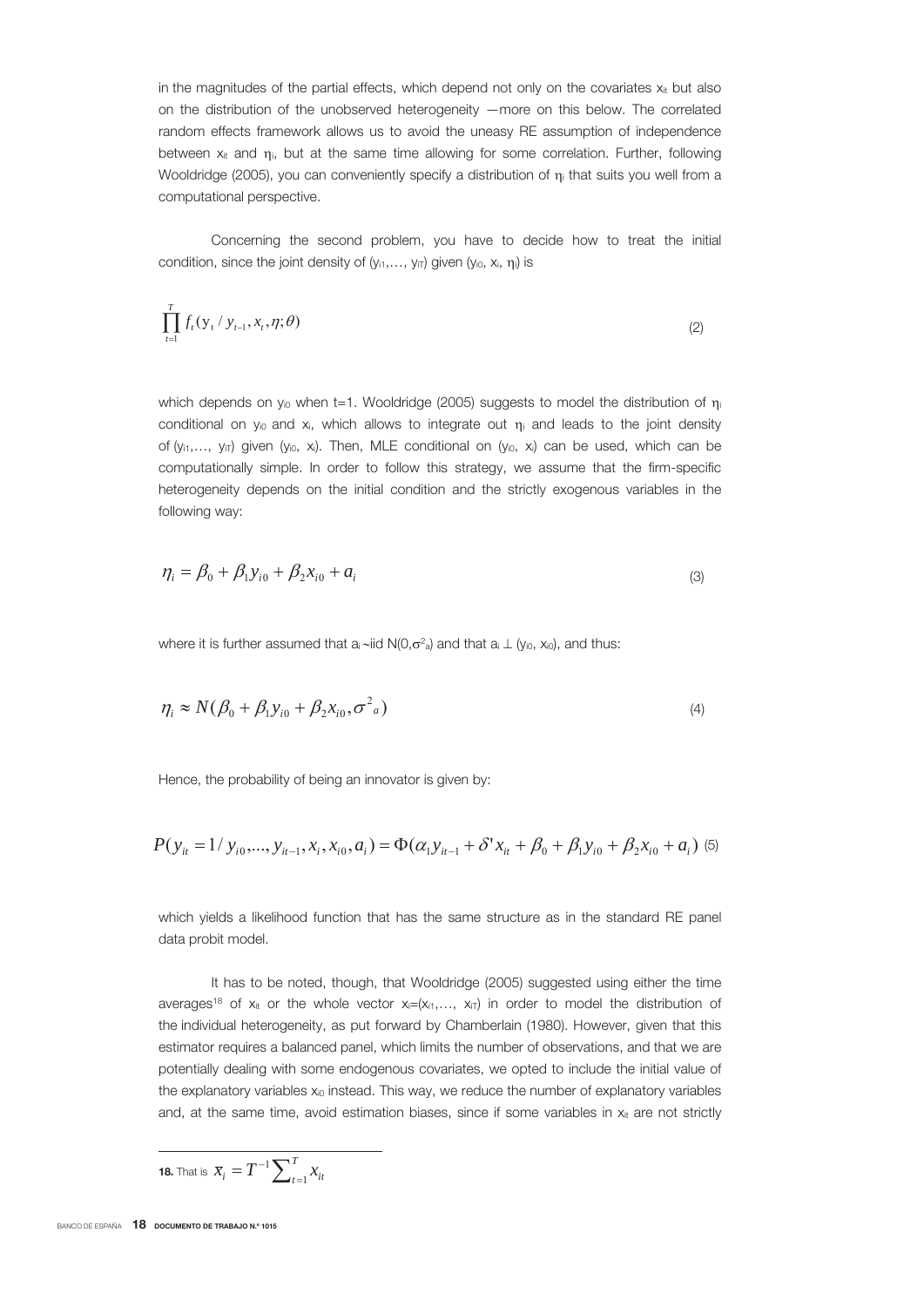in the magnitudes of the partial effects, which depend not only on the covariates $x_{it}$ but also on the distribution of the unobserved heterogeneity —more on this below. The correlated random effects framework allows us to avoid the uneasy RE assumption of independence between $x_{it}$ and $\eta_i$, but at the same time allowing for some correlation. Further, following Wooldridge (2005), you can conveniently specify a distribution of $\eta_i$ that suits you well from a computational perspective.

Concerning the second problem, you have to decide how to treat the initial condition, since the joint density of $(y_{i1},\ldots, y_{iT})$ given $(y_{i0}, x_i, \eta_i)$ is

$$\prod_{t=1}^{T} f_t(y_t / y_{t-1}, x_t, \eta; \theta) \tag{2}$$

which depends on $y_{i0}$ when t=1. Wooldridge (2005) suggests to model the distribution of $\eta_i$ conditional on $y_{i0}$ and $x_i$, which allows to integrate out $\eta_i$ and leads to the joint density of $(y_{i1},\ldots, y_{iT})$ given $(y_{i0}, x_i)$. Then, MLE conditional on $(y_{i0}, x_i)$ can be used, which can be computationally simple. In order to follow this strategy, we assume that the firm-specific heterogeneity depends on the initial condition and the strictly exogenous variables in the following way:

$$\eta_i = \beta_0 + \beta_1 y_{i0} + \beta_2 x_{i0} + a_i \tag{3}$$

where it is further assumed that $a_i \sim$iid $N(0,\sigma^2_a)$ and that $a_i \perp (y_{i0}, x_{i0})$, and thus:

$$\eta_i \approx N(\beta_0 + \beta_1 y_{i0} + \beta_2 x_{i0}, \sigma^2_a) \tag{4}$$

Hence, the probability of being an innovator is given by:

$$P(y_{it} = 1 / y_{i0},\ldots, y_{it-1}, x_i, x_{i0}, a_i) = \Phi(\alpha_1 y_{it-1} + \delta' x_{it} + \beta_0 + \beta_1 y_{i0} + \beta_2 x_{i0} + a_i) \tag{5}$$

which yields a likelihood function that has the same structure as in the standard RE panel data probit model.

It has to be noted, though, that Wooldridge (2005) suggested using either the time averages[18] of $x_{it}$ or the whole vector $x_i=(x_{i1},\ldots, x_{iT})$ in order to model the distribution of the individual heterogeneity, as put forward by Chamberlain (1980). However, given that this estimator requires a balanced panel, which limits the number of observations, and that we are potentially dealing with some endogenous covariates, we opted to include the initial value of the explanatory variables $x_{i0}$ instead. This way, we reduce the number of explanatory variables and, at the same time, avoid estimation biases, since if some variables in $x_{it}$ are not strictly

**18.** That is $\bar{x}_i = T^{-1}\sum_{t=1}^{T} x_{it}$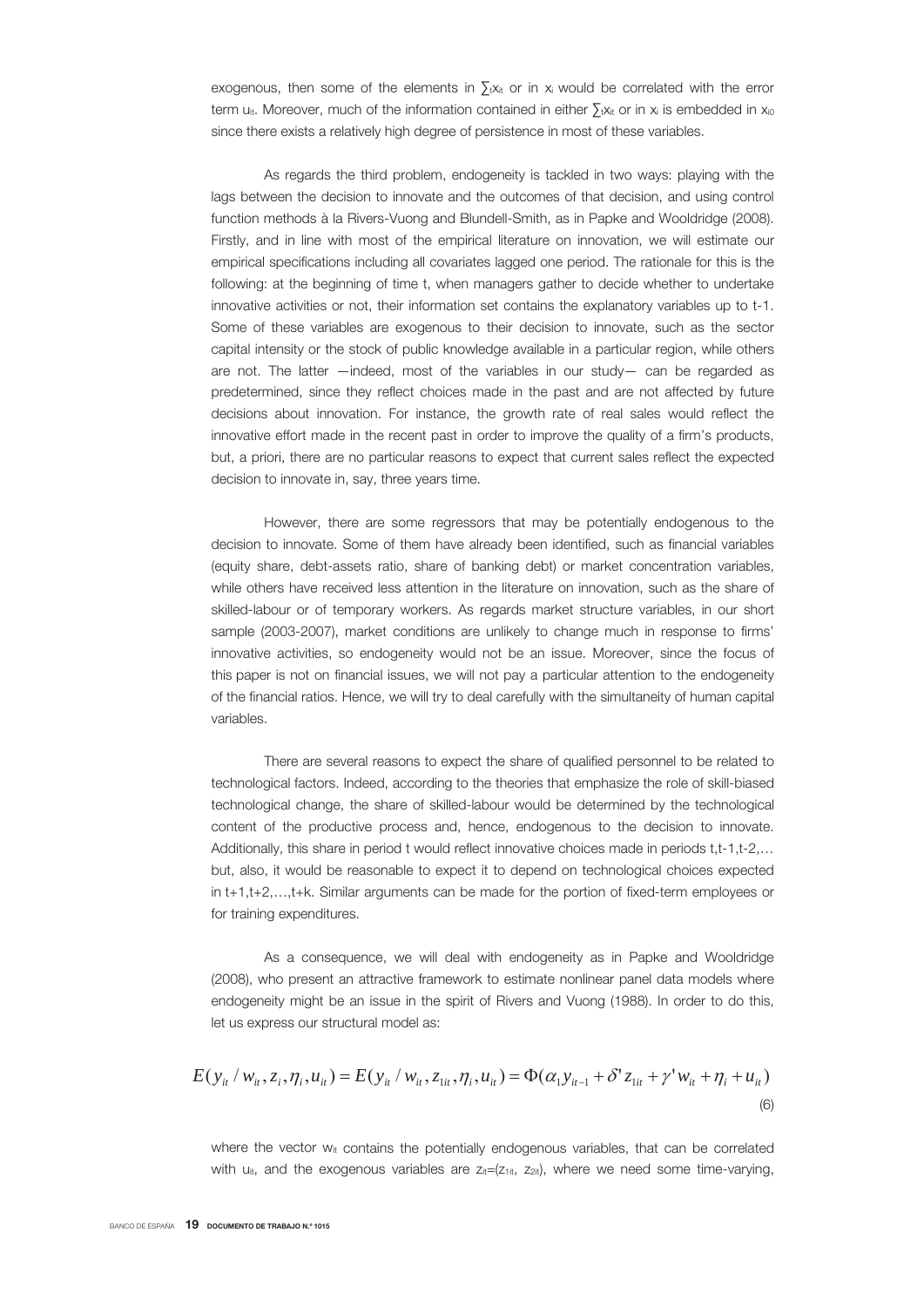exogenous, then some of the elements in $\sum_t x_{it}$ or in $x_i$ would be correlated with the error term $u_{it}$. Moreover, much of the information contained in either $\sum_t x_{it}$ or in $x_i$ is embedded in $x_{i0}$ since there exists a relatively high degree of persistence in most of these variables.

As regards the third problem, endogeneity is tackled in two ways: playing with the lags between the decision to innovate and the outcomes of that decision, and using control function methods à la Rivers-Vuong and Blundell-Smith, as in Papke and Wooldridge (2008). Firstly, and in line with most of the empirical literature on innovation, we will estimate our empirical specifications including all covariates lagged one period. The rationale for this is the following: at the beginning of time t, when managers gather to decide whether to undertake innovative activities or not, their information set contains the explanatory variables up to t-1. Some of these variables are exogenous to their decision to innovate, such as the sector capital intensity or the stock of public knowledge available in a particular region, while others are not. The latter —indeed, most of the variables in our study— can be regarded as predetermined, since they reflect choices made in the past and are not affected by future decisions about innovation. For instance, the growth rate of real sales would reflect the innovative effort made in the recent past in order to improve the quality of a firm's products, but, a priori, there are no particular reasons to expect that current sales reflect the expected decision to innovate in, say, three years time.

However, there are some regressors that may be potentially endogenous to the decision to innovate. Some of them have already been identified, such as financial variables (equity share, debt-assets ratio, share of banking debt) or market concentration variables, while others have received less attention in the literature on innovation, such as the share of skilled-labour or of temporary workers. As regards market structure variables, in our short sample (2003-2007), market conditions are unlikely to change much in response to firms' innovative activities, so endogeneity would not be an issue. Moreover, since the focus of this paper is not on financial issues, we will not pay a particular attention to the endogeneity of the financial ratios. Hence, we will try to deal carefully with the simultaneity of human capital variables.

There are several reasons to expect the share of qualified personnel to be related to technological factors. Indeed, according to the theories that emphasize the role of skill-biased technological change, the share of skilled-labour would be determined by the technological content of the productive process and, hence, endogenous to the decision to innovate. Additionally, this share in period t would reflect innovative choices made in periods t,t-1,t-2,… but, also, it would be reasonable to expect it to depend on technological choices expected in t+1,t+2,…,t+k. Similar arguments can be made for the portion of fixed-term employees or for training expenditures.

As a consequence, we will deal with endogeneity as in Papke and Wooldridge (2008), who present an attractive framework to estimate nonlinear panel data models where endogeneity might be an issue in the spirit of Rivers and Vuong (1988). In order to do this, let us express our structural model as:

$$E(y_{it} / w_{it}, z_i, \eta_i, u_{it}) = E(y_{it} / w_{it}, z_{1it}, \eta_i, u_{it}) = \Phi(\alpha_1 y_{it-1} + \delta' z_{1it} + \gamma' w_{it} + \eta_i + u_{it}) \tag{6}$$

where the vector $w_{it}$ contains the potentially endogenous variables, that can be correlated with $u_{it}$, and the exogenous variables are $z_{it}=(z_{1it}, z_{2it})$, where we need some time-varying,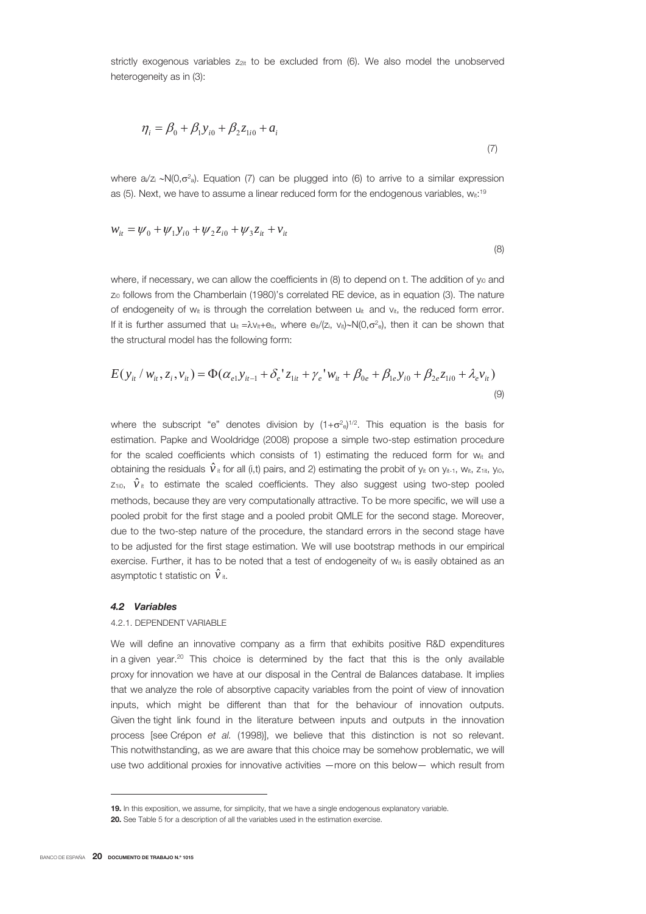strictly exogenous variables $z_{2it}$ to be excluded from (6). We also model the unobserved heterogeneity as in (3):

$$\eta_i = \beta_0 + \beta_1 y_{i0} + \beta_2 z_{1i0} + a_i \tag{7}$$

where $a_i/z_i \sim N(0,\sigma^2_a)$. Equation (7) can be plugged into (6) to arrive to a similar expression as (5). Next, we have to assume a linear reduced form for the endogenous variables, $w_{it}$:[19]

$$w_{it} = \psi_0 + \psi_1 y_{i0} + \psi_2 z_{i0} + \psi_3 z_{it} + v_{it} \tag{8}$$

where, if necessary, we can allow the coefficients in (8) to depend on t. The addition of $y_{i0}$ and $z_{i0}$ follows from the Chamberlain (1980)'s correlated RE device, as in equation (3). The nature of endogeneity of $w_{it}$ is through the correlation between $u_{it}$ and $v_{it}$, the reduced form error. If it is further assumed that $u_{it} = \lambda v_{it} + e_{it}$, where $e_{it}/(z_i, v_{it}) \sim N(0,\sigma^2_e)$, then it can be shown that the structural model has the following form:

$$E(y_{it} / w_{it}, z_i, v_{it}) = \Phi(\alpha_{e1} y_{it-1} + \delta_e' z_{1it} + \gamma_e' w_{it} + \beta_{0e} + \beta_{1e} y_{i0} + \beta_{2e} z_{1i0} + \lambda_e v_{it}) \tag{9}$$

where the subscript "e" denotes division by $(1+\sigma^2_e)^{1/2}$. This equation is the basis for estimation. Papke and Wooldridge (2008) propose a simple two-step estimation procedure for the scaled coefficients which consists of 1) estimating the reduced form for $w_{it}$ and obtaining the residuals $\hat{v}_{it}$ for all (i,t) pairs, and 2) estimating the probit of $y_{it}$ on $y_{it-1}$, $w_{it}$, $z_{1it}$, $y_{i0}$, $z_{1i0}$, $\hat{v}_{it}$ to estimate the scaled coefficients. They also suggest using two-step pooled methods, because they are very computationally attractive. To be more specific, we will use a pooled probit for the first stage and a pooled probit QMLE for the second stage. Moreover, due to the two-step nature of the procedure, the standard errors in the second stage have to be adjusted for the first stage estimation. We will use bootstrap methods in our empirical exercise. Further, it has to be noted that a test of endogeneity of $w_{it}$ is easily obtained as an asymptotic t statistic on $\hat{v}_{it}$.

### *4.2 Variables*

#### 4.2.1. DEPENDENT VARIABLE

We will define an innovative company as a firm that exhibits positive R&D expenditures in a given year.[20] This choice is determined by the fact that this is the only available proxy for innovation we have at our disposal in the Central de Balances database. It implies that we analyze the role of absorptive capacity variables from the point of view of innovation inputs, which might be different than that for the behaviour of innovation outputs. Given the tight link found in the literature between inputs and outputs in the innovation process [see Crépon *et al.* (1998)], we believe that this distinction is not so relevant. This notwithstanding, as we are aware that this choice may be somehow problematic, we will use two additional proxies for innovative activities —more on this below— which result from

---

**19.** In this exposition, we assume, for simplicity, that we have a single endogenous explanatory variable.

**20.** See Table 5 for a description of all the variables used in the estimation exercise.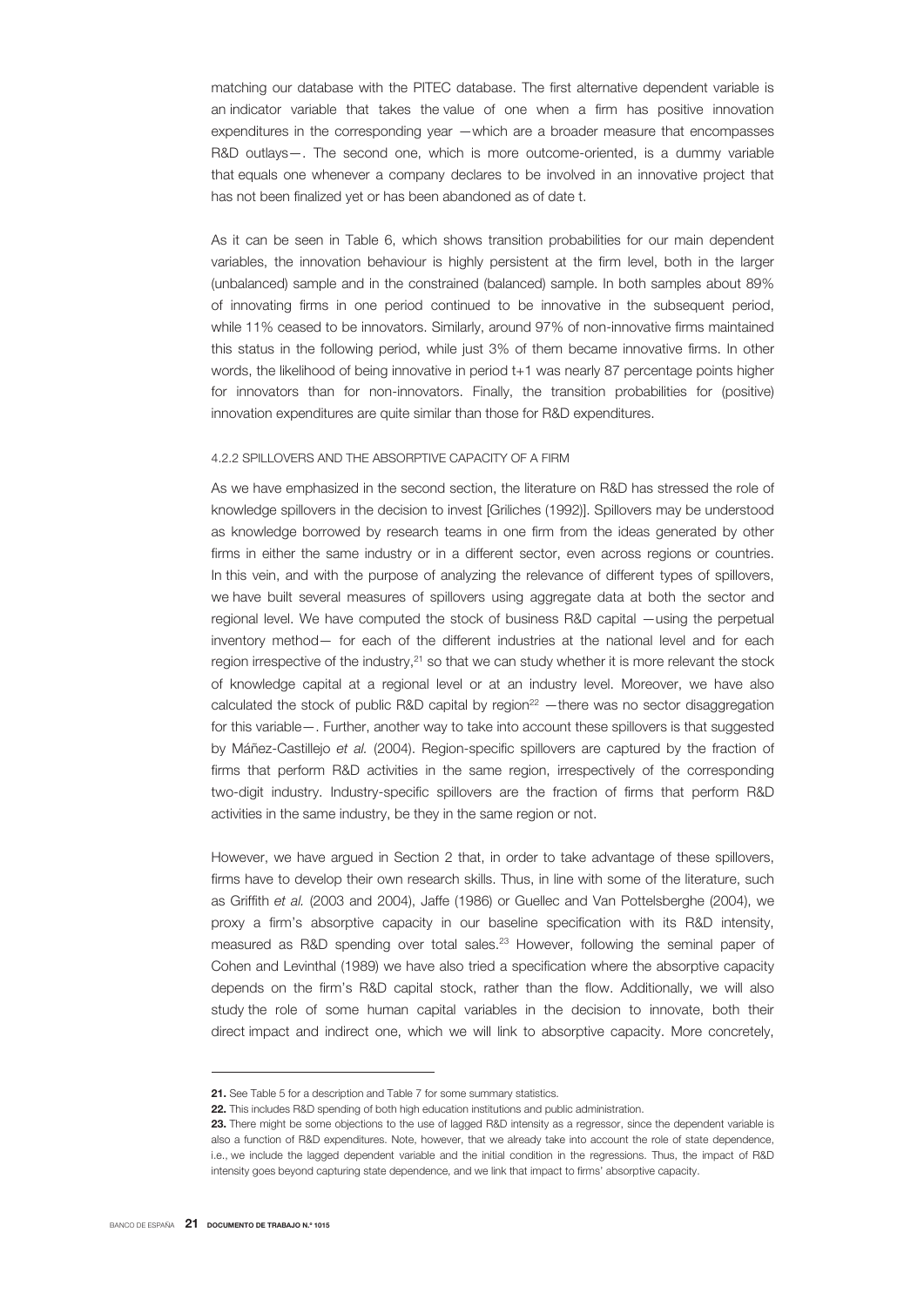matching our database with the PITEC database. The first alternative dependent variable is an indicator variable that takes the value of one when a firm has positive innovation expenditures in the corresponding year —which are a broader measure that encompasses R&D outlays—. The second one, which is more outcome-oriented, is a dummy variable that equals one whenever a company declares to be involved in an innovative project that has not been finalized yet or has been abandoned as of date t.

As it can be seen in Table 6, which shows transition probabilities for our main dependent variables, the innovation behaviour is highly persistent at the firm level, both in the larger (unbalanced) sample and in the constrained (balanced) sample. In both samples about 89% of innovating firms in one period continued to be innovative in the subsequent period, while 11% ceased to be innovators. Similarly, around 97% of non-innovative firms maintained this status in the following period, while just 3% of them became innovative firms. In other words, the likelihood of being innovative in period t+1 was nearly 87 percentage points higher for innovators than for non-innovators. Finally, the transition probabilities for (positive) innovation expenditures are quite similar than those for R&D expenditures.

#### 4.2.2 SPILLOVERS AND THE ABSORPTIVE CAPACITY OF A FIRM

As we have emphasized in the second section, the literature on R&D has stressed the role of knowledge spillovers in the decision to invest [Griliches (1992)]. Spillovers may be understood as knowledge borrowed by research teams in one firm from the ideas generated by other firms in either the same industry or in a different sector, even across regions or countries. In this vein, and with the purpose of analyzing the relevance of different types of spillovers, we have built several measures of spillovers using aggregate data at both the sector and regional level. We have computed the stock of business R&D capital —using the perpetual inventory method— for each of the different industries at the national level and for each region irrespective of the industry,[21] so that we can study whether it is more relevant the stock of knowledge capital at a regional level or at an industry level. Moreover, we have also calculated the stock of public R&D capital by region[22] —there was no sector disaggregation for this variable—. Further, another way to take into account these spillovers is that suggested by Máñez-Castillejo *et al.* (2004). Region-specific spillovers are captured by the fraction of firms that perform R&D activities in the same region, irrespectively of the corresponding two-digit industry. Industry-specific spillovers are the fraction of firms that perform R&D activities in the same industry, be they in the same region or not.

However, we have argued in Section 2 that, in order to take advantage of these spillovers, firms have to develop their own research skills. Thus, in line with some of the literature, such as Griffith *et al.* (2003 and 2004), Jaffe (1986) or Guellec and Van Pottelsberghe (2004), we proxy a firm's absorptive capacity in our baseline specification with its R&D intensity, measured as R&D spending over total sales.[23] However, following the seminal paper of Cohen and Levinthal (1989) we have also tried a specification where the absorptive capacity depends on the firm's R&D capital stock, rather than the flow. Additionally, we will also study the role of some human capital variables in the decision to innovate, both their direct impact and indirect one, which we will link to absorptive capacity. More concretely,

---

**21.** See Table 5 for a description and Table 7 for some summary statistics.

**22.** This includes R&D spending of both high education institutions and public administration.

**23.** There might be some objections to the use of lagged R&D intensity as a regressor, since the dependent variable is also a function of R&D expenditures. Note, however, that we already take into account the role of state dependence, i.e., we include the lagged dependent variable and the initial condition in the regressions. Thus, the impact of R&D intensity goes beyond capturing state dependence, and we link that impact to firms' absorptive capacity.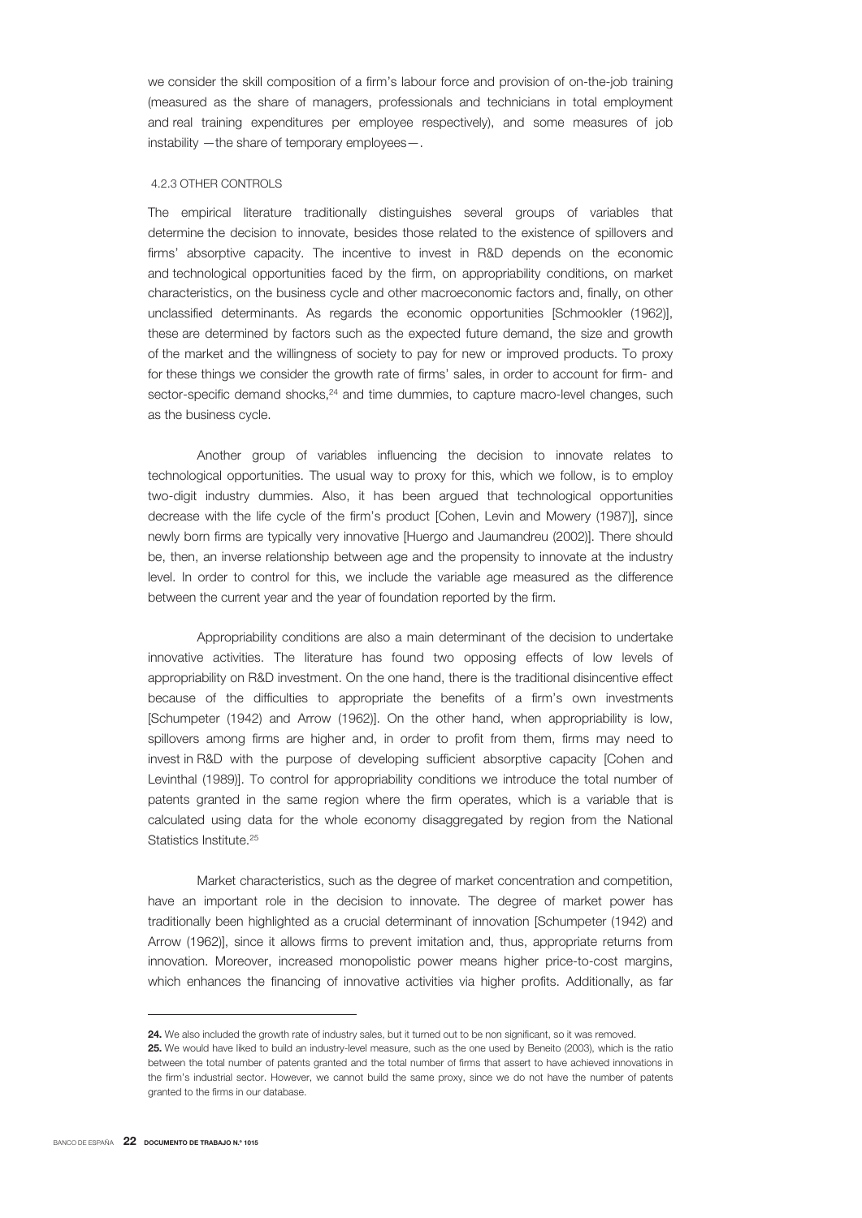we consider the skill composition of a firm's labour force and provision of on-the-job training (measured as the share of managers, professionals and technicians in total employment and real training expenditures per employee respectively), and some measures of job instability —the share of temporary employees—.

### 4.2.3 OTHER CONTROLS

The empirical literature traditionally distinguishes several groups of variables that determine the decision to innovate, besides those related to the existence of spillovers and firms' absorptive capacity. The incentive to invest in R&D depends on the economic and technological opportunities faced by the firm, on appropriability conditions, on market characteristics, on the business cycle and other macroeconomic factors and, finally, on other unclassified determinants. As regards the economic opportunities [Schmookler (1962)], these are determined by factors such as the expected future demand, the size and growth of the market and the willingness of society to pay for new or improved products. To proxy for these things we consider the growth rate of firms' sales, in order to account for firm- and sector-specific demand shocks,[24] and time dummies, to capture macro-level changes, such as the business cycle.

Another group of variables influencing the decision to innovate relates to technological opportunities. The usual way to proxy for this, which we follow, is to employ two-digit industry dummies. Also, it has been argued that technological opportunities decrease with the life cycle of the firm's product [Cohen, Levin and Mowery (1987)], since newly born firms are typically very innovative [Huergo and Jaumandreu (2002)]. There should be, then, an inverse relationship between age and the propensity to innovate at the industry level. In order to control for this, we include the variable age measured as the difference between the current year and the year of foundation reported by the firm.

Appropriability conditions are also a main determinant of the decision to undertake innovative activities. The literature has found two opposing effects of low levels of appropriability on R&D investment. On the one hand, there is the traditional disincentive effect because of the difficulties to appropriate the benefits of a firm's own investments [Schumpeter (1942) and Arrow (1962)]. On the other hand, when appropriability is low, spillovers among firms are higher and, in order to profit from them, firms may need to invest in R&D with the purpose of developing sufficient absorptive capacity [Cohen and Levinthal (1989)]. To control for appropriability conditions we introduce the total number of patents granted in the same region where the firm operates, which is a variable that is calculated using data for the whole economy disaggregated by region from the National Statistics Institute.[25]

Market characteristics, such as the degree of market concentration and competition, have an important role in the decision to innovate. The degree of market power has traditionally been highlighted as a crucial determinant of innovation [Schumpeter (1942) and Arrow (1962)], since it allows firms to prevent imitation and, thus, appropriate returns from innovation. Moreover, increased monopolistic power means higher price-to-cost margins, which enhances the financing of innovative activities via higher profits. Additionally, as far

---

**24.** We also included the growth rate of industry sales, but it turned out to be non significant, so it was removed.

**25.** We would have liked to build an industry-level measure, such as the one used by Beneito (2003), which is the ratio between the total number of patents granted and the total number of firms that assert to have achieved innovations in the firm's industrial sector. However, we cannot build the same proxy, since we do not have the number of patents granted to the firms in our database.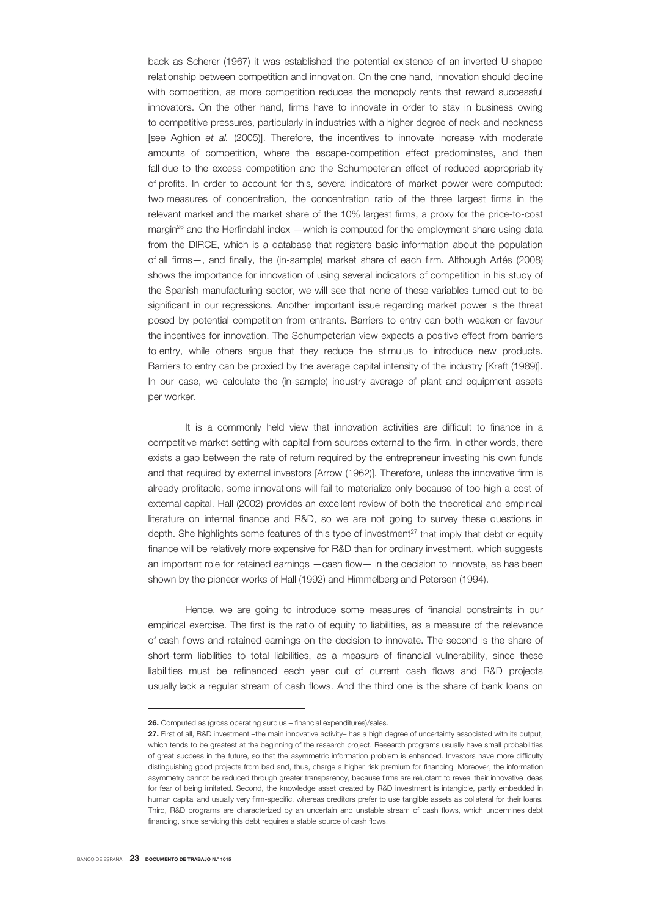back as Scherer (1967) it was established the potential existence of an inverted U-shaped relationship between competition and innovation. On the one hand, innovation should decline with competition, as more competition reduces the monopoly rents that reward successful innovators. On the other hand, firms have to innovate in order to stay in business owing to competitive pressures, particularly in industries with a higher degree of neck-and-neckness [see Aghion *et al.* (2005)]. Therefore, the incentives to innovate increase with moderate amounts of competition, where the escape-competition effect predominates, and then fall due to the excess competition and the Schumpeterian effect of reduced appropriability of profits. In order to account for this, several indicators of market power were computed: two measures of concentration, the concentration ratio of the three largest firms in the relevant market and the market share of the 10% largest firms, a proxy for the price-to-cost margin[26] and the Herfindahl index —which is computed for the employment share using data from the DIRCE, which is a database that registers basic information about the population of all firms—, and finally, the (in-sample) market share of each firm. Although Artés (2008) shows the importance for innovation of using several indicators of competition in his study of the Spanish manufacturing sector, we will see that none of these variables turned out to be significant in our regressions. Another important issue regarding market power is the threat posed by potential competition from entrants. Barriers to entry can both weaken or favour the incentives for innovation. The Schumpeterian view expects a positive effect from barriers to entry, while others argue that they reduce the stimulus to introduce new products. Barriers to entry can be proxied by the average capital intensity of the industry [Kraft (1989)]. In our case, we calculate the (in-sample) industry average of plant and equipment assets per worker.

It is a commonly held view that innovation activities are difficult to finance in a competitive market setting with capital from sources external to the firm. In other words, there exists a gap between the rate of return required by the entrepreneur investing his own funds and that required by external investors [Arrow (1962)]. Therefore, unless the innovative firm is already profitable, some innovations will fail to materialize only because of too high a cost of external capital. Hall (2002) provides an excellent review of both the theoretical and empirical literature on internal finance and R&D, so we are not going to survey these questions in depth. She highlights some features of this type of investment[27] that imply that debt or equity finance will be relatively more expensive for R&D than for ordinary investment, which suggests an important role for retained earnings —cash flow— in the decision to innovate, as has been shown by the pioneer works of Hall (1992) and Himmelberg and Petersen (1994).

Hence, we are going to introduce some measures of financial constraints in our empirical exercise. The first is the ratio of equity to liabilities, as a measure of the relevance of cash flows and retained earnings on the decision to innovate. The second is the share of short-term liabilities to total liabilities, as a measure of financial vulnerability, since these liabilities must be refinanced each year out of current cash flows and R&D projects usually lack a regular stream of cash flows. And the third one is the share of bank loans on

---

**26.** Computed as (gross operating surplus – financial expenditures)/sales.

**27.** First of all, R&D investment –the main innovative activity– has a high degree of uncertainty associated with its output, which tends to be greatest at the beginning of the research project. Research programs usually have small probabilities of great success in the future, so that the asymmetric information problem is enhanced. Investors have more difficulty distinguishing good projects from bad and, thus, charge a higher risk premium for financing. Moreover, the information asymmetry cannot be reduced through greater transparency, because firms are reluctant to reveal their innovative ideas for fear of being imitated. Second, the knowledge asset created by R&D investment is intangible, partly embedded in human capital and usually very firm-specific, whereas creditors prefer to use tangible assets as collateral for their loans. Third, R&D programs are characterized by an uncertain and unstable stream of cash flows, which undermines debt financing, since servicing this debt requires a stable source of cash flows.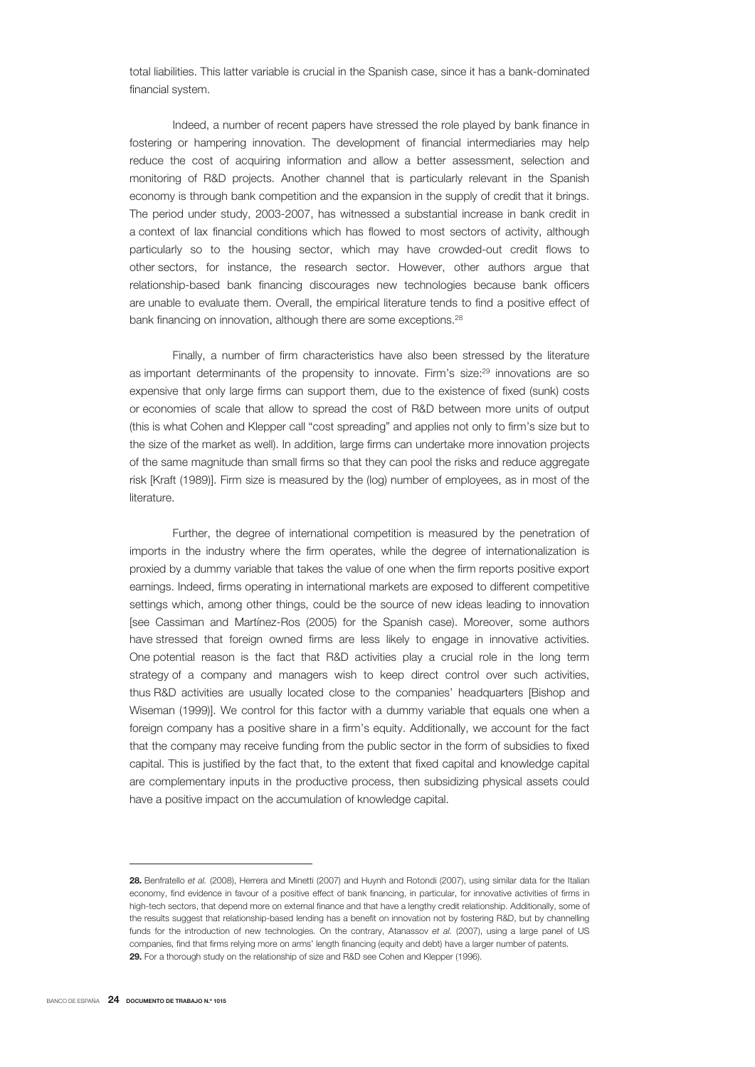total liabilities. This latter variable is crucial in the Spanish case, since it has a bank-dominated financial system.

Indeed, a number of recent papers have stressed the role played by bank finance in fostering or hampering innovation. The development of financial intermediaries may help reduce the cost of acquiring information and allow a better assessment, selection and monitoring of R&D projects. Another channel that is particularly relevant in the Spanish economy is through bank competition and the expansion in the supply of credit that it brings. The period under study, 2003-2007, has witnessed a substantial increase in bank credit in a context of lax financial conditions which has flowed to most sectors of activity, although particularly so to the housing sector, which may have crowded-out credit flows to other sectors, for instance, the research sector. However, other authors argue that relationship-based bank financing discourages new technologies because bank officers are unable to evaluate them. Overall, the empirical literature tends to find a positive effect of bank financing on innovation, although there are some exceptions.[28]

Finally, a number of firm characteristics have also been stressed by the literature as important determinants of the propensity to innovate. Firm's size:[29] innovations are so expensive that only large firms can support them, due to the existence of fixed (sunk) costs or economies of scale that allow to spread the cost of R&D between more units of output (this is what Cohen and Klepper call "cost spreading" and applies not only to firm's size but to the size of the market as well). In addition, large firms can undertake more innovation projects of the same magnitude than small firms so that they can pool the risks and reduce aggregate risk [Kraft (1989)]. Firm size is measured by the (log) number of employees, as in most of the literature.

Further, the degree of international competition is measured by the penetration of imports in the industry where the firm operates, while the degree of internationalization is proxied by a dummy variable that takes the value of one when the firm reports positive export earnings. Indeed, firms operating in international markets are exposed to different competitive settings which, among other things, could be the source of new ideas leading to innovation [see Cassiman and Martínez-Ros (2005) for the Spanish case). Moreover, some authors have stressed that foreign owned firms are less likely to engage in innovative activities. One potential reason is the fact that R&D activities play a crucial role in the long term strategy of a company and managers wish to keep direct control over such activities, thus R&D activities are usually located close to the companies' headquarters [Bishop and Wiseman (1999)]. We control for this factor with a dummy variable that equals one when a foreign company has a positive share in a firm's equity. Additionally, we account for the fact that the company may receive funding from the public sector in the form of subsidies to fixed capital. This is justified by the fact that, to the extent that fixed capital and knowledge capital are complementary inputs in the productive process, then subsidizing physical assets could have a positive impact on the accumulation of knowledge capital.

---

**28.** Benfratello *et al.* (2008), Herrera and Minetti (2007) and Huynh and Rotondi (2007), using similar data for the Italian economy, find evidence in favour of a positive effect of bank financing, in particular, for innovative activities of firms in high-tech sectors, that depend more on external finance and that have a lengthy credit relationship. Additionally, some of the results suggest that relationship-based lending has a benefit on innovation not by fostering R&D, but by channelling funds for the introduction of new technologies. On the contrary, Atanassov *et al.* (2007), using a large panel of US companies, find that firms relying more on arms' length financing (equity and debt) have a larger number of patents.

**29.** For a thorough study on the relationship of size and R&D see Cohen and Klepper (1996).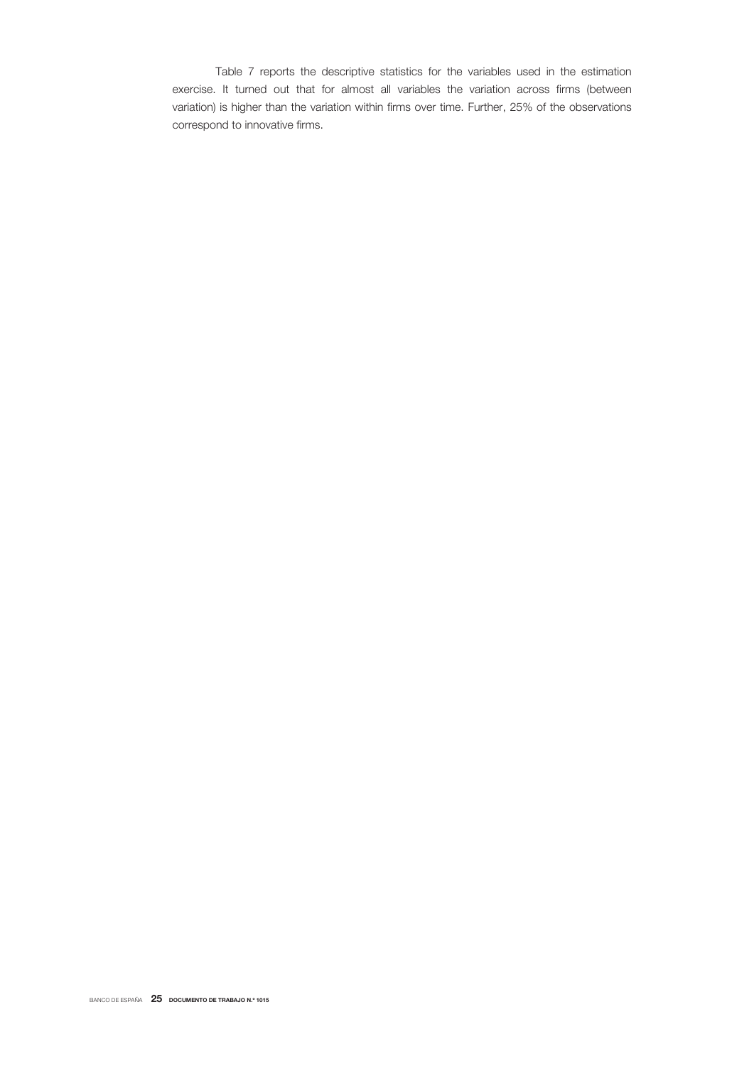Table 7 reports the descriptive statistics for the variables used in the estimation exercise. It turned out that for almost all variables the variation across firms (between variation) is higher than the variation within firms over time. Further, 25% of the observations correspond to innovative firms.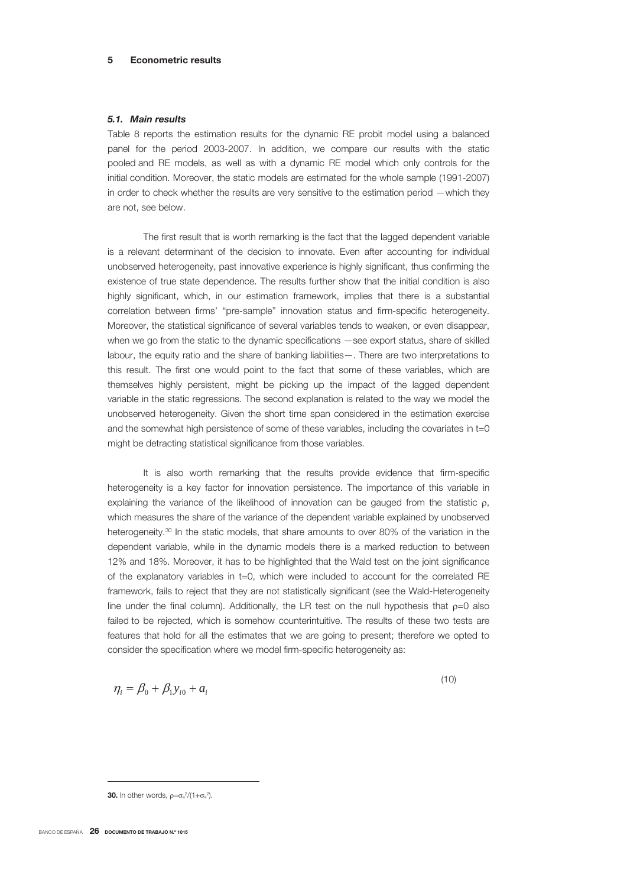## 5 Econometric results

### *5.1. Main results*

Table 8 reports the estimation results for the dynamic RE probit model using a balanced panel for the period 2003-2007. In addition, we compare our results with the static pooled and RE models, as well as with a dynamic RE model which only controls for the initial condition. Moreover, the static models are estimated for the whole sample (1991-2007) in order to check whether the results are very sensitive to the estimation period —which they are not, see below.

The first result that is worth remarking is the fact that the lagged dependent variable is a relevant determinant of the decision to innovate. Even after accounting for individual unobserved heterogeneity, past innovative experience is highly significant, thus confirming the existence of true state dependence. The results further show that the initial condition is also highly significant, which, in our estimation framework, implies that there is a substantial correlation between firms' "pre-sample" innovation status and firm-specific heterogeneity. Moreover, the statistical significance of several variables tends to weaken, or even disappear, when we go from the static to the dynamic specifications —see export status, share of skilled labour, the equity ratio and the share of banking liabilities—. There are two interpretations to this result. The first one would point to the fact that some of these variables, which are themselves highly persistent, might be picking up the impact of the lagged dependent variable in the static regressions. The second explanation is related to the way we model the unobserved heterogeneity. Given the short time span considered in the estimation exercise and the somewhat high persistence of some of these variables, including the covariates in t=0 might be detracting statistical significance from those variables.

It is also worth remarking that the results provide evidence that firm-specific heterogeneity is a key factor for innovation persistence. The importance of this variable in explaining the variance of the likelihood of innovation can be gauged from the statistic $\rho$, which measures the share of the variance of the dependent variable explained by unobserved heterogeneity.[30] In the static models, that share amounts to over 80% of the variation in the dependent variable, while in the dynamic models there is a marked reduction to between 12% and 18%. Moreover, it has to be highlighted that the Wald test on the joint significance of the explanatory variables in t=0, which were included to account for the correlated RE framework, fails to reject that they are not statistically significant (see the Wald-Heterogeneity line under the final column). Additionally, the LR test on the null hypothesis that $\rho$=0 also failed to be rejected, which is somehow counterintuitive. The results of these two tests are features that hold for all the estimates that we are going to present; therefore we opted to consider the specification where we model firm-specific heterogeneity as:

$$\eta_i = \beta_0 + \beta_1 y_{i0} + a_i \tag{10}$$

---

**30.** In other words, $\rho=\sigma_a^2/(1+\sigma_a^2)$.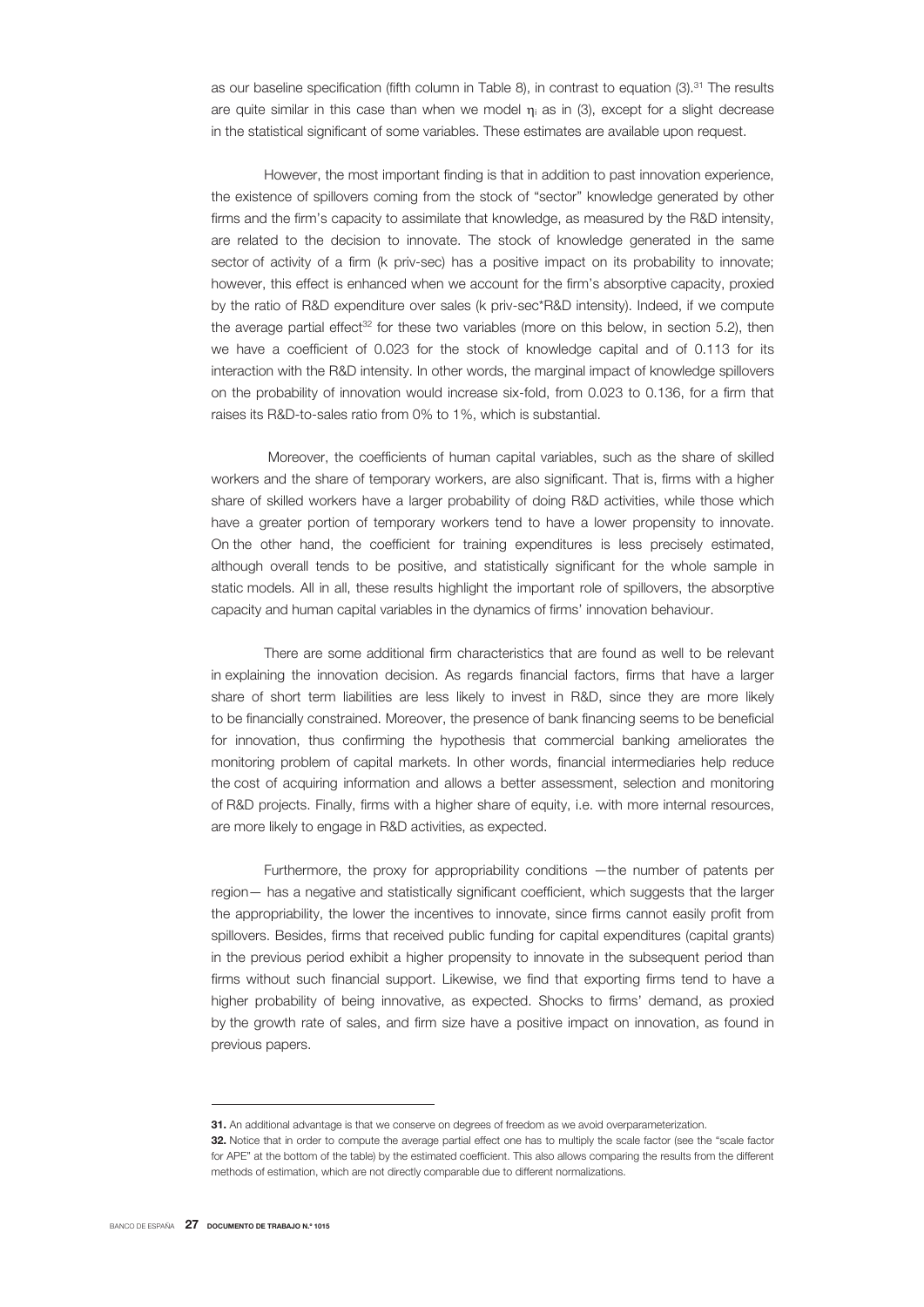as our baseline specification (fifth column in Table 8), in contrast to equation (3).[31] The results are quite similar in this case than when we model $\eta_i$ as in (3), except for a slight decrease in the statistical significant of some variables. These estimates are available upon request.

However, the most important finding is that in addition to past innovation experience, the existence of spillovers coming from the stock of "sector" knowledge generated by other firms and the firm's capacity to assimilate that knowledge, as measured by the R&D intensity, are related to the decision to innovate. The stock of knowledge generated in the same sector of activity of a firm (k priv-sec) has a positive impact on its probability to innovate; however, this effect is enhanced when we account for the firm's absorptive capacity, proxied by the ratio of R&D expenditure over sales (k priv-sec*R&D intensity). Indeed, if we compute the average partial effect[32] for these two variables (more on this below, in section 5.2), then we have a coefficient of 0.023 for the stock of knowledge capital and of 0.113 for its interaction with the R&D intensity. In other words, the marginal impact of knowledge spillovers on the probability of innovation would increase six-fold, from 0.023 to 0.136, for a firm that raises its R&D-to-sales ratio from 0% to 1%, which is substantial.

Moreover, the coefficients of human capital variables, such as the share of skilled workers and the share of temporary workers, are also significant. That is, firms with a higher share of skilled workers have a larger probability of doing R&D activities, while those which have a greater portion of temporary workers tend to have a lower propensity to innovate. On the other hand, the coefficient for training expenditures is less precisely estimated, although overall tends to be positive, and statistically significant for the whole sample in static models. All in all, these results highlight the important role of spillovers, the absorptive capacity and human capital variables in the dynamics of firms' innovation behaviour.

There are some additional firm characteristics that are found as well to be relevant in explaining the innovation decision. As regards financial factors, firms that have a larger share of short term liabilities are less likely to invest in R&D, since they are more likely to be financially constrained. Moreover, the presence of bank financing seems to be beneficial for innovation, thus confirming the hypothesis that commercial banking ameliorates the monitoring problem of capital markets. In other words, financial intermediaries help reduce the cost of acquiring information and allows a better assessment, selection and monitoring of R&D projects. Finally, firms with a higher share of equity, i.e. with more internal resources, are more likely to engage in R&D activities, as expected.

Furthermore, the proxy for appropriability conditions —the number of patents per region— has a negative and statistically significant coefficient, which suggests that the larger the appropriability, the lower the incentives to innovate, since firms cannot easily profit from spillovers. Besides, firms that received public funding for capital expenditures (capital grants) in the previous period exhibit a higher propensity to innovate in the subsequent period than firms without such financial support. Likewise, we find that exporting firms tend to have a higher probability of being innovative, as expected. Shocks to firms' demand, as proxied by the growth rate of sales, and firm size have a positive impact on innovation, as found in previous papers.

---

**31.** An additional advantage is that we conserve on degrees of freedom as we avoid overparameterization.

**32.** Notice that in order to compute the average partial effect one has to multiply the scale factor (see the "scale factor for APE" at the bottom of the table) by the estimated coefficient. This also allows comparing the results from the different methods of estimation, which are not directly comparable due to different normalizations.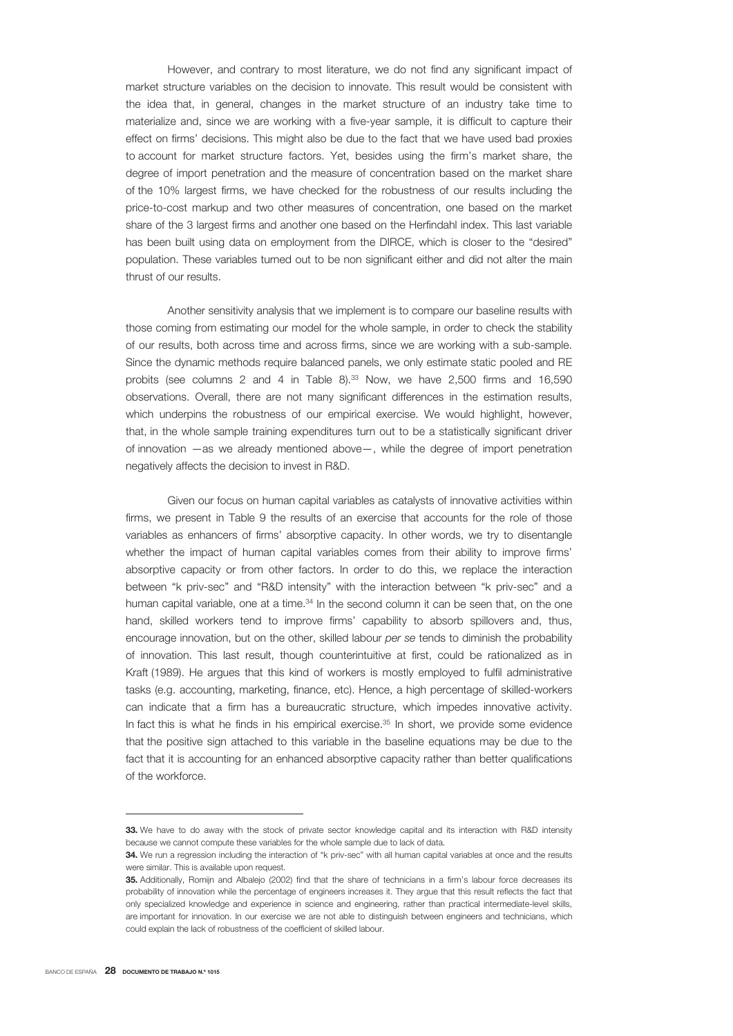However, and contrary to most literature, we do not find any significant impact of market structure variables on the decision to innovate. This result would be consistent with the idea that, in general, changes in the market structure of an industry take time to materialize and, since we are working with a five-year sample, it is difficult to capture their effect on firms' decisions. This might also be due to the fact that we have used bad proxies to account for market structure factors. Yet, besides using the firm's market share, the degree of import penetration and the measure of concentration based on the market share of the 10% largest firms, we have checked for the robustness of our results including the price-to-cost markup and two other measures of concentration, one based on the market share of the 3 largest firms and another one based on the Herfindahl index. This last variable has been built using data on employment from the DIRCE, which is closer to the "desired" population. These variables turned out to be non significant either and did not alter the main thrust of our results.

Another sensitivity analysis that we implement is to compare our baseline results with those coming from estimating our model for the whole sample, in order to check the stability of our results, both across time and across firms, since we are working with a sub-sample. Since the dynamic methods require balanced panels, we only estimate static pooled and RE probits (see columns 2 and 4 in Table 8).[33] Now, we have 2,500 firms and 16,590 observations. Overall, there are not many significant differences in the estimation results, which underpins the robustness of our empirical exercise. We would highlight, however, that, in the whole sample training expenditures turn out to be a statistically significant driver of innovation —as we already mentioned above—, while the degree of import penetration negatively affects the decision to invest in R&D.

Given our focus on human capital variables as catalysts of innovative activities within firms, we present in Table 9 the results of an exercise that accounts for the role of those variables as enhancers of firms' absorptive capacity. In other words, we try to disentangle whether the impact of human capital variables comes from their ability to improve firms' absorptive capacity or from other factors. In order to do this, we replace the interaction between "k priv-sec" and "R&D intensity" with the interaction between "k priv-sec" and a human capital variable, one at a time.[34] In the second column it can be seen that, on the one hand, skilled workers tend to improve firms' capability to absorb spillovers and, thus, encourage innovation, but on the other, skilled labour *per se* tends to diminish the probability of innovation. This last result, though counterintuitive at first, could be rationalized as in Kraft (1989). He argues that this kind of workers is mostly employed to fulfil administrative tasks (e.g. accounting, marketing, finance, etc). Hence, a high percentage of skilled-workers can indicate that a firm has a bureaucratic structure, which impedes innovative activity. In fact this is what he finds in his empirical exercise.[35] In short, we provide some evidence that the positive sign attached to this variable in the baseline equations may be due to the fact that it is accounting for an enhanced absorptive capacity rather than better qualifications of the workforce.

---

**33.** We have to do away with the stock of private sector knowledge capital and its interaction with R&D intensity because we cannot compute these variables for the whole sample due to lack of data.

**34.** We run a regression including the interaction of "k priv-sec" with all human capital variables at once and the results were similar. This is available upon request.

**35.** Additionally, Romijn and Albalejo (2002) find that the share of technicians in a firm's labour force decreases its probability of innovation while the percentage of engineers increases it. They argue that this result reflects the fact that only specialized knowledge and experience in science and engineering, rather than practical intermediate-level skills, are important for innovation. In our exercise we are not able to distinguish between engineers and technicians, which could explain the lack of robustness of the coefficient of skilled labour.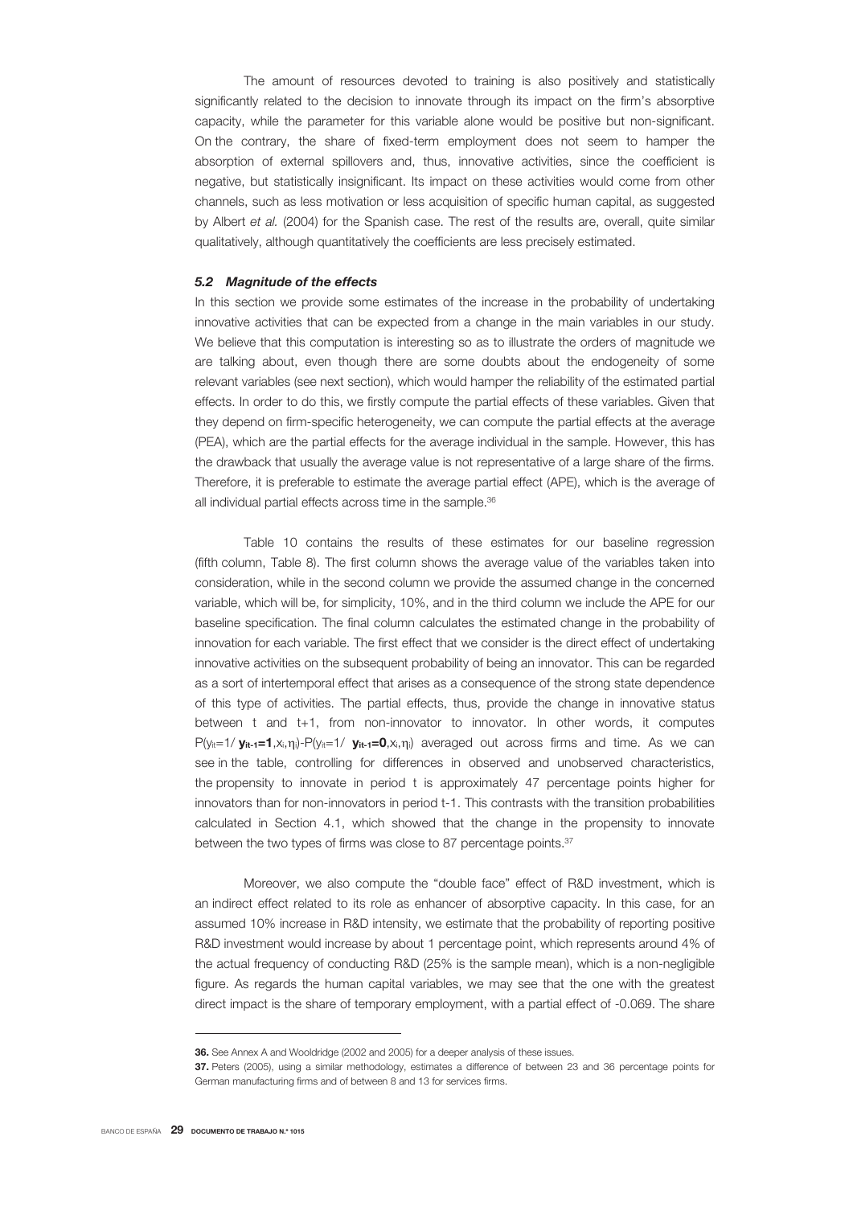The amount of resources devoted to training is also positively and statistically significantly related to the decision to innovate through its impact on the firm's absorptive capacity, while the parameter for this variable alone would be positive but non-significant. On the contrary, the share of fixed-term employment does not seem to hamper the absorption of external spillovers and, thus, innovative activities, since the coefficient is negative, but statistically insignificant. Its impact on these activities would come from other channels, such as less motivation or less acquisition of specific human capital, as suggested by Albert *et al.* (2004) for the Spanish case. The rest of the results are, overall, quite similar qualitatively, although quantitatively the coefficients are less precisely estimated.

### *5.2 Magnitude of the effects*

In this section we provide some estimates of the increase in the probability of undertaking innovative activities that can be expected from a change in the main variables in our study. We believe that this computation is interesting so as to illustrate the orders of magnitude we are talking about, even though there are some doubts about the endogeneity of some relevant variables (see next section), which would hamper the reliability of the estimated partial effects. In order to do this, we firstly compute the partial effects of these variables. Given that they depend on firm-specific heterogeneity, we can compute the partial effects at the average (PEA), which are the partial effects for the average individual in the sample. However, this has the drawback that usually the average value is not representative of a large share of the firms. Therefore, it is preferable to estimate the average partial effect (APE), which is the average of all individual partial effects across time in the sample.[36]

Table 10 contains the results of these estimates for our baseline regression (fifth column, Table 8). The first column shows the average value of the variables taken into consideration, while in the second column we provide the assumed change in the concerned variable, which will be, for simplicity, 10%, and in the third column we include the APE for our baseline specification. The final column calculates the estimated change in the probability of innovation for each variable. The first effect that we consider is the direct effect of undertaking innovative activities on the subsequent probability of being an innovator. This can be regarded as a sort of intertemporal effect that arises as a consequence of the strong state dependence of this type of activities. The partial effects, thus, provide the change in innovative status between t and t+1, from non-innovator to innovator. In other words, it computes $P(y_{it}=1/\ \mathbf{y_{it-1}=1},x_i,\eta_i)-P(y_{it}=1/\ \mathbf{y_{it-1}=0},x_i,\eta_i)$ averaged out across firms and time. As we can see in the table, controlling for differences in observed and unobserved characteristics, the propensity to innovate in period t is approximately 47 percentage points higher for innovators than for non-innovators in period t-1. This contrasts with the transition probabilities calculated in Section 4.1, which showed that the change in the propensity to innovate between the two types of firms was close to 87 percentage points.[37]

Moreover, we also compute the "double face" effect of R&D investment, which is an indirect effect related to its role as enhancer of absorptive capacity. In this case, for an assumed 10% increase in R&D intensity, we estimate that the probability of reporting positive R&D investment would increase by about 1 percentage point, which represents around 4% of the actual frequency of conducting R&D (25% is the sample mean), which is a non-negligible figure. As regards the human capital variables, we may see that the one with the greatest direct impact is the share of temporary employment, with a partial effect of -0.069. The share

**36.** See Annex A and Wooldridge (2002 and 2005) for a deeper analysis of these issues.

**37.** Peters (2005), using a similar methodology, estimates a difference of between 23 and 36 percentage points for German manufacturing firms and of between 8 and 13 for services firms.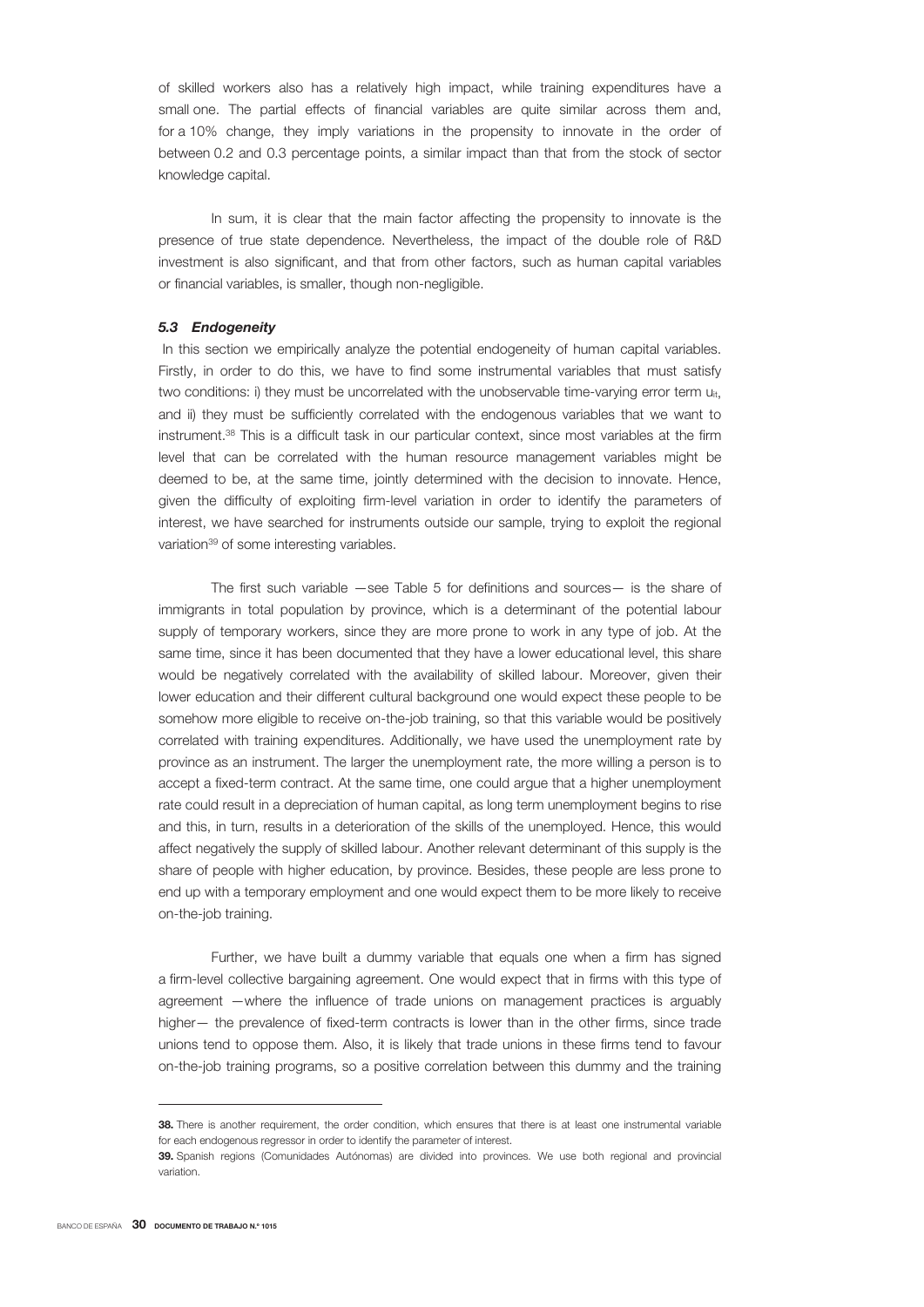of skilled workers also has a relatively high impact, while training expenditures have a small one. The partial effects of financial variables are quite similar across them and, for a 10% change, they imply variations in the propensity to innovate in the order of between 0.2 and 0.3 percentage points, a similar impact than that from the stock of sector knowledge capital.

In sum, it is clear that the main factor affecting the propensity to innovate is the presence of true state dependence. Nevertheless, the impact of the double role of R&D investment is also significant, and that from other factors, such as human capital variables or financial variables, is smaller, though non-negligible.

### *5.3 Endogeneity*

In this section we empirically analyze the potential endogeneity of human capital variables. Firstly, in order to do this, we have to find some instrumental variables that must satisfy two conditions: i) they must be uncorrelated with the unobservable time-varying error term $u_{it}$, and ii) they must be sufficiently correlated with the endogenous variables that we want to instrument.[38] This is a difficult task in our particular context, since most variables at the firm level that can be correlated with the human resource management variables might be deemed to be, at the same time, jointly determined with the decision to innovate. Hence, given the difficulty of exploiting firm-level variation in order to identify the parameters of interest, we have searched for instruments outside our sample, trying to exploit the regional variation[39] of some interesting variables.

The first such variable —see Table 5 for definitions and sources— is the share of immigrants in total population by province, which is a determinant of the potential labour supply of temporary workers, since they are more prone to work in any type of job. At the same time, since it has been documented that they have a lower educational level, this share would be negatively correlated with the availability of skilled labour. Moreover, given their lower education and their different cultural background one would expect these people to be somehow more eligible to receive on-the-job training, so that this variable would be positively correlated with training expenditures. Additionally, we have used the unemployment rate by province as an instrument. The larger the unemployment rate, the more willing a person is to accept a fixed-term contract. At the same time, one could argue that a higher unemployment rate could result in a depreciation of human capital, as long term unemployment begins to rise and this, in turn, results in a deterioration of the skills of the unemployed. Hence, this would affect negatively the supply of skilled labour. Another relevant determinant of this supply is the share of people with higher education, by province. Besides, these people are less prone to end up with a temporary employment and one would expect them to be more likely to receive on-the-job training.

Further, we have built a dummy variable that equals one when a firm has signed a firm-level collective bargaining agreement. One would expect that in firms with this type of agreement —where the influence of trade unions on management practices is arguably higher— the prevalence of fixed-term contracts is lower than in the other firms, since trade unions tend to oppose them. Also, it is likely that trade unions in these firms tend to favour on-the-job training programs, so a positive correlation between this dummy and the training

---

**38.** There is another requirement, the order condition, which ensures that there is at least one instrumental variable for each endogenous regressor in order to identify the parameter of interest.

**39.** Spanish regions (Comunidades Autónomas) are divided into provinces. We use both regional and provincial variation.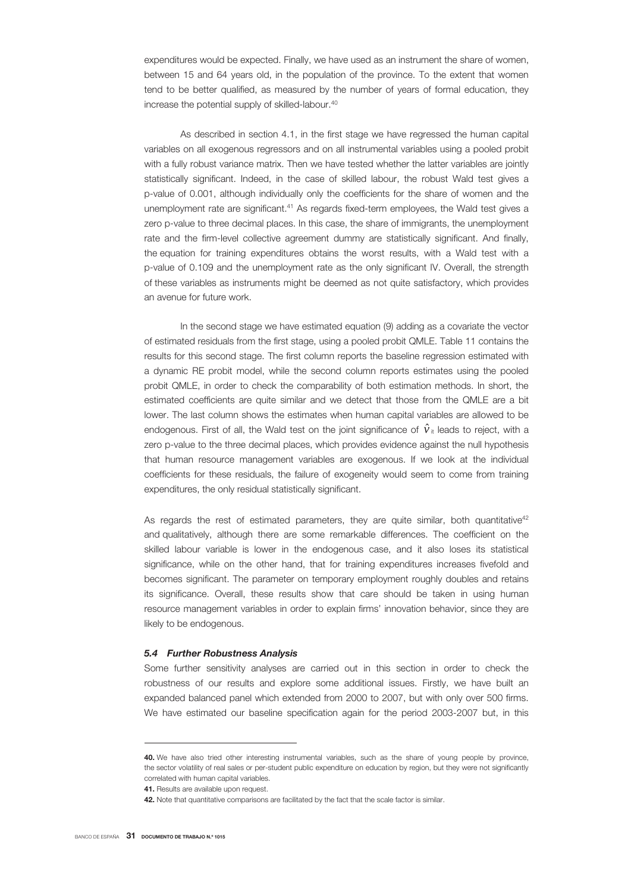expenditures would be expected. Finally, we have used as an instrument the share of women, between 15 and 64 years old, in the population of the province. To the extent that women tend to be better qualified, as measured by the number of years of formal education, they increase the potential supply of skilled-labour.[40]

As described in section 4.1, in the first stage we have regressed the human capital variables on all exogenous regressors and on all instrumental variables using a pooled probit with a fully robust variance matrix. Then we have tested whether the latter variables are jointly statistically significant. Indeed, in the case of skilled labour, the robust Wald test gives a p-value of 0.001, although individually only the coefficients for the share of women and the unemployment rate are significant.[41] As regards fixed-term employees, the Wald test gives a zero p-value to three decimal places. In this case, the share of immigrants, the unemployment rate and the firm-level collective agreement dummy are statistically significant. And finally, the equation for training expenditures obtains the worst results, with a Wald test with a p-value of 0.109 and the unemployment rate as the only significant IV. Overall, the strength of these variables as instruments might be deemed as not quite satisfactory, which provides an avenue for future work.

In the second stage we have estimated equation (9) adding as a covariate the vector of estimated residuals from the first stage, using a pooled probit QMLE. Table 11 contains the results for this second stage. The first column reports the baseline regression estimated with a dynamic RE probit model, while the second column reports estimates using the pooled probit QMLE, in order to check the comparability of both estimation methods. In short, the estimated coefficients are quite similar and we detect that those from the QMLE are a bit lower. The last column shows the estimates when human capital variables are allowed to be endogenous. First of all, the Wald test on the joint significance of $\hat{\nu}_{it}$ leads to reject, with a zero p-value to the three decimal places, which provides evidence against the null hypothesis that human resource management variables are exogenous. If we look at the individual coefficients for these residuals, the failure of exogeneity would seem to come from training expenditures, the only residual statistically significant.

As regards the rest of estimated parameters, they are quite similar, both quantitative[42] and qualitatively, although there are some remarkable differences. The coefficient on the skilled labour variable is lower in the endogenous case, and it also loses its statistical significance, while on the other hand, that for training expenditures increases fivefold and becomes significant. The parameter on temporary employment roughly doubles and retains its significance. Overall, these results show that care should be taken in using human resource management variables in order to explain firms' innovation behavior, since they are likely to be endogenous.

### *5.4 Further Robustness Analysis*

Some further sensitivity analyses are carried out in this section in order to check the robustness of our results and explore some additional issues. Firstly, we have built an expanded balanced panel which extended from 2000 to 2007, but with only over 500 firms. We have estimated our baseline specification again for the period 2003-2007 but, in this

---

**40.** We have also tried other interesting instrumental variables, such as the share of young people by province, the sector volatility of real sales or per-student public expenditure on education by region, but they were not significantly correlated with human capital variables.

**41.** Results are available upon request.

**42.** Note that quantitative comparisons are facilitated by the fact that the scale factor is similar.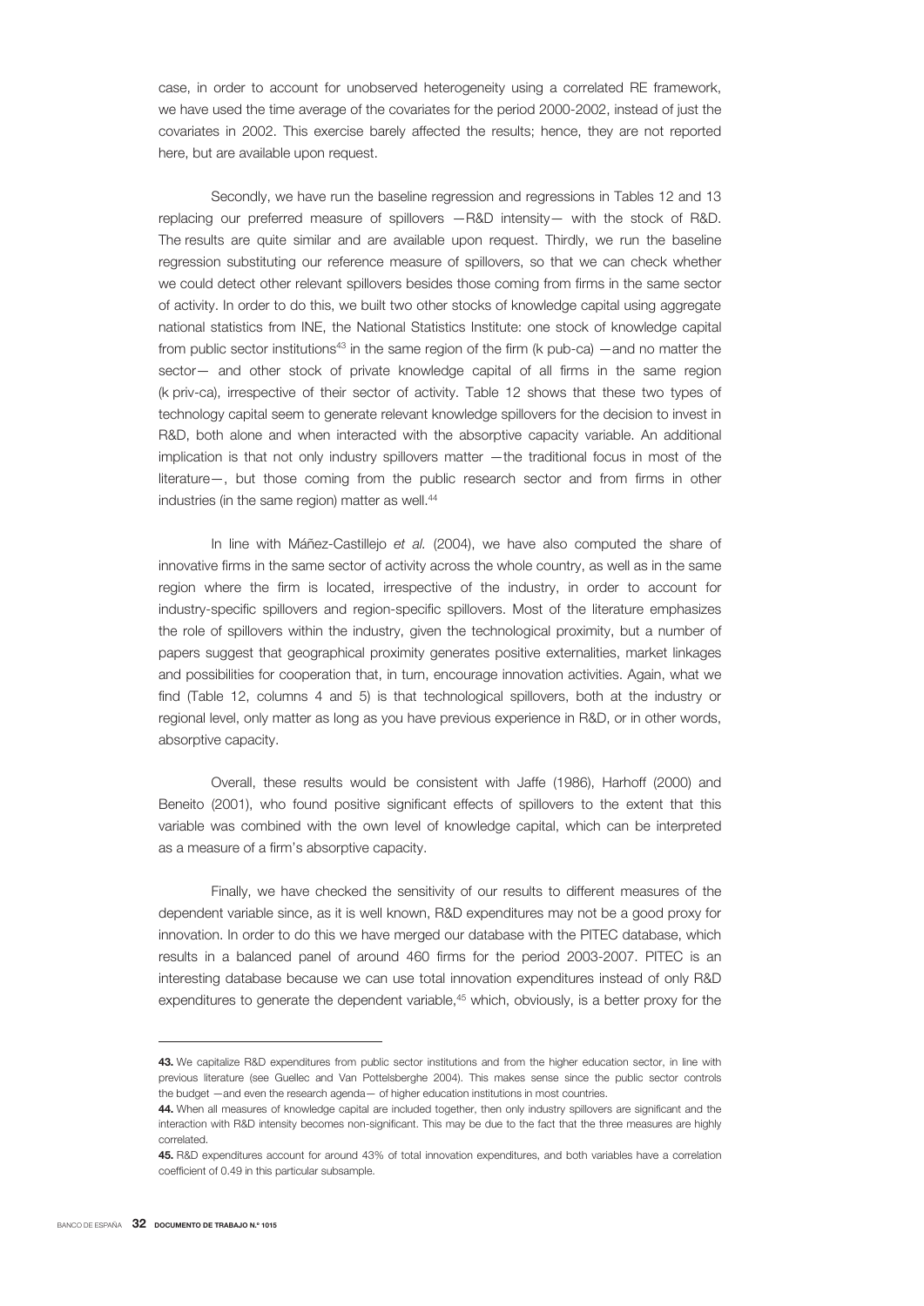case, in order to account for unobserved heterogeneity using a correlated RE framework, we have used the time average of the covariates for the period 2000-2002, instead of just the covariates in 2002. This exercise barely affected the results; hence, they are not reported here, but are available upon request.

Secondly, we have run the baseline regression and regressions in Tables 12 and 13 replacing our preferred measure of spillovers —R&D intensity— with the stock of R&D. The results are quite similar and are available upon request. Thirdly, we run the baseline regression substituting our reference measure of spillovers, so that we can check whether we could detect other relevant spillovers besides those coming from firms in the same sector of activity. In order to do this, we built two other stocks of knowledge capital using aggregate national statistics from INE, the National Statistics Institute: one stock of knowledge capital from public sector institutions[43] in the same region of the firm (k pub-ca) —and no matter the sector— and other stock of private knowledge capital of all firms in the same region (k priv-ca), irrespective of their sector of activity. Table 12 shows that these two types of technology capital seem to generate relevant knowledge spillovers for the decision to invest in R&D, both alone and when interacted with the absorptive capacity variable. An additional implication is that not only industry spillovers matter —the traditional focus in most of the literature—, but those coming from the public research sector and from firms in other industries (in the same region) matter as well.[44]

In line with Máñez-Castillejo *et al.* (2004), we have also computed the share of innovative firms in the same sector of activity across the whole country, as well as in the same region where the firm is located, irrespective of the industry, in order to account for industry-specific spillovers and region-specific spillovers. Most of the literature emphasizes the role of spillovers within the industry, given the technological proximity, but a number of papers suggest that geographical proximity generates positive externalities, market linkages and possibilities for cooperation that, in turn, encourage innovation activities. Again, what we find (Table 12, columns 4 and 5) is that technological spillovers, both at the industry or regional level, only matter as long as you have previous experience in R&D, or in other words, absorptive capacity.

Overall, these results would be consistent with Jaffe (1986), Harhoff (2000) and Beneito (2001), who found positive significant effects of spillovers to the extent that this variable was combined with the own level of knowledge capital, which can be interpreted as a measure of a firm's absorptive capacity.

Finally, we have checked the sensitivity of our results to different measures of the dependent variable since, as it is well known, R&D expenditures may not be a good proxy for innovation. In order to do this we have merged our database with the PITEC database, which results in a balanced panel of around 460 firms for the period 2003-2007. PITEC is an interesting database because we can use total innovation expenditures instead of only R&D expenditures to generate the dependent variable,[45] which, obviously, is a better proxy for the

---

**43.** We capitalize R&D expenditures from public sector institutions and from the higher education sector, in line with previous literature (see Guellec and Van Pottelsberghe 2004). This makes sense since the public sector controls the budget —and even the research agenda— of higher education institutions in most countries.

**44.** When all measures of knowledge capital are included together, then only industry spillovers are significant and the interaction with R&D intensity becomes non-significant. This may be due to the fact that the three measures are highly correlated.

**45.** R&D expenditures account for around 43% of total innovation expenditures, and both variables have a correlation coefficient of 0.49 in this particular subsample.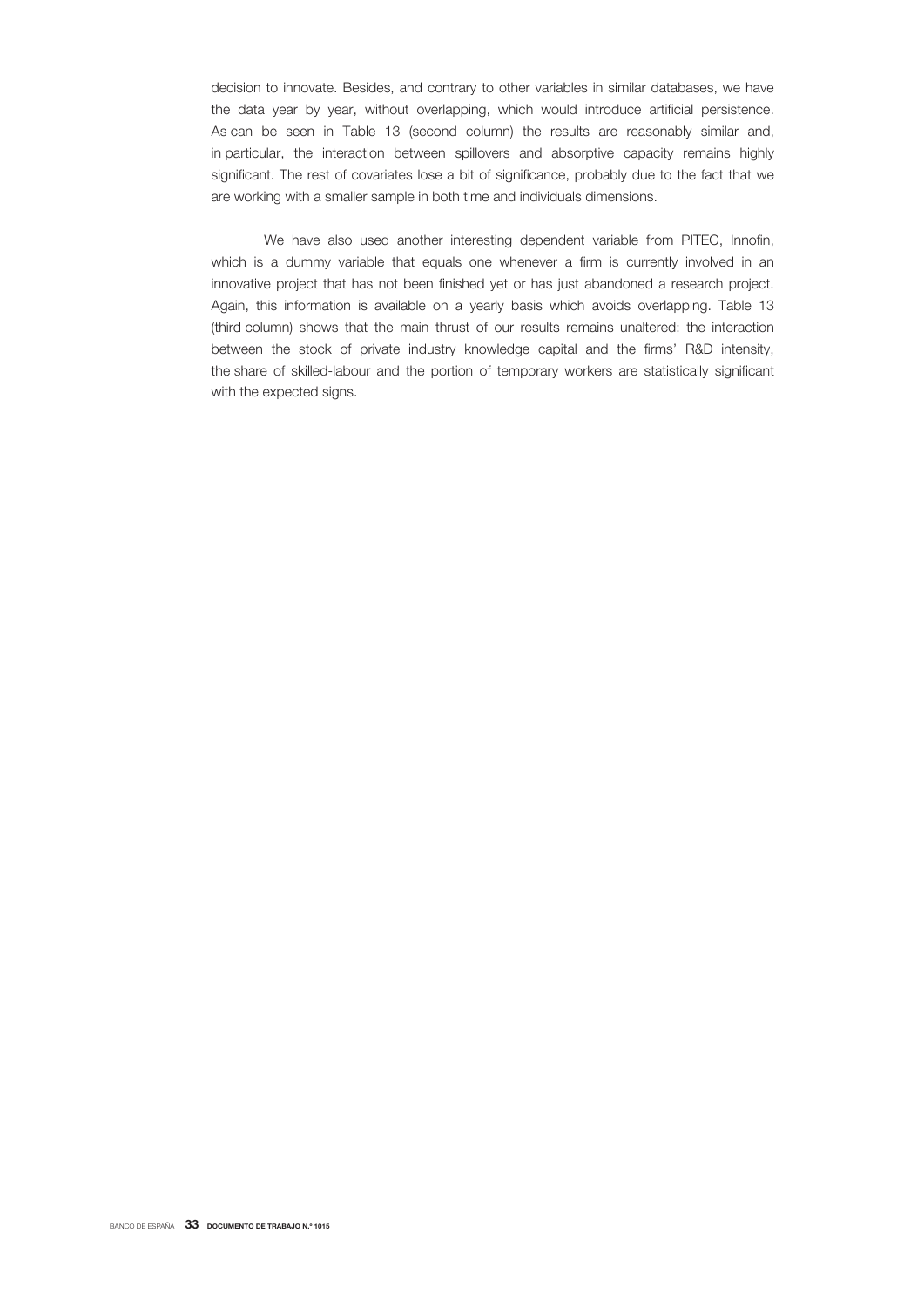decision to innovate. Besides, and contrary to other variables in similar databases, we have the data year by year, without overlapping, which would introduce artificial persistence. As can be seen in Table 13 (second column) the results are reasonably similar and, in particular, the interaction between spillovers and absorptive capacity remains highly significant. The rest of covariates lose a bit of significance, probably due to the fact that we are working with a smaller sample in both time and individuals dimensions.

We have also used another interesting dependent variable from PITEC, Innofin, which is a dummy variable that equals one whenever a firm is currently involved in an innovative project that has not been finished yet or has just abandoned a research project. Again, this information is available on a yearly basis which avoids overlapping. Table 13 (third column) shows that the main thrust of our results remains unaltered: the interaction between the stock of private industry knowledge capital and the firms' R&D intensity, the share of skilled-labour and the portion of temporary workers are statistically significant with the expected signs.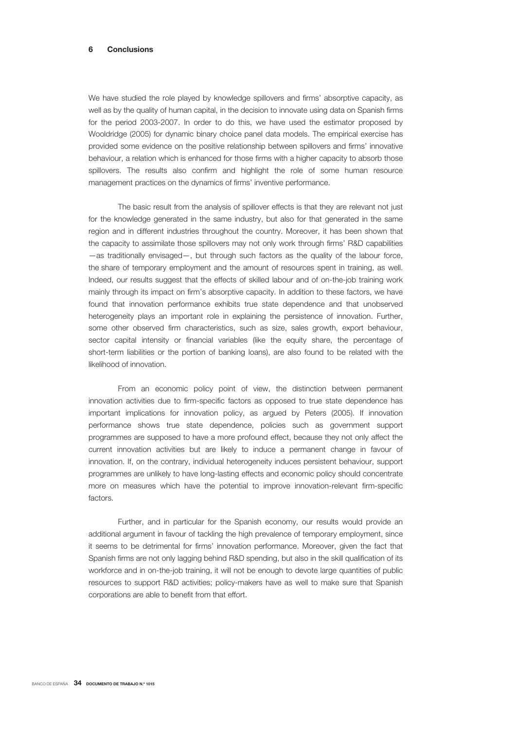## 6 Conclusions

We have studied the role played by knowledge spillovers and firms' absorptive capacity, as well as by the quality of human capital, in the decision to innovate using data on Spanish firms for the period 2003-2007. In order to do this, we have used the estimator proposed by Wooldridge (2005) for dynamic binary choice panel data models. The empirical exercise has provided some evidence on the positive relationship between spillovers and firms' innovative behaviour, a relation which is enhanced for those firms with a higher capacity to absorb those spillovers. The results also confirm and highlight the role of some human resource management practices on the dynamics of firms' inventive performance.

The basic result from the analysis of spillover effects is that they are relevant not just for the knowledge generated in the same industry, but also for that generated in the same region and in different industries throughout the country. Moreover, it has been shown that the capacity to assimilate those spillovers may not only work through firms' R&D capabilities —as traditionally envisaged—, but through such factors as the quality of the labour force, the share of temporary employment and the amount of resources spent in training, as well. Indeed, our results suggest that the effects of skilled labour and of on-the-job training work mainly through its impact on firm's absorptive capacity. In addition to these factors, we have found that innovation performance exhibits true state dependence and that unobserved heterogeneity plays an important role in explaining the persistence of innovation. Further, some other observed firm characteristics, such as size, sales growth, export behaviour, sector capital intensity or financial variables (like the equity share, the percentage of short-term liabilities or the portion of banking loans), are also found to be related with the likelihood of innovation.

From an economic policy point of view, the distinction between permanent innovation activities due to firm-specific factors as opposed to true state dependence has important implications for innovation policy, as argued by Peters (2005). If innovation performance shows true state dependence, policies such as government support programmes are supposed to have a more profound effect, because they not only affect the current innovation activities but are likely to induce a permanent change in favour of innovation. If, on the contrary, individual heterogeneity induces persistent behaviour, support programmes are unlikely to have long-lasting effects and economic policy should concentrate more on measures which have the potential to improve innovation-relevant firm-specific factors.

Further, and in particular for the Spanish economy, our results would provide an additional argument in favour of tackling the high prevalence of temporary employment, since it seems to be detrimental for firms' innovation performance. Moreover, given the fact that Spanish firms are not only lagging behind R&D spending, but also in the skill qualification of its workforce and in on-the-job training, it will not be enough to devote large quantities of public resources to support R&D activities; policy-makers have as well to make sure that Spanish corporations are able to benefit from that effort.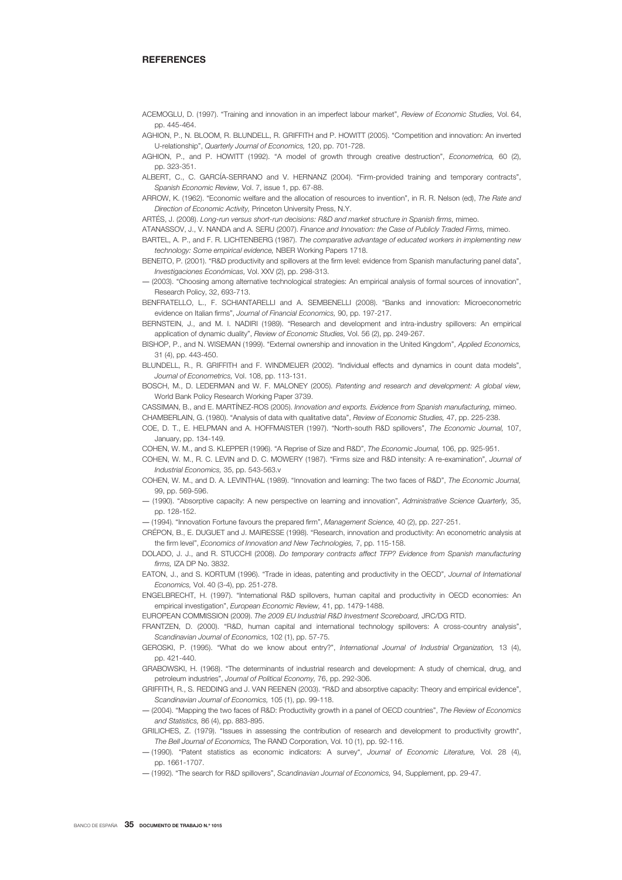## REFERENCES

ACEMOGLU, D. (1997). "Training and innovation in an imperfect labour market", *Review of Economic Studies,* Vol. 64, pp. 445-464.

AGHION, P., N. BLOOM, R. BLUNDELL, R. GRIFFITH and P. HOWITT (2005). "Competition and innovation: An inverted U-relationship", *Quarterly Journal of Economics,* 120, pp. 701-728.

AGHION, P., and P. HOWITT (1992). "A model of growth through creative destruction", *Econometrica,* 60 (2), pp. 323-351.

ALBERT, C., C. GARCÍA-SERRANO and V. HERNANZ (2004). "Firm-provided training and temporary contracts", *Spanish Economic Review,* Vol. 7, issue 1, pp. 67-88.

ARROW, K. (1962). "Economic welfare and the allocation of resources to invention", in R. R. Nelson (ed), *The Rate and Direction of Economic Activity,* Princeton University Press, N.Y.

ARTÉS, J. (2008). *Long-run versus short-run decisions: R&D and market structure in Spanish firms,* mimeo.

ATANASSOV, J., V. NANDA and A. SERU (2007). *Finance and Innovation: the Case of Publicly Traded Firms,* mimeo.

BARTEL, A. P., and F. R. LICHTENBERG (1987). *The comparative advantage of educated workers in implementing new technology: Some empirical evidence,* NBER Working Papers 1718.

BENEITO, P. (2001). "R&D productivity and spillovers at the firm level: evidence from Spanish manufacturing panel data", *Investigaciones Económicas,* Vol. XXV (2), pp. 298-313.

— (2003). "Choosing among alternative technological strategies: An empirical analysis of formal sources of innovation", Research Policy, 32, 693-713.

BENFRATELLO, L., F. SCHIANTARELLI and A. SEMBENELLI (2008). "Banks and innovation: Microeconometric evidence on Italian firms", *Journal of Financial Economics,* 90, pp. 197-217.

BERNSTEIN, J., and M. I. NADIRI (1989). "Research and development and intra-industry spillovers: An empirical application of dynamic duality", *Review of Economic Studies,* Vol. 56 (2), pp. 249-267.

BISHOP, P., and N. WISEMAN (1999). "External ownership and innovation in the United Kingdom", *Applied Economics,* 31 (4), pp. 443-450.

BLUNDELL, R., R. GRIFFITH and F. WINDMEIJER (2002). "Individual effects and dynamics in count data models", *Journal of Econometrics,* Vol. 108, pp. 113-131.

BOSCH, M., D. LEDERMAN and W. F. MALONEY (2005). *Patenting and research and development: A global view,* World Bank Policy Research Working Paper 3739.

CASSIMAN, B., and E. MARTÍNEZ-ROS (2005). *Innovation and exports. Evidence from Spanish manufacturing,* mimeo.

CHAMBERLAIN, G. (1980). "Analysis of data with qualitative data", *Review of Economic Studies,* 47, pp. 225-238.

COE, D. T., E. HELPMAN and A. HOFFMAISTER (1997). "North-south R&D spillovers", *The Economic Journal,* 107, January, pp. 134-149.

COHEN, W. M., and S. KLEPPER (1996). "A Reprise of Size and R&D", *The Economic Journal,* 106, pp. 925-951.

COHEN, W. M., R. C. LEVIN and D. C. MOWERY (1987). "Firms size and R&D intensity: A re-examination", *Journal of Industrial Economics,* 35, pp. 543-563.v

COHEN, W. M., and D. A. LEVINTHAL (1989). "Innovation and learning: The two faces of R&D", *The Economic Journal,* 99, pp. 569-596.

— (1990). "Absorptive capacity: A new perspective on learning and innovation", *Administrative Science Quarterly,* 35, pp. 128-152.

— (1994). "Innovation Fortune favours the prepared firm", *Management Science,* 40 (2), pp. 227-251.

CRÉPON, B., E. DUGUET and J. MAIRESSE (1998). "Research, innovation and productivity: An econometric analysis at the firm level", *Economics of Innovation and New Technologies,* 7, pp. 115-158.

DOLADO, J. J., and R. STUCCHI (2008). *Do temporary contracts affect TFP? Evidence from Spanish manufacturing firms,* IZA DP No. 3832.

EATON, J., and S. KORTUM (1996). "Trade in ideas, patenting and productivity in the OECD", *Journal of International Economics,* Vol. 40 (3-4), pp. 251-278.

ENGELBRECHT, H. (1997). "International R&D spillovers, human capital and productivity in OECD economies: An empirical investigation", *European Economic Review,* 41, pp. 1479-1488.

EUROPEAN COMMISSION (2009). *The 2009 EU Industrial R&D Investment Scoreboard,* JRC/DG RTD.

FRANTZEN, D. (2000). "R&D, human capital and international technology spillovers: A cross-country analysis", *Scandinavian Journal of Economics,* 102 (1), pp. 57-75.

GEROSKI, P. (1995). "What do we know about entry?", *International Journal of Industrial Organization,* 13 (4), pp. 421-440.

GRABOWSKI, H. (1968). "The determinants of industrial research and development: A study of chemical, drug, and petroleum industries", *Journal of Political Economy,* 76, pp. 292-306.

GRIFFITH, R., S. REDDING and J. VAN REENEN (2003). "R&D and absorptive capacity: Theory and empirical evidence", *Scandinavian Journal of Economics,* 105 (1), pp. 99-118.

— (2004). "Mapping the two faces of R&D: Productivity growth in a panel of OECD countries", *The Review of Economics and Statistics,* 86 (4), pp. 883-895.

GRILICHES, Z. (1979). "Issues in assessing the contribution of research and development to productivity growth", *The Bell Journal of Economics,* The RAND Corporation, Vol. 10 (1), pp. 92-116.

— (1990). "Patent statistics as economic indicators: A survey", *Journal of Economic Literature,* Vol. 28 (4), pp. 1661-1707.

— (1992). "The search for R&D spillovers", *Scandinavian Journal of Economics,* 94, Supplement, pp. 29-47.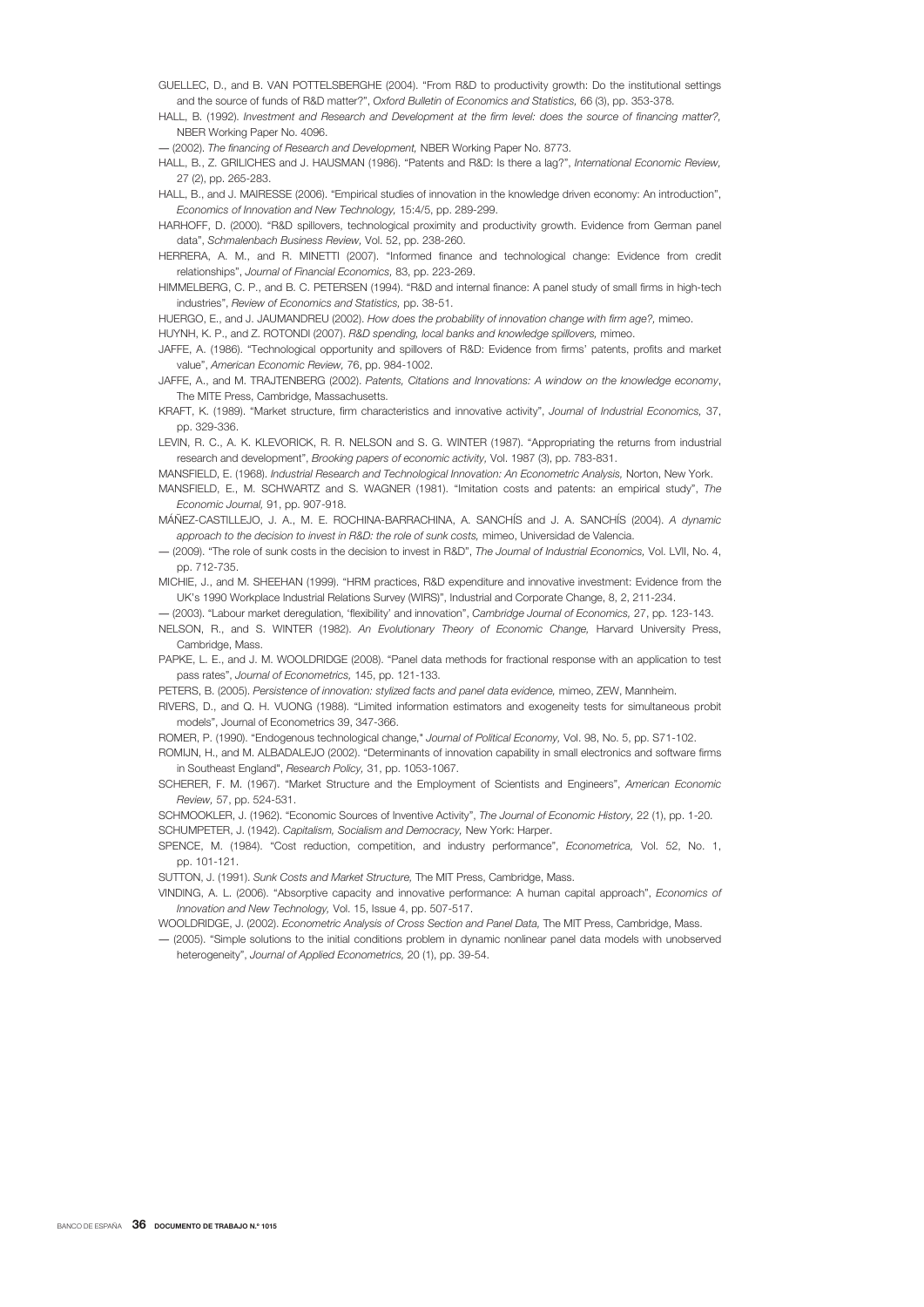GUELLEC, D., and B. VAN POTTELSBERGHE (2004). "From R&D to productivity growth: Do the institutional settings and the source of funds of R&D matter?", *Oxford Bulletin of Economics and Statistics,* 66 (3), pp. 353-378.

HALL, B. (1992). *Investment and Research and Development at the firm level: does the source of financing matter?,* NBER Working Paper No. 4096.

— (2002). *The financing of Research and Development,* NBER Working Paper No. 8773.

HALL, B., Z. GRILICHES and J. HAUSMAN (1986). "Patents and R&D: Is there a lag?", *International Economic Review,* 27 (2), pp. 265-283.

HALL, B., and J. MAIRESSE (2006). "Empirical studies of innovation in the knowledge driven economy: An introduction", *Economics of Innovation and New Technology,* 15:4/5, pp. 289-299.

HARHOFF, D. (2000). "R&D spillovers, technological proximity and productivity growth. Evidence from German panel data", *Schmalenbach Business Review*, Vol. 52, pp. 238-260.

HERRERA, A. M., and R. MINETTI (2007). "Informed finance and technological change: Evidence from credit relationships", *Journal of Financial Economics,* 83, pp. 223-269.

HIMMELBERG, C. P., and B. C. PETERSEN (1994). "R&D and internal finance: A panel study of small firms in high-tech industries", *Review of Economics and Statistics,* pp. 38-51.

HUERGO, E., and J. JAUMANDREU (2002). *How does the probability of innovation change with firm age?,* mimeo.

HUYNH, K. P., and Z. ROTONDI (2007). *R&D spending, local banks and knowledge spillovers,* mimeo.

JAFFE, A. (1986). "Technological opportunity and spillovers of R&D: Evidence from firms' patents, profits and market value", *American Economic Review,* 76, pp. 984-1002.

JAFFE, A., and M. TRAJTENBERG (2002). *Patents, Citations and Innovations: A window on the knowledge economy*, The MITE Press, Cambridge, Massachusetts.

KRAFT, K. (1989). "Market structure, firm characteristics and innovative activity", *Journal of Industrial Economics,* 37, pp. 329-336.

LEVIN, R. C., A. K. KLEVORICK, R. R. NELSON and S. G. WINTER (1987). "Appropriating the returns from industrial research and development", *Brooking papers of economic activity,* Vol. 1987 (3), pp. 783-831.

MANSFIELD, E. (1968). *Industrial Research and Technological Innovation: An Econometric Analysis,* Norton, New York.

MANSFIELD, E., M. SCHWARTZ and S. WAGNER (1981). "Imitation costs and patents: an empirical study", *The Economic Journal,* 91, pp. 907-918.

MÁÑEZ-CASTILLEJO, J. A., M. E. ROCHINA-BARRACHINA, A. SANCHÍS and J. A. SANCHÍS (2004). *A dynamic approach to the decision to invest in R&D: the role of sunk costs,* mimeo, Universidad de Valencia.

— (2009). "The role of sunk costs in the decision to invest in R&D", *The Journal of Industrial Economics,* Vol. LVII, No. 4, pp. 712-735.

MICHIE, J., and M. SHEEHAN (1999). "HRM practices, R&D expenditure and innovative investment: Evidence from the UK's 1990 Workplace Industrial Relations Survey (WIRS)", Industrial and Corporate Change, 8, 2, 211-234.

— (2003). "Labour market deregulation, 'flexibility' and innovation", *Cambridge Journal of Economics,* 27, pp. 123-143.

NELSON, R., and S. WINTER (1982). *An Evolutionary Theory of Economic Change,* Harvard University Press, Cambridge, Mass.

PAPKE, L. E., and J. M. WOOLDRIDGE (2008). "Panel data methods for fractional response with an application to test pass rates", *Journal of Econometrics,* 145, pp. 121-133.

PETERS, B. (2005). *Persistence of innovation: stylized facts and panel data evidence,* mimeo, ZEW, Mannheim.

RIVERS, D., and Q. H. VUONG (1988). "Limited information estimators and exogeneity tests for simultaneous probit models", Journal of Econometrics 39, 347-366.

ROMER, P. (1990). "Endogenous technological change," *Journal of Political Economy,* Vol. 98, No. 5, pp. S71-102.

ROMIJN, H., and M. ALBADALEJO (2002). "Determinants of innovation capability in small electronics and software firms in Southeast England", *Research Policy,* 31, pp. 1053-1067.

SCHERER, F. M. (1967). "Market Structure and the Employment of Scientists and Engineers", *American Economic Review,* 57, pp. 524-531.

SCHMOOKLER, J. (1962). "Economic Sources of Inventive Activity", *The Journal of Economic History*, 22 (1), pp. 1-20.

SCHUMPETER, J. (1942). *Capitalism, Socialism and Democracy,* New York: Harper.

SPENCE, M. (1984). "Cost reduction, competition, and industry performance", *Econometrica,* Vol. 52, No. 1, pp. 101-121.

SUTTON, J. (1991). *Sunk Costs and Market Structure,* The MIT Press, Cambridge, Mass.

VINDING, A. L. (2006). "Absorptive capacity and innovative performance: A human capital approach", *Economics of Innovation and New Technology,* Vol. 15, Issue 4, pp. 507-517.

WOOLDRIDGE, J. (2002). *Econometric Analysis of Cross Section and Panel Data,* The MIT Press, Cambridge, Mass.

— (2005). "Simple solutions to the initial conditions problem in dynamic nonlinear panel data models with unobserved heterogeneity", *Journal of Applied Econometrics,* 20 (1), pp. 39-54.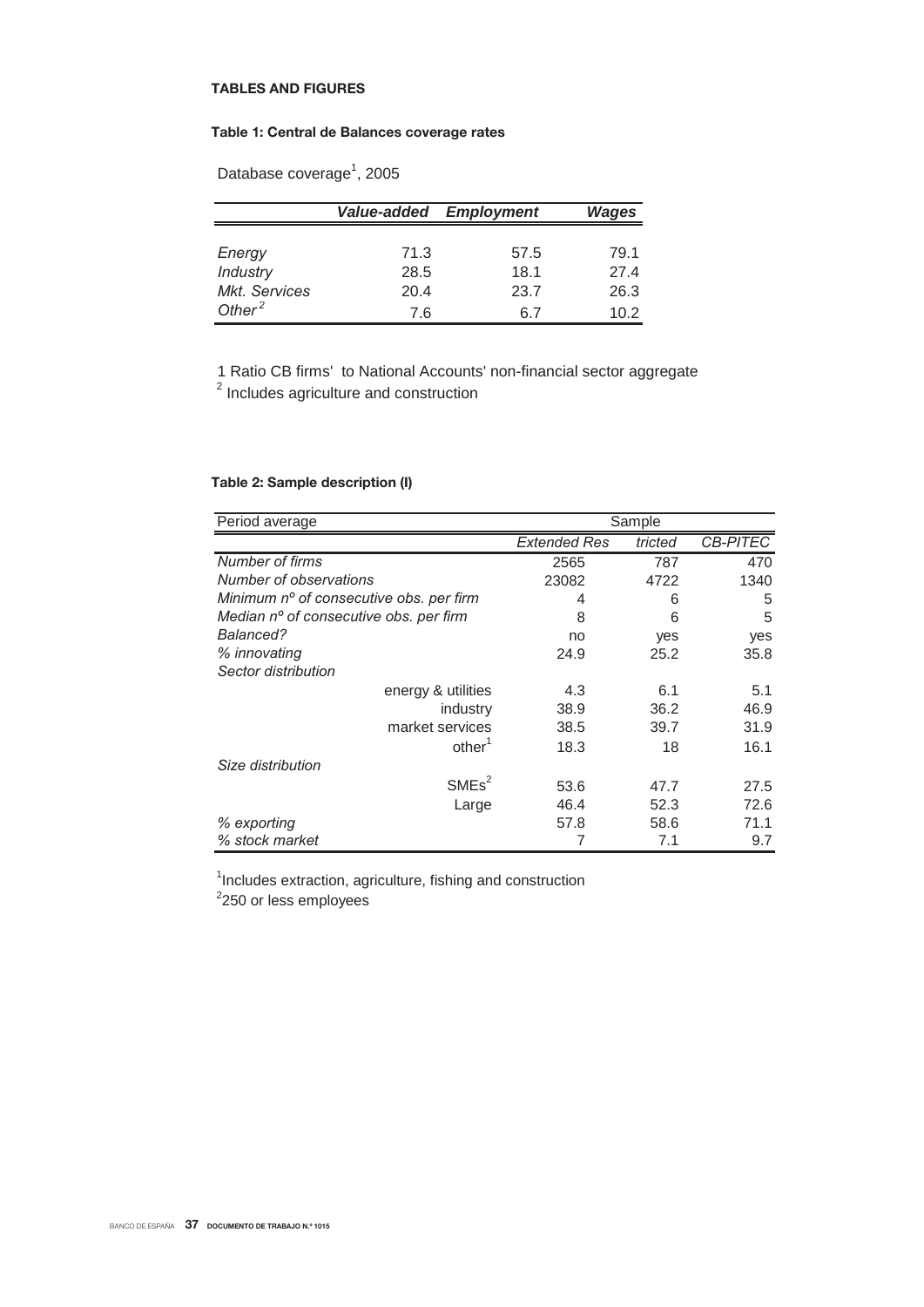## TABLES AND FIGURES

### Table 1: Central de Balances coverage rates

Database coverage[1], 2005

| | *Value-added* | *Employment* | *Wages* |
|---|---|---|---|
| *Energy* | 71.3 | 57.5 | 79.1 |
| *Industry* | 28.5 | 18.1 | 27.4 |
| *Mkt. Services* | 20.4 | 23.7 | 26.3 |
| *Other*[2] | 7.6 | 6.7 | 10.2 |

1 Ratio CB firms' to National Accounts' non-financial sector aggregate
[2] Includes agriculture and construction

### Table 2: Sample description (I)

| Period average | Sample | | |
|---|---|---|---|
| | *Extended* | *Restricted* | *CB-PITEC* |
| *Number of firms* | 2565 | 787 | 470 |
| *Number of observations* | 23082 | 4722 | 1340 |
| *Minimum nº of consecutive obs. per firm* | 4 | 6 | 5 |
| *Median nº of consecutive obs. per firm* | 8 | 6 | 5 |
| *Balanced?* | no | yes | yes |
| *% innovating* | 24.9 | 25.2 | 35.8 |
| *Sector distribution* | | | |
| energy & utilities | 4.3 | 6.1 | 5.1 |
| industry | 38.9 | 36.2 | 46.9 |
| market services | 38.5 | 39.7 | 31.9 |
| other[1] | 18.3 | 18 | 16.1 |
| *Size distribution* | | | |
| SMEs[2] | 53.6 | 47.7 | 27.5 |
| Large | 46.4 | 52.3 | 72.6 |
| *% exporting* | 57.8 | 58.6 | 71.1 |
| *% stock market* | 7 | 7.1 | 9.7 |

[1]Includes extraction, agriculture, fishing and construction
[2]250 or less employees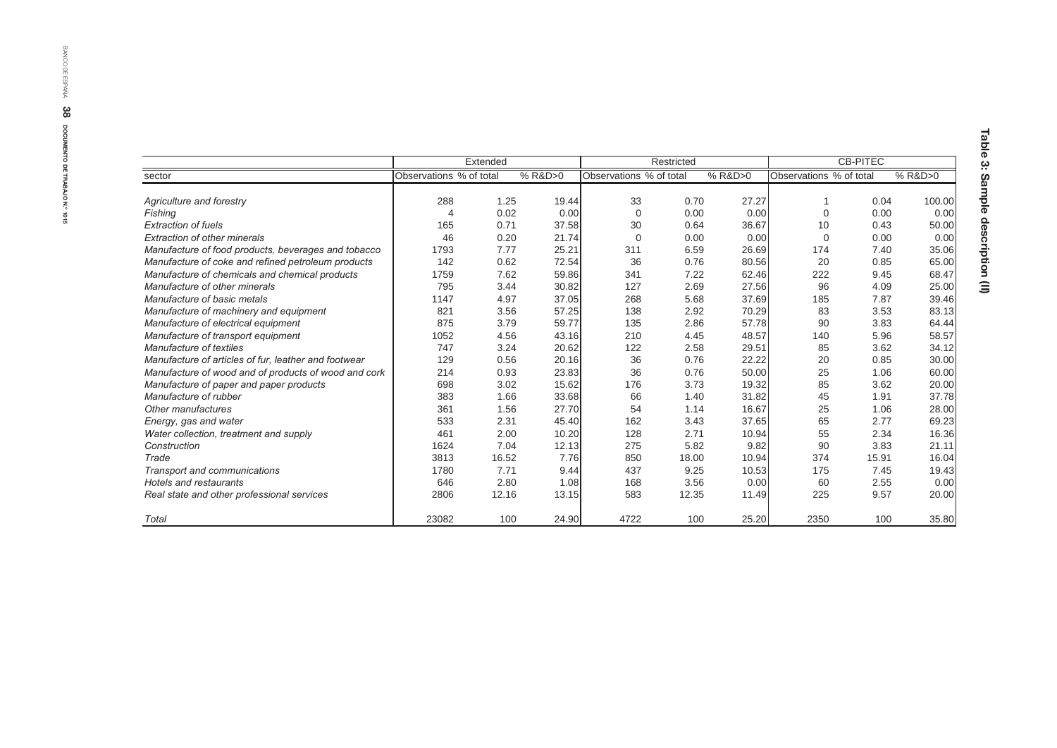# Table 3: Sample description (II)

| sector | Extended | | | Restricted | | | CB-PITEC | | |
|---|---|---|---|---|---|---|---|---|---|
| | Observations | % of total | % R&D>0 | Observations | % of total | % R&D>0 | Observations | % of total | % R&D>0 |
| *Agriculture and forestry* | 288 | 1.25 | 19.44 | 33 | 0.70 | 27.27 | 1 | 0.04 | 100.00 |
| *Fishing* | 4 | 0.02 | 0.00 | 0 | 0.00 | 0.00 | 0 | 0.00 | 0.00 |
| *Extraction of fuels* | 165 | 0.71 | 37.58 | 30 | 0.64 | 36.67 | 10 | 0.43 | 50.00 |
| *Extraction of other minerals* | 46 | 0.20 | 21.74 | 0 | 0.00 | 0.00 | 0 | 0.00 | 0.00 |
| *Manufacture of food products, beverages and tobacco* | 1793 | 7.77 | 25.21 | 311 | 6.59 | 26.69 | 174 | 7.40 | 35.06 |
| *Manufacture of coke and refined petroleum products* | 142 | 0.62 | 72.54 | 36 | 0.76 | 80.56 | 20 | 0.85 | 65.00 |
| *Manufacture of chemicals and chemical products* | 1759 | 7.62 | 59.86 | 341 | 7.22 | 62.46 | 222 | 9.45 | 68.47 |
| *Manufacture of other minerals* | 795 | 3.44 | 30.82 | 127 | 2.69 | 27.56 | 96 | 4.09 | 25.00 |
| *Manufacture of basic metals* | 1147 | 4.97 | 37.05 | 268 | 5.68 | 37.69 | 185 | 7.87 | 39.46 |
| *Manufacture of machinery and equipment* | 821 | 3.56 | 57.25 | 138 | 2.92 | 70.29 | 83 | 3.53 | 83.13 |
| *Manufacture of electrical equipment* | 875 | 3.79 | 59.77 | 135 | 2.86 | 57.78 | 90 | 3.83 | 64.44 |
| *Manufacture of transport equipment* | 1052 | 4.56 | 43.16 | 210 | 4.45 | 48.57 | 140 | 5.96 | 58.57 |
| *Manufacture of textiles* | 747 | 3.24 | 20.62 | 122 | 2.58 | 29.51 | 85 | 3.62 | 34.12 |
| *Manufacture of articles of fur, leather and footwear* | 129 | 0.56 | 20.16 | 36 | 0.76 | 22.22 | 20 | 0.85 | 30.00 |
| *Manufacture of wood and of products of wood and cork* | 214 | 0.93 | 23.83 | 36 | 0.76 | 50.00 | 25 | 1.06 | 60.00 |
| *Manufacture of paper and paper products* | 698 | 3.02 | 15.62 | 176 | 3.73 | 19.32 | 85 | 3.62 | 20.00 |
| *Manufacture of rubber* | 383 | 1.66 | 33.68 | 66 | 1.40 | 31.82 | 45 | 1.91 | 37.78 |
| *Other manufactures* | 361 | 1.56 | 27.70 | 54 | 1.14 | 16.67 | 25 | 1.06 | 28.00 |
| *Energy, gas and water* | 533 | 2.31 | 45.40 | 162 | 3.43 | 37.65 | 65 | 2.77 | 69.23 |
| *Water collection, treatment and supply* | 461 | 2.00 | 10.20 | 128 | 2.71 | 10.94 | 55 | 2.34 | 16.36 |
| *Construction* | 1624 | 7.04 | 12.13 | 275 | 5.82 | 9.82 | 90 | 3.83 | 21.11 |
| *Trade* | 3813 | 16.52 | 7.76 | 850 | 18.00 | 10.94 | 374 | 15.91 | 16.04 |
| *Transport and communications* | 1780 | 7.71 | 9.44 | 437 | 9.25 | 10.53 | 175 | 7.45 | 19.43 |
| *Hotels and restaurants* | 646 | 2.80 | 1.08 | 168 | 3.56 | 0.00 | 60 | 2.55 | 0.00 |
| *Real state and other professional services* | 2806 | 12.16 | 13.15 | 583 | 12.35 | 11.49 | 225 | 9.57 | 20.00 |
| *Total* | 23082 | 100 | 24.90 | 4722 | 100 | 25.20 | 2350 | 100 | 35.80 |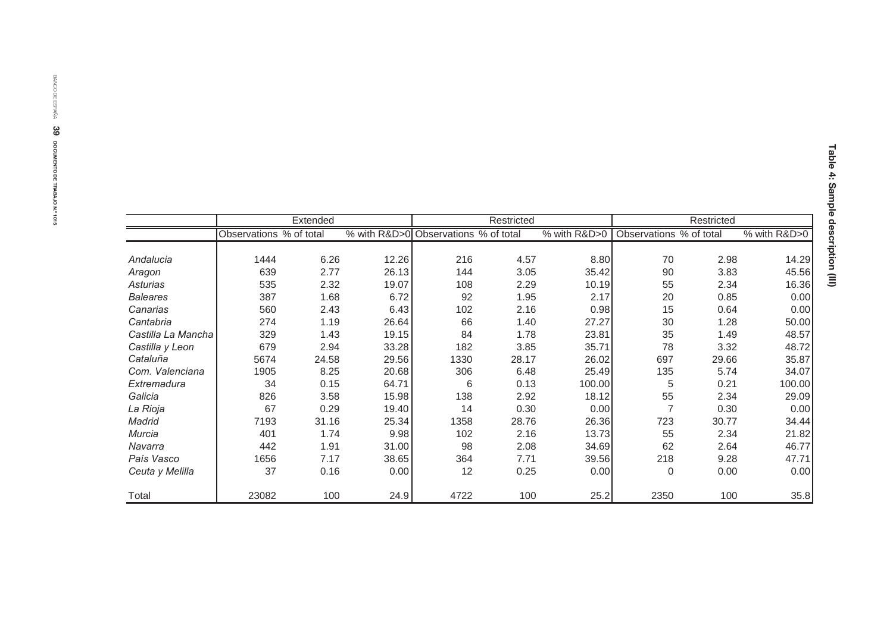# Table 4: Sample description (III)

| | Extended | | | Restricted | | | Restricted | | |
|---|---|---|---|---|---|---|---|---|---|
| | Observations | % of total | % with R&D>0 | Observations | % of total | % with R&D>0 | Observations | % of total | % with R&D>0 |
| *Andalucia* | 1444 | 6.26 | 12.26 | 216 | 4.57 | 8.80 | 70 | 2.98 | 14.29 |
| *Aragon* | 639 | 2.77 | 26.13 | 144 | 3.05 | 35.42 | 90 | 3.83 | 45.56 |
| *Asturias* | 535 | 2.32 | 19.07 | 108 | 2.29 | 10.19 | 55 | 2.34 | 16.36 |
| *Baleares* | 387 | 1.68 | 6.72 | 92 | 1.95 | 2.17 | 20 | 0.85 | 0.00 |
| *Canarias* | 560 | 2.43 | 6.43 | 102 | 2.16 | 0.98 | 15 | 0.64 | 0.00 |
| *Cantabria* | 274 | 1.19 | 26.64 | 66 | 1.40 | 27.27 | 30 | 1.28 | 50.00 |
| *Castilla La Mancha* | 329 | 1.43 | 19.15 | 84 | 1.78 | 23.81 | 35 | 1.49 | 48.57 |
| *Castilla y Leon* | 679 | 2.94 | 33.28 | 182 | 3.85 | 35.71 | 78 | 3.32 | 48.72 |
| *Cataluña* | 5674 | 24.58 | 29.56 | 1330 | 28.17 | 26.02 | 697 | 29.66 | 35.87 |
| *Com. Valenciana* | 1905 | 8.25 | 20.68 | 306 | 6.48 | 25.49 | 135 | 5.74 | 34.07 |
| *Extremadura* | 34 | 0.15 | 64.71 | 6 | 0.13 | 100.00 | 5 | 0.21 | 100.00 |
| *Galicia* | 826 | 3.58 | 15.98 | 138 | 2.92 | 18.12 | 55 | 2.34 | 29.09 |
| *La Rioja* | 67 | 0.29 | 19.40 | 14 | 0.30 | 0.00 | 7 | 0.30 | 0.00 |
| *Madrid* | 7193 | 31.16 | 25.34 | 1358 | 28.76 | 26.36 | 723 | 30.77 | 34.44 |
| *Murcia* | 401 | 1.74 | 9.98 | 102 | 2.16 | 13.73 | 55 | 2.34 | 21.82 |
| *Navarra* | 442 | 1.91 | 31.00 | 98 | 2.08 | 34.69 | 62 | 2.64 | 46.77 |
| *País Vasco* | 1656 | 7.17 | 38.65 | 364 | 7.71 | 39.56 | 218 | 9.28 | 47.71 |
| *Ceuta y Melilla* | 37 | 0.16 | 0.00 | 12 | 0.25 | 0.00 | 0 | 0.00 | 0.00 |
| Total | 23082 | 100 | 24.9 | 4722 | 100 | 25.2 | 2350 | 100 | 35.8 |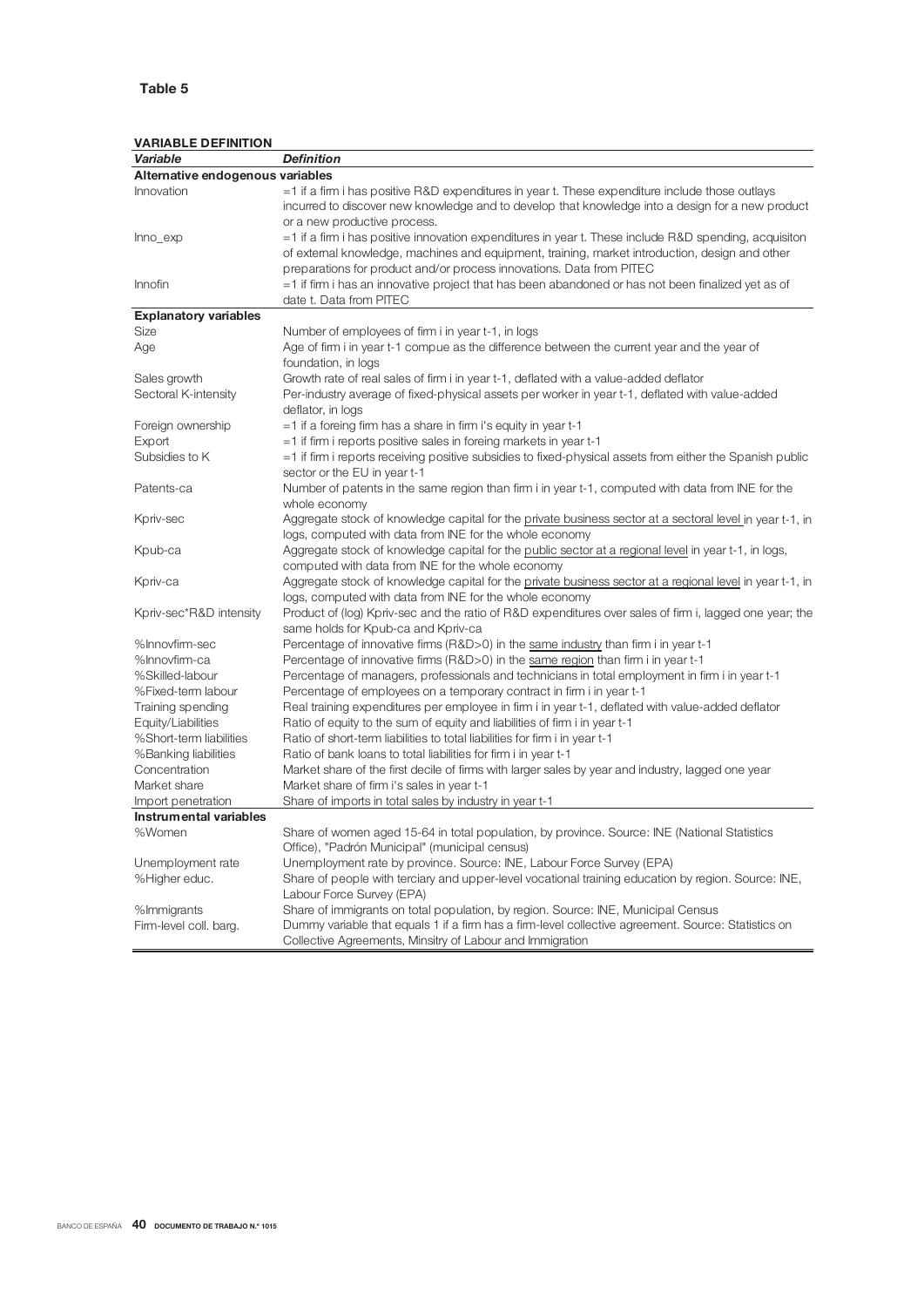**Table 5**

**VARIABLE DEFINITION**

| *Variable* | *Definition* |
|---|---|
| **Alternative endogenous variables** | |
| Innovation | =1 if a firm i has positive R&D expenditures in year t. These expenditure include those outlays incurred to discover new knowledge and to develop that knowledge into a design for a new product or a new productive process. |
| Inno_exp | =1 if a firm i has positive innovation expenditures in year t. These include R&D spending, acquisiton of external knowledge, machines and equipment, training, market introduction, design and other preparations for product and/or process innovations. Data from PITEC |
| Innofin | =1 if firm i has an innovative project that has been abandoned or has not been finalized yet as of date t. Data from PITEC |
| **Explanatory variables** | |
| Size | Number of employees of firm i in year t-1, in logs |
| Age | Age of firm i in year t-1 compue as the difference between the current year and the year of foundation, in logs |
| Sales growth | Growth rate of real sales of firm i in year t-1, deflated with a value-added deflator |
| Sectoral K-intensity | Per-industry average of fixed-physical assets per worker in year t-1, deflated with value-added deflator, in logs |
| Foreign ownership | =1 if a foreing firm has a share in firm i's equity in year t-1 |
| Export | =1 if firm i reports positive sales in foreing markets in year t-1 |
| Subsidies to K | =1 if firm i reports receiving positive subsidies to fixed-physical assets from either the Spanish public sector or the EU in year t-1 |
| Patents-ca | Number of patents in the same region than firm i in year t-1, computed with data from INE for the whole economy |
| Kpriv-sec | Aggregate stock of knowledge capital for the private business sector at a sectoral level in year t-1, in logs, computed with data from INE for the whole economy |
| Kpub-ca | Aggregate stock of knowledge capital for the public sector at a regional level in year t-1, in logs, computed with data from INE for the whole economy |
| Kpriv-ca | Aggregate stock of knowledge capital for the private business sector at a regional level in year t-1, in logs, computed with data from INE for the whole economy |
| Kpriv-sec*R&D intensity | Product of (log) Kpriv-sec and the ratio of R&D expenditures over sales of firm i, lagged one year; the same holds for Kpub-ca and Kpriv-ca |
| %Innovfirm-sec | Percentage of innovative firms (R&D>0) in the same industry than firm i in year t-1 |
| %Innovfirm-ca | Percentage of innovative firms (R&D>0) in the same region than firm i in year t-1 |
| %Skilled-labour | Percentage of managers, professionals and technicians in total employment in firm i in year t-1 |
| %Fixed-term labour | Percentage of employees on a temporary contract in firm i in year t-1 |
| Training spending | Real training expenditures per employee in firm i in year t-1, deflated with value-added deflator |
| Equity/Liabilities | Ratio of equity to the sum of equity and liabilities of firm i in year t-1 |
| %Short-term liabilities | Ratio of short-term liabilities to total liabilities for firm i in year t-1 |
| %Banking liabilities | Ratio of bank loans to total liabilities for firm i in year t-1 |
| Concentration | Market share of the first decile of firms with larger sales by year and industry, lagged one year |
| Market share | Market share of firm i's sales in year t-1 |
| Import penetration | Share of imports in total sales by industry in year t-1 |
| **Instrumental variables** | |
| %Women | Share of women aged 15-64 in total population, by province. Source: INE (National Statistics Office), "Padrón Municipal" (municipal census) |
| Unemployment rate | Unemployment rate by province. Source: INE, Labour Force Survey (EPA) |
| %Higher educ. | Share of people with terciary and upper-level vocational training education by region. Source: INE, Labour Force Survey (EPA) |
| %Immigrants | Share of immigrants on total population, by region. Source: INE, Municipal Census |
| Firm-level coll. barg. | Dummy variable that equals 1 if a firm has a firm-level collective agreement. Source: Statistics on Collective Agreements, Minsitry of Labour and Immigration |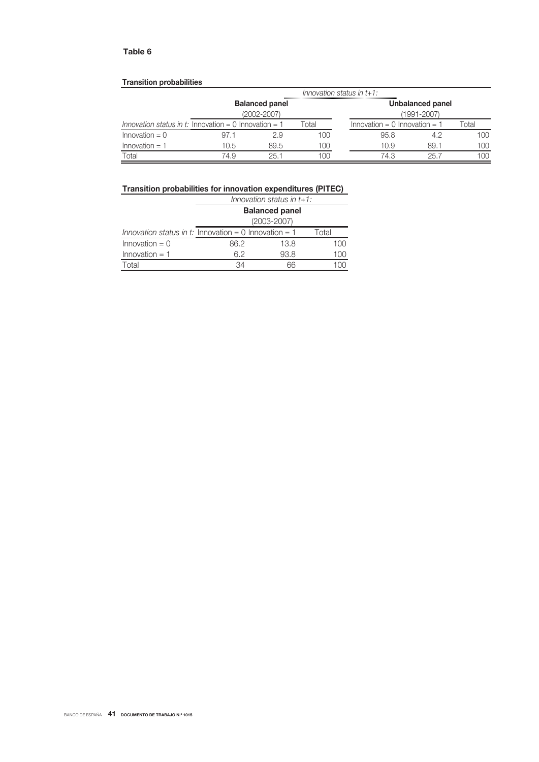**Table 6**

**Transition probabilities**

| | *Innovation status in t+1:* | | | | | |
|---|---|---|---|---|---|---|
| | **Balanced panel** (2002-2007) | | | **Unbalanced panel** (1991-2007) | | |
| *Innovation status in t:* | Innovation = 0 | Innovation = 1 | Total | Innovation = 0 | Innovation = 1 | Total |
| Innovation = 0 | 97.1 | 2.9 | 100 | 95.8 | 4.2 | 100 |
| Innovation = 1 | 10.5 | 89.5 | 100 | 10.9 | 89.1 | 100 |
| Total | 74.9 | 25.1 | 100 | 74.3 | 25.7 | 100 |

**Transition probabilities for innovation expenditures (PITEC)**

| | *Innovation status in t+1:* | | |
|---|---|---|---|
| | **Balanced panel** (2003-2007) | | |
| *Innovation status in t:* | Innovation = 0 | Innovation = 1 | Total |
| Innovation = 0 | 86.2 | 13.8 | 100 |
| Innovation = 1 | 6.2 | 93.8 | 100 |
| Total | 34 | 66 | 100 |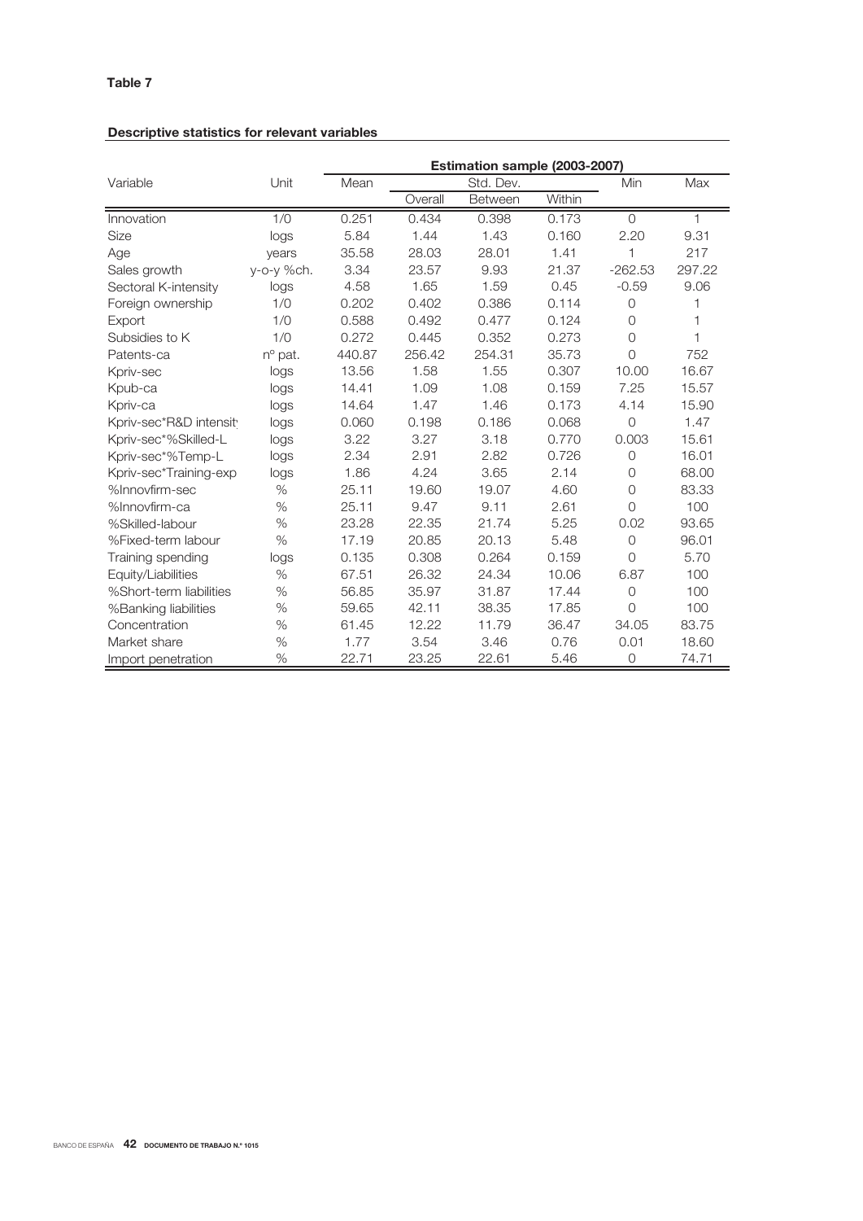**Table 7**

**Descriptive statistics for relevant variables**

| Variable | Unit | Estimation sample (2003-2007) | | | | | |
|---|---|---|---|---|---|---|---|
| | | Mean | Std. Dev. | | | Min | Max |
| | | | Overall | Between | Within | | |
| Innovation | 1/0 | 0.251 | 0.434 | 0.398 | 0.173 | 0 | 1 |
| Size | logs | 5.84 | 1.44 | 1.43 | 0.160 | 2.20 | 9.31 |
| Age | years | 35.58 | 28.03 | 28.01 | 1.41 | 1 | 217 |
| Sales growth | y-o-y %ch. | 3.34 | 23.57 | 9.93 | 21.37 | -262.53 | 297.22 |
| Sectoral K-intensity | logs | 4.58 | 1.65 | 1.59 | 0.45 | -0.59 | 9.06 |
| Foreign ownership | 1/0 | 0.202 | 0.402 | 0.386 | 0.114 | 0 | 1 |
| Export | 1/0 | 0.588 | 0.492 | 0.477 | 0.124 | 0 | 1 |
| Subsidies to K | 1/0 | 0.272 | 0.445 | 0.352 | 0.273 | 0 | 1 |
| Patents-ca | nº pat. | 440.87 | 256.42 | 254.31 | 35.73 | 0 | 752 |
| Kpriv-sec | logs | 13.56 | 1.58 | 1.55 | 0.307 | 10.00 | 16.67 |
| Kpub-ca | logs | 14.41 | 1.09 | 1.08 | 0.159 | 7.25 | 15.57 |
| Kpriv-ca | logs | 14.64 | 1.47 | 1.46 | 0.173 | 4.14 | 15.90 |
| Kpriv-sec*R&D intensity | logs | 0.060 | 0.198 | 0.186 | 0.068 | 0 | 1.47 |
| Kpriv-sec*%Skilled-L | logs | 3.22 | 3.27 | 3.18 | 0.770 | 0.003 | 15.61 |
| Kpriv-sec*%Temp-L | logs | 2.34 | 2.91 | 2.82 | 0.726 | 0 | 16.01 |
| Kpriv-sec*Training-exp | logs | 1.86 | 4.24 | 3.65 | 2.14 | 0 | 68.00 |
| %Innovfirm-sec | % | 25.11 | 19.60 | 19.07 | 4.60 | 0 | 83.33 |
| %Innovfirm-ca | % | 25.11 | 9.47 | 9.11 | 2.61 | 0 | 100 |
| %Skilled-labour | % | 23.28 | 22.35 | 21.74 | 5.25 | 0.02 | 93.65 |
| %Fixed-term labour | % | 17.19 | 20.85 | 20.13 | 5.48 | 0 | 96.01 |
| Training spending | logs | 0.135 | 0.308 | 0.264 | 0.159 | 0 | 5.70 |
| Equity/Liabilities | % | 67.51 | 26.32 | 24.34 | 10.06 | 6.87 | 100 |
| %Short-term liabilities | % | 56.85 | 35.97 | 31.87 | 17.44 | 0 | 100 |
| %Banking liabilities | % | 59.65 | 42.11 | 38.35 | 17.85 | 0 | 100 |
| Concentration | % | 61.45 | 12.22 | 11.79 | 36.47 | 34.05 | 83.75 |
| Market share | % | 1.77 | 3.54 | 3.46 | 0.76 | 0.01 | 18.60 |
| Import penetration | % | 22.71 | 23.25 | 22.61 | 5.46 | 0 | 74.71 |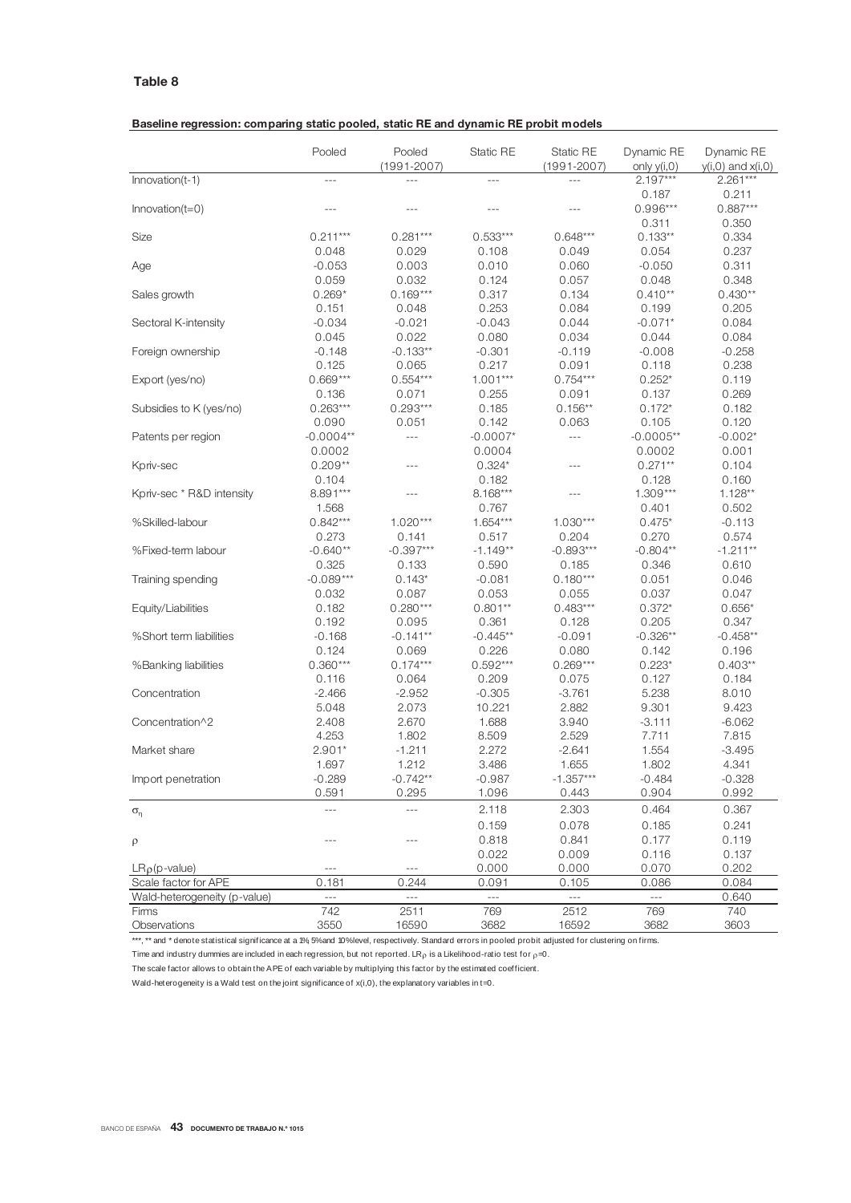**Table 8**

**Baseline regression: comparing static pooled, static RE and dynamic RE probit models**

| | Pooled | Pooled (1991-2007) | Static RE | Static RE (1991-2007) | Dynamic RE only y(i,0) | Dynamic RE y(i,0) and x(i,0) |
|---|---|---|---|---|---|---|
| Innovation(t-1) | --- | --- | --- | --- | 2.197*** | 2.261*** |
| | | | | | 0.187 | 0.211 |
| Innovation(t=0) | --- | --- | --- | --- | 0.996*** | 0.887*** |
| | | | | | 0.311 | 0.350 |
| Size | 0.211*** | 0.281*** | 0.533*** | 0.648*** | 0.133** | 0.334 |
| | 0.048 | 0.029 | 0.108 | 0.049 | 0.054 | 0.237 |
| Age | -0.053 | 0.003 | 0.010 | 0.060 | -0.050 | 0.311 |
| | 0.059 | 0.032 | 0.124 | 0.057 | 0.048 | 0.348 |
| Sales growth | 0.269* | 0.169*** | 0.317 | 0.134 | 0.410** | 0.430** |
| | 0.151 | 0.048 | 0.253 | 0.084 | 0.199 | 0.205 |
| Sectoral K-intensity | -0.034 | -0.021 | -0.043 | 0.044 | -0.071* | 0.084 |
| | 0.045 | 0.022 | 0.080 | 0.034 | 0.044 | 0.084 |
| Foreign ownership | -0.148 | -0.133** | -0.301 | -0.119 | -0.008 | -0.258 |
| | 0.125 | 0.065 | 0.217 | 0.091 | 0.118 | 0.238 |
| Export (yes/no) | 0.669*** | 0.554*** | 1.001*** | 0.754*** | 0.252* | 0.119 |
| | 0.136 | 0.071 | 0.255 | 0.091 | 0.137 | 0.269 |
| Subsidies to K (yes/no) | 0.263*** | 0.293*** | 0.185 | 0.156** | 0.172* | 0.182 |
| | 0.090 | 0.051 | 0.142 | 0.063 | 0.105 | 0.120 |
| Patents per region | -0.0004** | --- | -0.0007* | --- | -0.0005** | -0.002* |
| | 0.0002 | | 0.0004 | | 0.0002 | 0.001 |
| Kpriv-sec | 0.209** | --- | 0.324* | --- | 0.271** | 0.104 |
| | 0.104 | | 0.182 | | 0.128 | 0.160 |
| Kpriv-sec * R&D intensity | 8.891*** | --- | 8.168*** | --- | 1.309*** | 1.128** |
| | 1.568 | | 0.767 | | 0.401 | 0.502 |
| %Skilled-labour | 0.842*** | 1.020*** | 1.654*** | 1.030*** | 0.475* | -0.113 |
| | 0.273 | 0.141 | 0.517 | 0.204 | 0.270 | 0.574 |
| %Fixed-term labour | -0.640** | -0.397*** | -1.149** | -0.893*** | -0.804** | -1.211** |
| | 0.325 | 0.133 | 0.590 | 0.185 | 0.346 | 0.610 |
| Training spending | -0.089*** | 0.143* | -0.081 | 0.180*** | 0.051 | 0.046 |
| | 0.032 | 0.087 | 0.053 | 0.055 | 0.037 | 0.047 |
| Equity/Liabilities | 0.182 | 0.280*** | 0.801** | 0.483*** | 0.372* | 0.656* |
| | 0.192 | 0.095 | 0.361 | 0.128 | 0.205 | 0.347 |
| %Short term liabilities | -0.168 | -0.141** | -0.445** | -0.091 | -0.326** | -0.458** |
| | 0.124 | 0.069 | 0.226 | 0.080 | 0.142 | 0.196 |
| %Banking liabilities | 0.360*** | 0.174*** | 0.592*** | 0.269*** | 0.223* | 0.403** |
| | 0.116 | 0.064 | 0.209 | 0.075 | 0.127 | 0.184 |
| Concentration | -2.466 | -2.952 | -0.305 | -3.761 | 5.238 | 8.010 |
| | 5.048 | 2.073 | 10.221 | 2.882 | 9.301 | 9.423 |
| Concentration^2 | 2.408 | 2.670 | 1.688 | 3.940 | -3.111 | -6.062 |
| | 4.253 | 1.802 | 8.509 | 2.529 | 7.711 | 7.815 |
| Market share | 2.901* | -1.211 | 2.272 | -2.641 | 1.554 | -3.495 |
| | 1.697 | 1.212 | 3.486 | 1.655 | 1.802 | 4.341 |
| Import penetration | -0.289 | -0.742** | -0.987 | -1.357*** | -0.484 | -0.328 |
| | 0.591 | 0.295 | 1.096 | 0.443 | 0.904 | 0.992 |
| $\sigma_\eta$ | --- | --- | 2.118 | 2.303 | 0.464 | 0.367 |
| | | | 0.159 | 0.078 | 0.185 | 0.241 |
| $\rho$ | --- | --- | 0.818 | 0.841 | 0.177 | 0.119 |
| | | | 0.022 | 0.009 | 0.116 | 0.137 |
| $LR_\rho$(p-value) | --- | --- | 0.000 | 0.000 | 0.070 | 0.202 |
| Scale factor for APE | 0.181 | 0.244 | 0.091 | 0.105 | 0.086 | 0.084 |
| Wald-heterogeneity (p-value) | --- | --- | --- | --- | --- | 0.640 |
| Firms | 742 | 2511 | 769 | 2512 | 769 | 740 |
| Observations | 3550 | 16590 | 3682 | 16592 | 3682 | 3603 |

***, ** and * denote statistical significance at a 1%, 5% and 10% level, respectively. Standard errors in pooled probit adjusted for clustering on firms.

Time and industry dummies are included in each regression, but not reported. $LR_\rho$ is a Likelihood-ratio test for $\rho=0$.

The scale factor allows to obtain the APE of each variable by multiplying this factor by the estimated coefficient.

Wald-heterogeneity is a Wald test on the joint significance of x(i,0), the explanatory variables in t=0.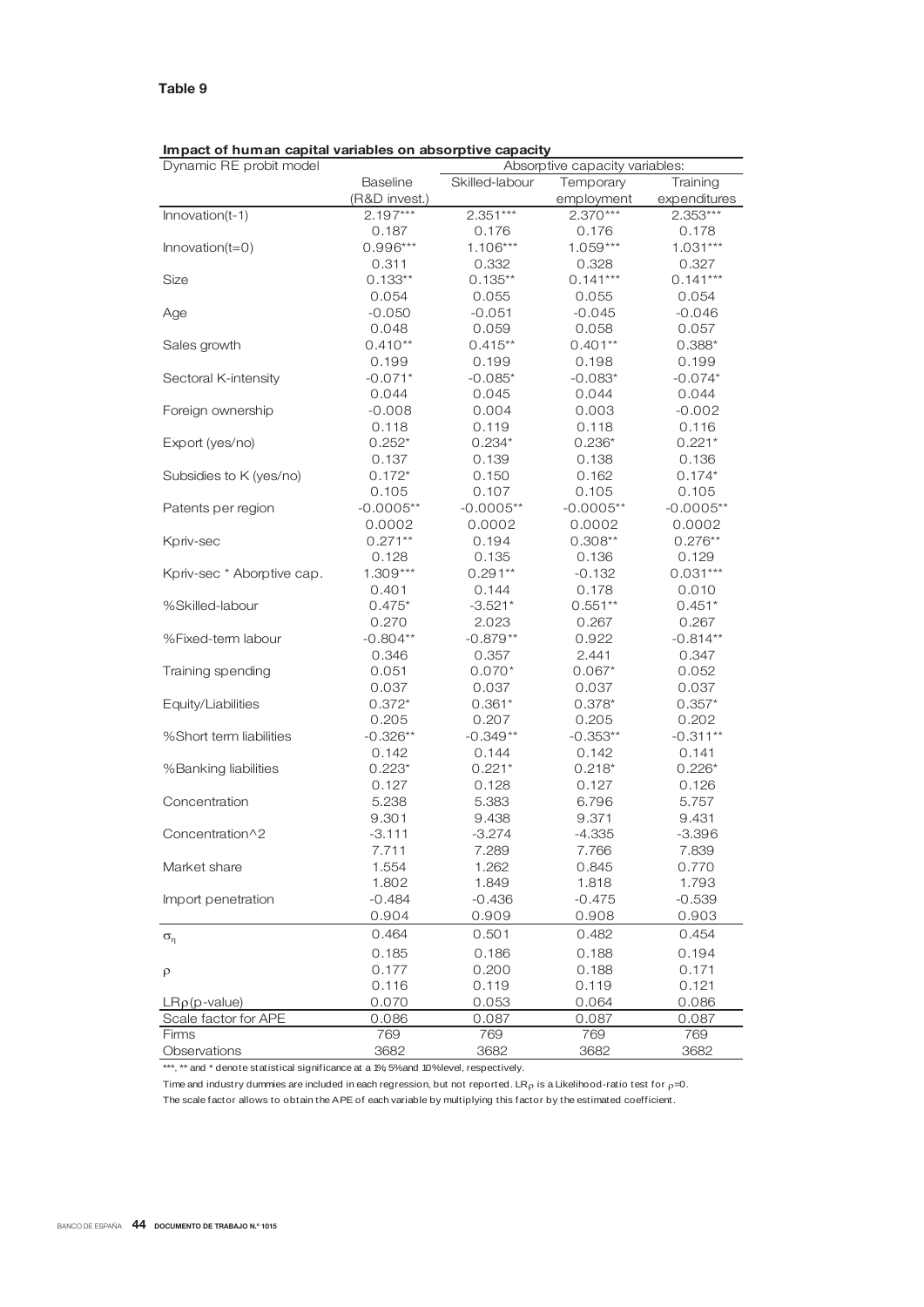**Table 9**

**Impact of human capital variables on absorptive capacity**

| Dynamic RE probit model | Baseline (R&D invest.) | Skilled-labour | Temporary employment | Training expenditures |
|---|---|---|---|---|
| | | Absorptive capacity variables: | | |
| Innovation(t-1) | 2.197*** | 2.351*** | 2.370*** | 2.353*** |
| | 0.187 | 0.176 | 0.176 | 0.178 |
| Innovation(t=0) | 0.996*** | 1.106*** | 1.059*** | 1.031*** |
| | 0.311 | 0.332 | 0.328 | 0.327 |
| Size | 0.133** | 0.135** | 0.141*** | 0.141*** |
| | 0.054 | 0.055 | 0.055 | 0.054 |
| Age | -0.050 | -0.051 | -0.045 | -0.046 |
| | 0.048 | 0.059 | 0.058 | 0.057 |
| Sales growth | 0.410** | 0.415** | 0.401** | 0.388* |
| | 0.199 | 0.199 | 0.198 | 0.199 |
| Sectoral K-intensity | -0.071* | -0.085* | -0.083* | -0.074* |
| | 0.044 | 0.045 | 0.044 | 0.044 |
| Foreign ownership | -0.008 | 0.004 | 0.003 | -0.002 |
| | 0.118 | 0.119 | 0.118 | 0.116 |
| Export (yes/no) | 0.252* | 0.234* | 0.236* | 0.221* |
| | 0.137 | 0.139 | 0.138 | 0.136 |
| Subsidies to K (yes/no) | 0.172* | 0.150 | 0.162 | 0.174* |
| | 0.105 | 0.107 | 0.105 | 0.105 |
| Patents per region | -0.0005** | -0.0005** | -0.0005** | -0.0005** |
| | 0.0002 | 0.0002 | 0.0002 | 0.0002 |
| Kpriv-sec | 0.271** | 0.194 | 0.308** | 0.276** |
| | 0.128 | 0.135 | 0.136 | 0.129 |
| Kpriv-sec * Aborptive cap. | 1.309*** | 0.291** | -0.132 | 0.031*** |
| | 0.401 | 0.144 | 0.178 | 0.010 |
| %Skilled-labour | 0.475* | -3.521* | 0.551** | 0.451* |
| | 0.270 | 2.023 | 0.267 | 0.267 |
| %Fixed-term labour | -0.804** | -0.879** | 0.922 | -0.814** |
| | 0.346 | 0.357 | 2.441 | 0.347 |
| Training spending | 0.051 | 0.070* | 0.067* | 0.052 |
| | 0.037 | 0.037 | 0.037 | 0.037 |
| Equity/Liabilities | 0.372* | 0.361* | 0.378* | 0.357* |
| | 0.205 | 0.207 | 0.205 | 0.202 |
| %Short term liabilities | -0.326** | -0.349** | -0.353** | -0.311** |
| | 0.142 | 0.144 | 0.142 | 0.141 |
| %Banking liabilities | 0.223* | 0.221* | 0.218* | 0.226* |
| | 0.127 | 0.128 | 0.127 | 0.126 |
| Concentration | 5.238 | 5.383 | 6.796 | 5.757 |
| | 9.301 | 9.438 | 9.371 | 9.431 |
| Concentration^2 | -3.111 | -3.274 | -4.335 | -3.396 |
| | 7.711 | 7.289 | 7.766 | 7.839 |
| Market share | 1.554 | 1.262 | 0.845 | 0.770 |
| | 1.802 | 1.849 | 1.818 | 1.793 |
| Import penetration | -0.484 | -0.436 | -0.475 | -0.539 |
| | 0.904 | 0.909 | 0.908 | 0.903 |
| $\sigma_\eta$ | 0.464 | 0.501 | 0.482 | 0.454 |
| | 0.185 | 0.186 | 0.188 | 0.194 |
| $\rho$ | 0.177 | 0.200 | 0.188 | 0.171 |
| | 0.116 | 0.119 | 0.119 | 0.121 |
| $LR\rho$(p-value) | 0.070 | 0.053 | 0.064 | 0.086 |
| Scale factor for APE | 0.086 | 0.087 | 0.087 | 0.087 |
| Firms | 769 | 769 | 769 | 769 |
| Observations | 3682 | 3682 | 3682 | 3682 |

***, ** and * denote statistical significance at a 1% 5% and 10% level, respectively.

Time and industry dummies are included in each regression, but not reported. $LR_\rho$ is a Likelihood-ratio test for $\rho$=0.

The scale factor allows to obtain the APE of each variable by multiplying this factor by the estimated coefficient.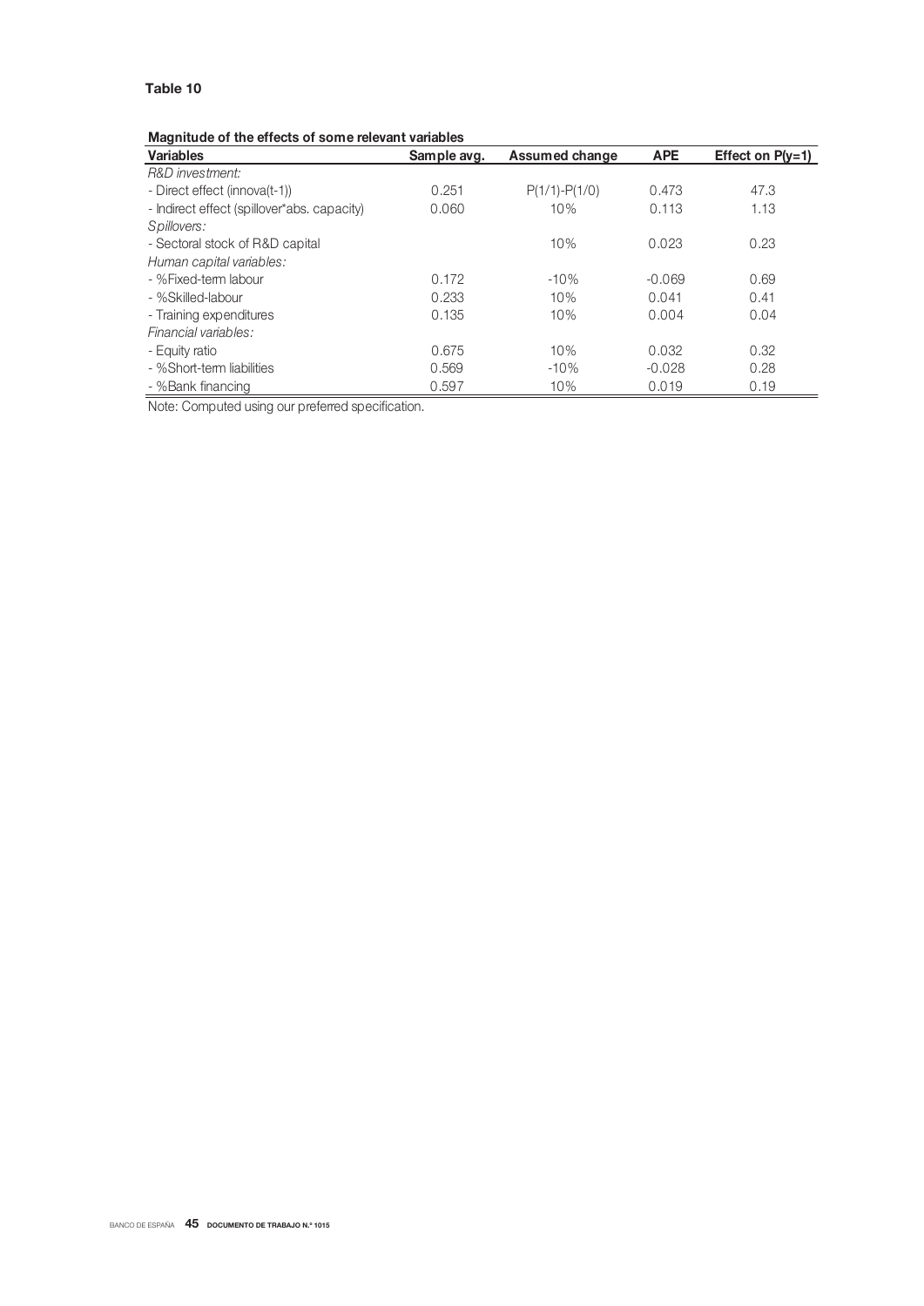**Table 10**

**Magnitude of the effects of some relevant variables**

| Variables | Sample avg. | Assumed change | APE | Effect on P(y=1) |
|---|---|---|---|---|
| *R&D investment:* | | | | |
| - Direct effect (innova(t-1)) | 0.251 | P(1/1)-P(1/0) | 0.473 | 47.3 |
| - Indirect effect (spillover*abs. capacity) | 0.060 | 10% | 0.113 | 1.13 |
| *Spillovers:* | | | | |
| - Sectoral stock of R&D capital | | 10% | 0.023 | 0.23 |
| *Human capital variables:* | | | | |
| - %Fixed-term labour | 0.172 | -10% | -0.069 | 0.69 |
| - %Skilled-labour | 0.233 | 10% | 0.041 | 0.41 |
| - Training expenditures | 0.135 | 10% | 0.004 | 0.04 |
| *Financial variables:* | | | | |
| - Equity ratio | 0.675 | 10% | 0.032 | 0.32 |
| - %Short-term liabilities | 0.569 | -10% | -0.028 | 0.28 |
| - %Bank financing | 0.597 | 10% | 0.019 | 0.19 |

Note: Computed using our preferred specification.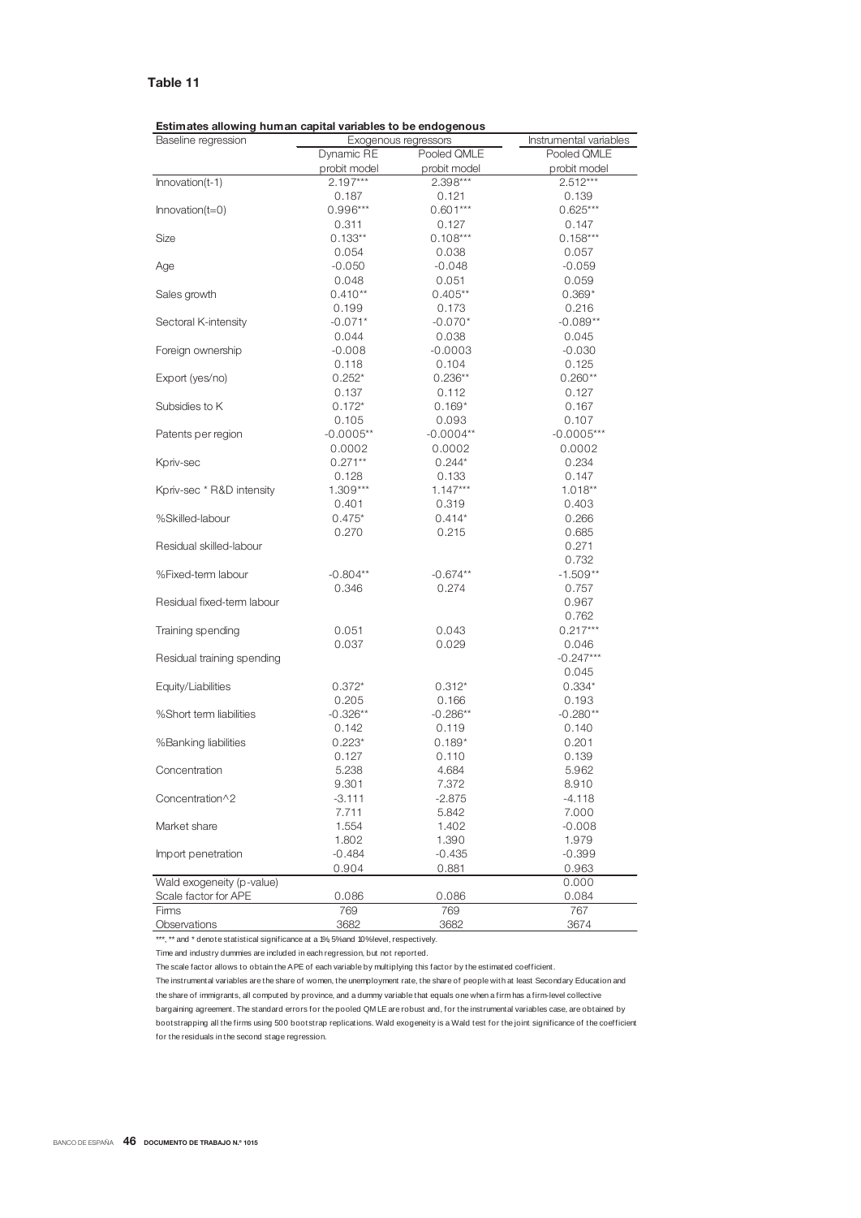**Table 11**

**Estimates allowing human capital variables to be endogenous**

| Baseline regression | Exogenous regressors | | Instrumental variables |
|---|---|---|---|
| | Dynamic RE probit model | Pooled QMLE probit model | Pooled QMLE probit model |
| Innovation(t-1) | 2.197*** | 2.398*** | 2.512*** |
| | 0.187 | 0.121 | 0.139 |
| Innovation(t=0) | 0.996*** | 0.601*** | 0.625*** |
| | 0.311 | 0.127 | 0.147 |
| Size | 0.133** | 0.108*** | 0.158*** |
| | 0.054 | 0.038 | 0.057 |
| Age | -0.050 | -0.048 | -0.059 |
| | 0.048 | 0.051 | 0.059 |
| Sales growth | 0.410** | 0.405** | 0.369* |
| | 0.199 | 0.173 | 0.216 |
| Sectoral K-intensity | -0.071* | -0.070* | -0.089** |
| | 0.044 | 0.038 | 0.045 |
| Foreign ownership | -0.008 | -0.0003 | -0.030 |
| | 0.118 | 0.104 | 0.125 |
| Export (yes/no) | 0.252* | 0.236** | 0.260** |
| | 0.137 | 0.112 | 0.127 |
| Subsidies to K | 0.172* | 0.169* | 0.167 |
| | 0.105 | 0.093 | 0.107 |
| Patents per region | -0.0005** | -0.0004** | -0.0005*** |
| | 0.0002 | 0.0002 | 0.0002 |
| Kpriv-sec | 0.271** | 0.244* | 0.234 |
| | 0.128 | 0.133 | 0.147 |
| Kpriv-sec * R&D intensity | 1.309*** | 1.147*** | 1.018** |
| | 0.401 | 0.319 | 0.403 |
| %Skilled-labour | 0.475* | 0.414* | 0.266 |
| | 0.270 | 0.215 | 0.685 |
| Residual skilled-labour | | | 0.271 |
| | | | 0.732 |
| %Fixed-term labour | -0.804** | -0.674** | -1.509** |
| | 0.346 | 0.274 | 0.757 |
| Residual fixed-term labour | | | 0.967 |
| | | | 0.762 |
| Training spending | 0.051 | 0.043 | 0.217*** |
| | 0.037 | 0.029 | 0.046 |
| Residual training spending | | | -0.247*** |
| | | | 0.045 |
| Equity/Liabilities | 0.372* | 0.312* | 0.334* |
| | 0.205 | 0.166 | 0.193 |
| %Short term liabilities | -0.326** | -0.286** | -0.280** |
| | 0.142 | 0.119 | 0.140 |
| %Banking liabilities | 0.223* | 0.189* | 0.201 |
| | 0.127 | 0.110 | 0.139 |
| Concentration | 5.238 | 4.684 | 5.962 |
| | 9.301 | 7.372 | 8.910 |
| Concentration^2 | -3.111 | -2.875 | -4.118 |
| | 7.711 | 5.842 | 7.000 |
| Market share | 1.554 | 1.402 | -0.008 |
| | 1.802 | 1.390 | 1.979 |
| Import penetration | -0.484 | -0.435 | -0.399 |
| | 0.904 | 0.881 | 0.963 |
| Wald exogeneity (p-value) | | | 0.000 |
| Scale factor for APE | 0.086 | 0.086 | 0.084 |
| Firms | 769 | 769 | 767 |
| Observations | 3682 | 3682 | 3674 |

***, ** and * denote statistical significance at a 1%, 5% and 10% level, respectively.

Time and industry dummies are included in each regression, but not reported.

The scale factor allows to obtain the APE of each variable by multiplying this factor by the estimated coefficient.

The instrumental variables are the share of women, the unemployment rate, the share of people with at least Secondary Education and the share of immigrants, all computed by province, and a dummy variable that equals one when a firm has a firm-level collective bargaining agreement. The standard errors for the pooled QMLE are robust and, for the instrumental variables case, are obtained by bootstrapping all the firms using 500 bootstrap replications. Wald exogeneity is a Wald test for the joint significance of the coefficient for the residuals in the second stage regression.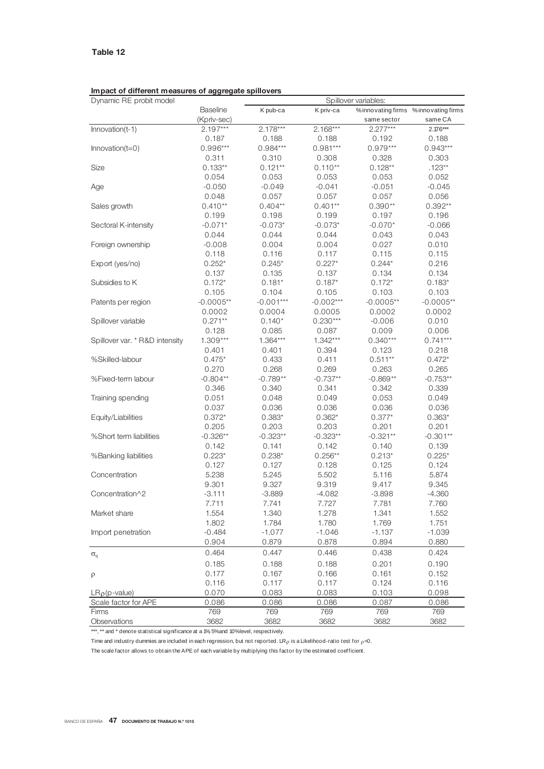**Table 12**

**Impact of different measures of aggregate spillovers**

| Dynamic RE probit model | Baseline (Kpriv-sec) | K pub-ca | K priv-ca | %innovating firms same sector | %innovating firms same CA |
|---|---|---|---|---|---|
| | | Spillover variables: | | | |
| Innovation(t-1) | 2.197*** | 2.178*** | 2.168*** | 2.277*** | 2.176*** |
| | 0.187 | 0.188 | 0.188 | 0.192 | 0.188 |
| Innovation(t=0) | 0.996*** | 0.984*** | 0.981*** | 0.979*** | 0.943*** |
| | 0.311 | 0.310 | 0.308 | 0.328 | 0.303 |
| Size | 0.133** | 0.121** | 0.110** | 0.128** | .123** |
| | 0.054 | 0.053 | 0.053 | 0.053 | 0.052 |
| Age | -0.050 | -0.049 | -0.041 | -0.051 | -0.045 |
| | 0.048 | 0.057 | 0.057 | 0.057 | 0.056 |
| Sales growth | 0.410** | 0.404** | 0.401** | 0.390** | 0.392** |
| | 0.199 | 0.198 | 0.199 | 0.197 | 0.196 |
| Sectoral K-intensity | -0.071* | -0.073* | -0.073* | -0.070* | -0.066 |
| | 0.044 | 0.044 | 0.044 | 0.043 | 0.043 |
| Foreign ownership | -0.008 | 0.004 | 0.004 | 0.027 | 0.010 |
| | 0.118 | 0.116 | 0.117 | 0.115 | 0.115 |
| Export (yes/no) | 0.252* | 0.245* | 0.227* | 0.244* | 0.216 |
| | 0.137 | 0.135 | 0.137 | 0.134 | 0.134 |
| Subsidies to K | 0.172* | 0.181* | 0.187* | 0.172* | 0.183* |
| | 0.105 | 0.104 | 0.105 | 0.103 | 0.103 |
| Patents per region | -0.0005** | -0.001*** | -0.002*** | -0.0005** | -0.0005** |
| | 0.0002 | 0.0004 | 0.0005 | 0.0002 | 0.0002 |
| Spillover variable | 0.271** | 0.140* | 0.230*** | -0.006 | 0.010 |
| | 0.128 | 0.085 | 0.087 | 0.009 | 0.006 |
| Spillover var. * R&D intensity | 1.309*** | 1.364*** | 1.342*** | 0.340*** | 0.741*** |
| | 0.401 | 0.401 | 0.394 | 0.123 | 0.218 |
| %Skilled-labour | 0.475* | 0.433 | 0.411 | 0.511** | 0.472* |
| | 0.270 | 0.268 | 0.269 | 0.263 | 0.265 |
| %Fixed-term labour | -0.804** | -0.789** | -0.737** | -0.869** | -0.753** |
| | 0.346 | 0.340 | 0.341 | 0.342 | 0.339 |
| Training spending | 0.051 | 0.048 | 0.049 | 0.053 | 0.049 |
| | 0.037 | 0.036 | 0.036 | 0.036 | 0.036 |
| Equity/Liabilities | 0.372* | 0.383* | 0.362* | 0.377* | 0.363* |
| | 0.205 | 0.203 | 0.203 | 0.201 | 0.201 |
| %Short term liabilities | -0.326** | -0.323** | -0.323** | -0.321** | -0.301** |
| | 0.142 | 0.141 | 0.142 | 0.140 | 0.139 |
| %Banking liabilities | 0.223* | 0.238* | 0.256** | 0.213* | 0.225* |
| | 0.127 | 0.127 | 0.128 | 0.125 | 0.124 |
| Concentration | 5.238 | 5.245 | 5.502 | 5.116 | 5.874 |
| | 9.301 | 9.327 | 9.319 | 9.417 | 9.345 |
| Concentration^2 | -3.111 | -3.889 | -4.082 | -3.898 | -4.360 |
| | 7.711 | 7.741 | 7.727 | 7.781 | 7.760 |
| Market share | 1.554 | 1.340 | 1.278 | 1.341 | 1.552 |
| | 1.802 | 1.784 | 1.780 | 1.769 | 1.751 |
| Import penetration | -0.484 | -1.077 | -1.046 | -1.137 | -1.039 |
| | 0.904 | 0.879 | 0.878 | 0.894 | 0.880 |
| $\sigma_\eta$ | 0.464 | 0.447 | 0.446 | 0.438 | 0.424 |
| | 0.185 | 0.188 | 0.188 | 0.201 | 0.190 |
| $\rho$ | 0.177 | 0.167 | 0.166 | 0.161 | 0.152 |
| | 0.116 | 0.117 | 0.117 | 0.124 | 0.116 |
| $LR\rho$ (p-value) | 0.070 | 0.083 | 0.083 | 0.103 | 0.098 |
| Scale factor for APE | 0.086 | 0.086 | 0.086 | 0.087 | 0.086 |
| Firms | 769 | 769 | 769 | 769 | 769 |
| Observations | 3682 | 3682 | 3682 | 3682 | 3682 |

***, ** and * denote statistical significance at a 1%, 5% and 10% level, respectively.

Time and industry dummies are included in each regression, but not reported. $LR\rho$ is a Likelihood-ratio test for $\rho=0$.

The scale factor allows to obtain the APE of each variable by multiplying this factor by the estimated coefficient.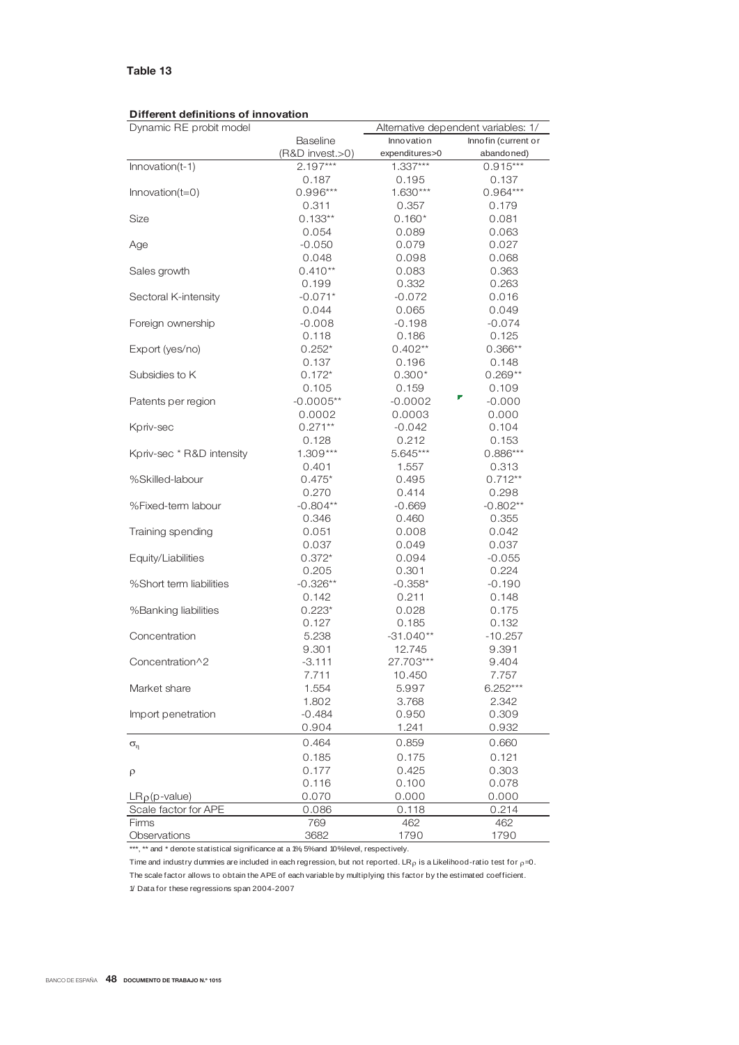**Table 13**

**Different definitions of innovation**

| Dynamic RE probit model | Baseline (R&D invest.>0) | Alternative dependent variables: 1/ Innovation expenditures>0 | Innofin (current or abandoned) |
|---|---|---|---|
| Innovation(t-1) | 2.197*** | 1.337*** | 0.915*** |
| | 0.187 | 0.195 | 0.137 |
| Innovation(t=0) | 0.996*** | 1.630*** | 0.964*** |
| | 0.311 | 0.357 | 0.179 |
| Size | 0.133** | 0.160* | 0.081 |
| | 0.054 | 0.089 | 0.063 |
| Age | -0.050 | 0.079 | 0.027 |
| | 0.048 | 0.098 | 0.068 |
| Sales growth | 0.410** | 0.083 | 0.363 |
| | 0.199 | 0.332 | 0.263 |
| Sectoral K-intensity | -0.071* | -0.072 | 0.016 |
| | 0.044 | 0.065 | 0.049 |
| Foreign ownership | -0.008 | -0.198 | -0.074 |
| | 0.118 | 0.186 | 0.125 |
| Export (yes/no) | 0.252* | 0.402** | 0.366** |
| | 0.137 | 0.196 | 0.148 |
| Subsidies to K | 0.172* | 0.300* | 0.269** |
| | 0.105 | 0.159 | 0.109 |
| Patents per region | -0.0005** | -0.0002 | -0.000 |
| | 0.0002 | 0.0003 | 0.000 |
| Kpriv-sec | 0.271** | -0.042 | 0.104 |
| | 0.128 | 0.212 | 0.153 |
| Kpriv-sec * R&D intensity | 1.309*** | 5.645*** | 0.886*** |
| | 0.401 | 1.557 | 0.313 |
| %Skilled-labour | 0.475* | 0.495 | 0.712** |
| | 0.270 | 0.414 | 0.298 |
| %Fixed-term labour | -0.804** | -0.669 | -0.802** |
| | 0.346 | 0.460 | 0.355 |
| Training spending | 0.051 | 0.008 | 0.042 |
| | 0.037 | 0.049 | 0.037 |
| Equity/Liabilities | 0.372* | 0.094 | -0.055 |
| | 0.205 | 0.301 | 0.224 |
| %Short term liabilities | -0.326** | -0.358* | -0.190 |
| | 0.142 | 0.211 | 0.148 |
| %Banking liabilities | 0.223* | 0.028 | 0.175 |
| | 0.127 | 0.185 | 0.132 |
| Concentration | 5.238 | -31.040** | -10.257 |
| | 9.301 | 12.745 | 9.391 |
| Concentration^2 | -3.111 | 27.703*** | 9.404 |
| | 7.711 | 10.450 | 7.757 |
| Market share | 1.554 | 5.997 | 6.252*** |
| | 1.802 | 3.768 | 2.342 |
| Import penetration | -0.484 | 0.950 | 0.309 |
| | 0.904 | 1.241 | 0.932 |
| $\sigma_\eta$ | 0.464 | 0.859 | 0.660 |
| | 0.185 | 0.175 | 0.121 |
| $\rho$ | 0.177 | 0.425 | 0.303 |
| | 0.116 | 0.100 | 0.078 |
| $LR_\rho$(p-value) | 0.070 | 0.000 | 0.000 |
| Scale factor for APE | 0.086 | 0.118 | 0.214 |
| Firms | 769 | 462 | 462 |
| Observations | 3682 | 1790 | 1790 |

***, ** and * denote statistical significance at a 1%, 5% and 10% level, respectively.

Time and industry dummies are included in each regression, but not reported. $LR_\rho$ is a Likelihood-ratio test for $\rho$=0.

The scale factor allows to obtain the APE of each variable by multiplying this factor by the estimated coefficient.

1/ Data for these regressions span 2004-2007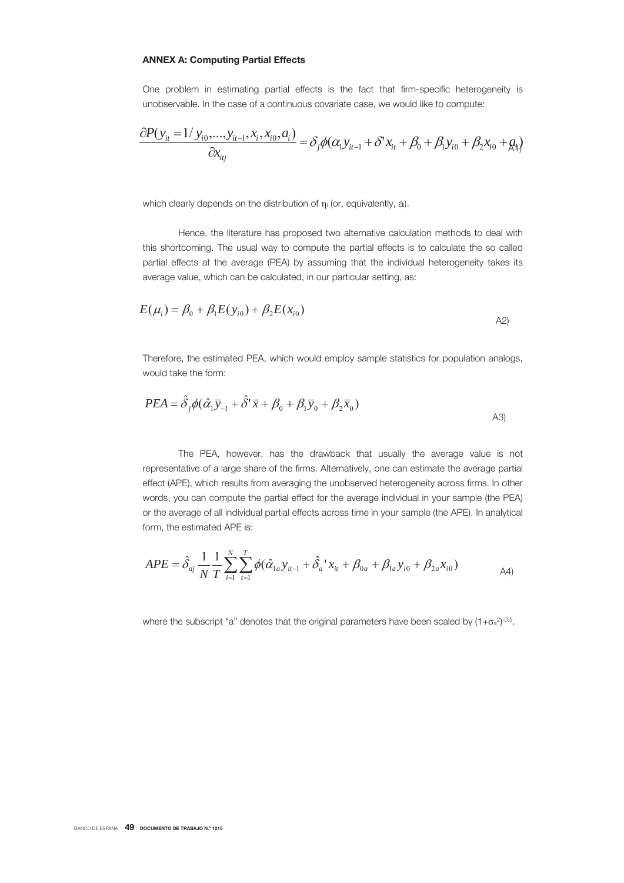**ANNEX A: Computing Partial Effects**

One problem in estimating partial effects is the fact that firm-specific heterogeneity is unobservable. In the case of a continuous covariate case, we would like to compute:

$$\frac{\partial P(y_{it} = 1 / y_{i0},...,y_{it-1}, x_i, x_{i0}, a_i)}{\partial x_{itj}} = \delta_j \phi(\alpha_1 y_{it-1} + \delta' x_{it} + \beta_0 + \beta_1 y_{i0} + \beta_2 x_{i0} + a_i) \quad \text{A1)}$$

which clearly depends on the distribution of $\eta_i$ (or, equivalently, $a_i$).

Hence, the literature has proposed two alternative calculation methods to deal with this shortcoming. The usual way to compute the partial effects is to calculate the so called partial effects at the average (PEA) by assuming that the individual heterogeneity takes its average value, which can be calculated, in our particular setting, as:

$$E(\mu_i) = \beta_0 + \beta_1 E(y_{i0}) + \beta_2 E(x_{i0}) \quad \text{A2)}$$

Therefore, the estimated PEA, which would employ sample statistics for population analogs, would take the form:

$$PEA = \hat{\delta}_j \phi(\hat{\alpha}_1 \overline{y}_{-1} + \hat{\delta}' \overline{x} + \beta_0 + \beta_1 \overline{y}_0 + \beta_2 \overline{x}_0) \quad \text{A3)}$$

The PEA, however, has the drawback that usually the average value is not representative of a large share of the firms. Alternatively, one can estimate the average partial effect (APE), which results from averaging the unobserved heterogeneity across firms. In other words, you can compute the partial effect for the average individual in your sample (the PEA) or the average of all individual partial effects across time in your sample (the APE). In analytical form, the estimated APE is:

$$APE = \hat{\delta}_{aj} \frac{1}{N} \frac{1}{T} \sum_{i=1}^{N} \sum_{t=1}^{T} \phi(\hat{\alpha}_{1a} y_{it-1} + \hat{\delta}_a ' x_{it} + \beta_{0a} + \beta_{1a} y_{i0} + \beta_{2a} x_{i0}) \quad \text{A4)}$$

where the subscript "a" denotes that the original parameters have been scaled by $(1+\sigma_a^2)^{-0.5}$.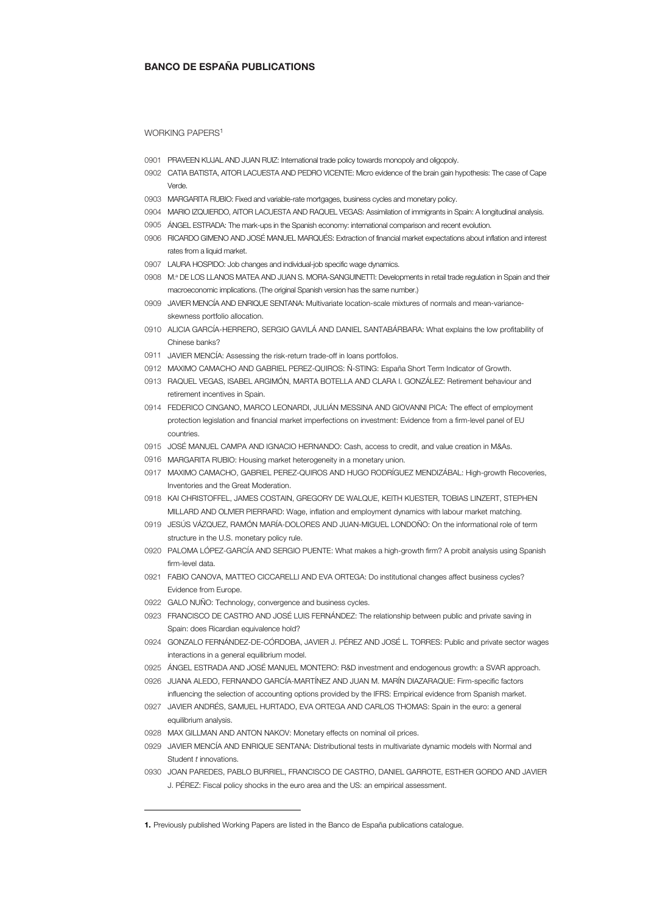## BANCO DE ESPAÑA PUBLICATIONS

WORKING PAPERS[1]

0901 PRAVEEN KUJAL AND JUAN RUIZ: International trade policy towards monopoly and oligopoly.

0902 CATIA BATISTA, AITOR LACUESTA AND PEDRO VICENTE: Micro evidence of the brain gain hypothesis: The case of Cape Verde.

0903 MARGARITA RUBIO: Fixed and variable-rate mortgages, business cycles and monetary policy.

0904 MARIO IZQUIERDO, AITOR LACUESTA AND RAQUEL VEGAS: Assimilation of immigrants in Spain: A longitudinal analysis.

0905 ÁNGEL ESTRADA: The mark-ups in the Spanish economy: international comparison and recent evolution.

0906 RICARDO GIMENO AND JOSÉ MANUEL MARQUÉS: Extraction of financial market expectations about inflation and interest rates from a liquid market.

0907 LAURA HOSPIDO: Job changes and individual-job specific wage dynamics.

0908 M.ª DE LOS LLANOS MATEA AND JUAN S. MORA-SANGUINETTI: Developments in retail trade regulation in Spain and their macroeconomic implications. (The original Spanish version has the same number.)

0909 JAVIER MENCÍA AND ENRIQUE SENTANA: Multivariate location-scale mixtures of normals and mean-variance-skewness portfolio allocation.

0910 ALICIA GARCÍA-HERRERO, SERGIO GAVILÁ AND DANIEL SANTABÁRBARA: What explains the low profitability of Chinese banks?

0911 JAVIER MENCÍA: Assessing the risk-return trade-off in loans portfolios.

0912 MAXIMO CAMACHO AND GABRIEL PEREZ-QUIROS: Ñ-STING: España Short Term Indicator of Growth.

0913 RAQUEL VEGAS, ISABEL ARGIMÓN, MARTA BOTELLA AND CLARA I. GONZÁLEZ: Retirement behaviour and retirement incentives in Spain.

0914 FEDERICO CINGANO, MARCO LEONARDI, JULIÁN MESSINA AND GIOVANNI PICA: The effect of employment protection legislation and financial market imperfections on investment: Evidence from a firm-level panel of EU countries.

0915 JOSÉ MANUEL CAMPA AND IGNACIO HERNANDO: Cash, access to credit, and value creation in M&As.

0916 MARGARITA RUBIO: Housing market heterogeneity in a monetary union.

0917 MAXIMO CAMACHO, GABRIEL PEREZ-QUIROS AND HUGO RODRÍGUEZ MENDIZÁBAL: High-growth Recoveries, Inventories and the Great Moderation.

0918 KAI CHRISTOFFEL, JAMES COSTAIN, GREGORY DE WALQUE, KEITH KUESTER, TOBIAS LINZERT, STEPHEN MILLARD AND OLIVIER PIERRARD: Wage, inflation and employment dynamics with labour market matching.

0919 JESÚS VÁZQUEZ, RAMÓN MARÍA-DOLORES AND JUAN-MIGUEL LONDOÑO: On the informational role of term structure in the U.S. monetary policy rule.

0920 PALOMA LÓPEZ-GARCÍA AND SERGIO PUENTE: What makes a high-growth firm? A probit analysis using Spanish firm-level data.

0921 FABIO CANOVA, MATTEO CICCARELLI AND EVA ORTEGA: Do institutional changes affect business cycles? Evidence from Europe.

0922 GALO NUÑO: Technology, convergence and business cycles.

0923 FRANCISCO DE CASTRO AND JOSÉ LUIS FERNÁNDEZ: The relationship between public and private saving in Spain: does Ricardian equivalence hold?

0924 GONZALO FERNÁNDEZ-DE-CÓRDOBA, JAVIER J. PÉREZ AND JOSÉ L. TORRES: Public and private sector wages interactions in a general equilibrium model.

0925 ÁNGEL ESTRADA AND JOSÉ MANUEL MONTERO: R&D investment and endogenous growth: a SVAR approach.

0926 JUANA ALEDO, FERNANDO GARCÍA-MARTÍNEZ AND JUAN M. MARÍN DIAZARAQUE: Firm-specific factors influencing the selection of accounting options provided by the IFRS: Empirical evidence from Spanish market.

0927 JAVIER ANDRÉS, SAMUEL HURTADO, EVA ORTEGA AND CARLOS THOMAS: Spain in the euro: a general equilibrium analysis.

0928 MAX GILLMAN AND ANTON NAKOV: Monetary effects on nominal oil prices.

0929 JAVIER MENCÍA AND ENRIQUE SENTANA: Distributional tests in multivariate dynamic models with Normal and Student *t* innovations.

0930 JOAN PAREDES, PABLO BURRIEL, FRANCISCO DE CASTRO, DANIEL GARROTE, ESTHER GORDO AND JAVIER J. PÉREZ: Fiscal policy shocks in the euro area and the US: an empirical assessment.

---

**1.** Previously published Working Papers are listed in the Banco de España publications catalogue.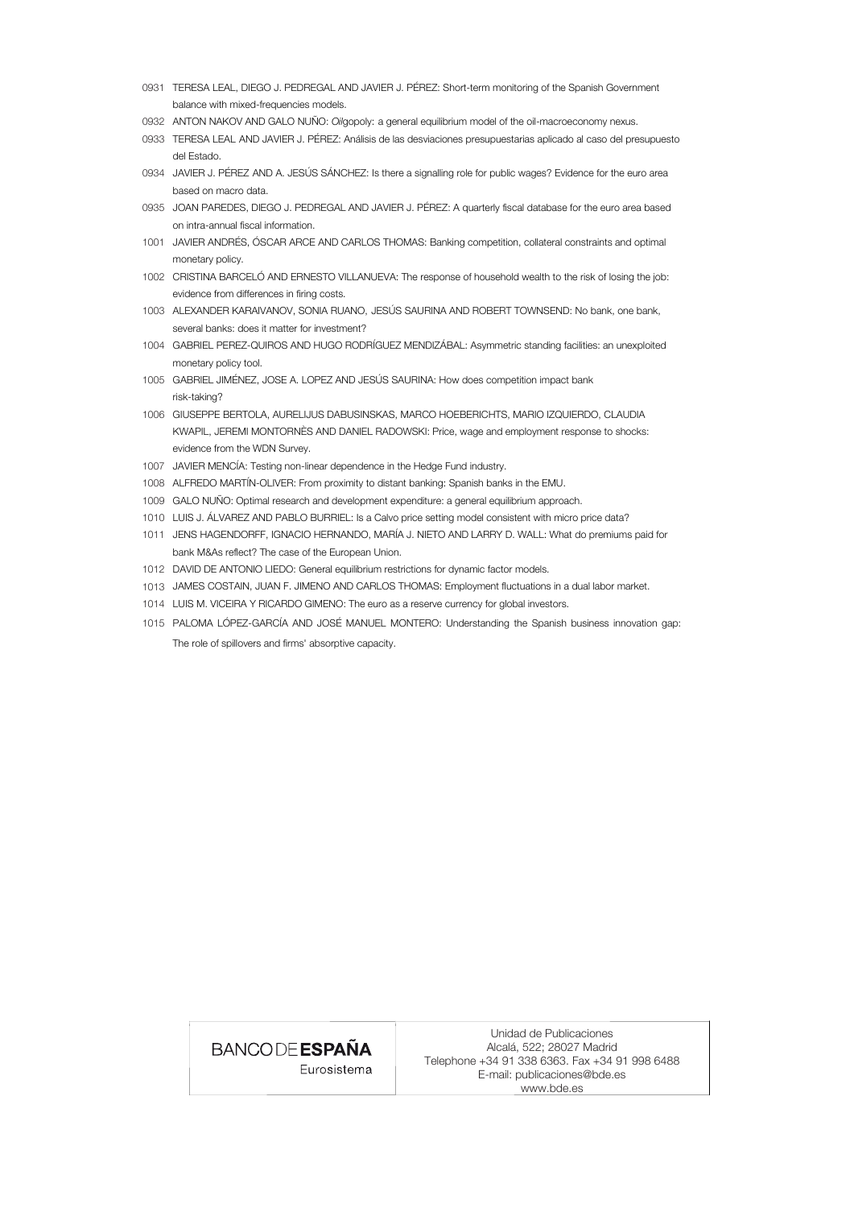0931 TERESA LEAL, DIEGO J. PEDREGAL AND JAVIER J. PÉREZ: Short-term monitoring of the Spanish Government balance with mixed-frequencies models.

0932 ANTON NAKOV AND GALO NUÑO: *Oil*gopoly: a general equilibrium model of the oil-macroeconomy nexus.

0933 TERESA LEAL AND JAVIER J. PÉREZ: Análisis de las desviaciones presupuestarias aplicado al caso del presupuesto del Estado.

0934 JAVIER J. PÉREZ AND A. JESÚS SÁNCHEZ: Is there a signalling role for public wages? Evidence for the euro area based on macro data.

0935 JOAN PAREDES, DIEGO J. PEDREGAL AND JAVIER J. PÉREZ: A quarterly fiscal database for the euro area based on intra-annual fiscal information.

1001 JAVIER ANDRÉS, ÓSCAR ARCE AND CARLOS THOMAS: Banking competition, collateral constraints and optimal monetary policy.

1002 CRISTINA BARCELÓ AND ERNESTO VILLANUEVA: The response of household wealth to the risk of losing the job: evidence from differences in firing costs.

1003 ALEXANDER KARAIVANOV, SONIA RUANO, JESÚS SAURINA AND ROBERT TOWNSEND: No bank, one bank, several banks: does it matter for investment?

1004 GABRIEL PEREZ-QUIROS AND HUGO RODRÍGUEZ MENDIZÁBAL: Asymmetric standing facilities: an unexploited monetary policy tool.

1005 GABRIEL JIMÉNEZ, JOSE A. LOPEZ AND JESÚS SAURINA: How does competition impact bank risk-taking?

1006 GIUSEPPE BERTOLA, AURELIJUS DABUSINSKAS, MARCO HOEBERICHTS, MARIO IZQUIERDO, CLAUDIA KWAPIL, JEREMI MONTORNÈS AND DANIEL RADOWSKI: Price, wage and employment response to shocks: evidence from the WDN Survey.

1007 JAVIER MENCÍA: Testing non-linear dependence in the Hedge Fund industry.

1008 ALFREDO MARTÍN-OLIVER: From proximity to distant banking: Spanish banks in the EMU.

1009 GALO NUÑO: Optimal research and development expenditure: a general equilibrium approach.

1010 LUIS J. ÁLVAREZ AND PABLO BURRIEL: Is a Calvo price setting model consistent with micro price data?

1011 JENS HAGENDORFF, IGNACIO HERNANDO, MARÍA J. NIETO AND LARRY D. WALL: What do premiums paid for bank M&As reflect? The case of the European Union.

1012 DAVID DE ANTONIO LIEDO: General equilibrium restrictions for dynamic factor models.

1013 JAMES COSTAIN, JUAN F. JIMENO AND CARLOS THOMAS: Employment fluctuations in a dual labor market.

1014 LUIS M. VICEIRA Y RICARDO GIMENO: The euro as a reserve currency for global investors.

1015 PALOMA LÓPEZ-GARCÍA AND JOSÉ MANUEL MONTERO: Understanding the Spanish business innovation gap: The role of spillovers and firms' absorptive capacity.

BANCO DE **ESPAÑA**
Eurosistema

Unidad de Publicaciones
Alcalá, 522; 28027 Madrid
Telephone +34 91 338 6363. Fax +34 91 998 6488
E-mail: publicaciones@bde.es
www.bde.es